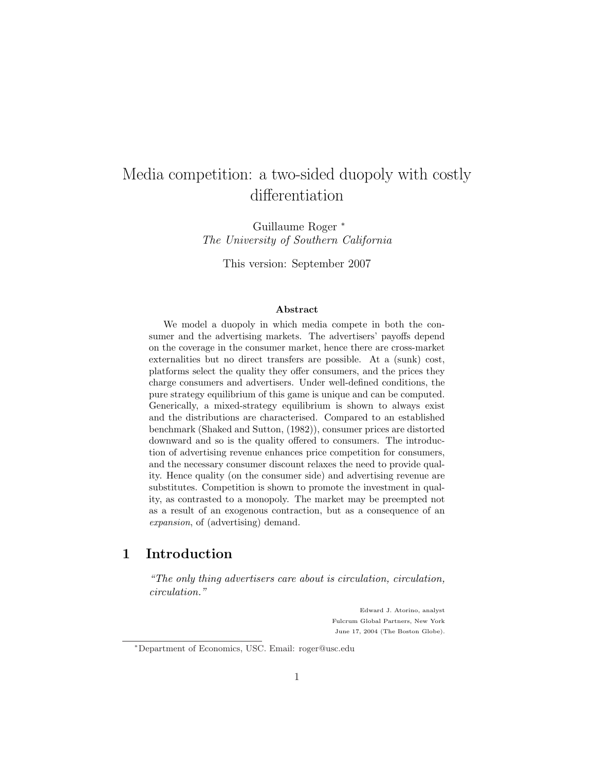# Media competition: a two-sided duopoly with costly differentiation

Guillaume Roger [*]
*The University of Southern California*

This version: September 2007

### Abstract

We model a duopoly in which media compete in both the consumer and the advertising markets. The advertisers' payoffs depend on the coverage in the consumer market, hence there are cross-market externalities but no direct transfers are possible. At a (sunk) cost, platforms select the quality they offer consumers, and the prices they charge consumers and advertisers. Under well-defined conditions, the pure strategy equilibrium of this game is unique and can be computed. Generically, a mixed-strategy equilibrium is shown to always exist and the distributions are characterised. Compared to an established benchmark (Shaked and Sutton, (1982)), consumer prices are distorted downward and so is the quality offered to consumers. The introduction of advertising revenue enhances price competition for consumers, and the necessary consumer discount relaxes the need to provide quality. Hence quality (on the consumer side) and advertising revenue are substitutes. Competition is shown to promote the investment in quality, as contrasted to a monopoly. The market may be preempted not as a result of an exogenous contraction, but as a consequence of an *expansion*, of (advertising) demand.

## 1 Introduction

> *"The only thing advertisers care about is circulation, circulation, circulation."*
>
> Edward J. Atorino, analyst
> Fulcrum Global Partners, New York
> June 17, 2004 (The Boston Globe).

[*] Department of Economics, USC. Email: roger@usc.edu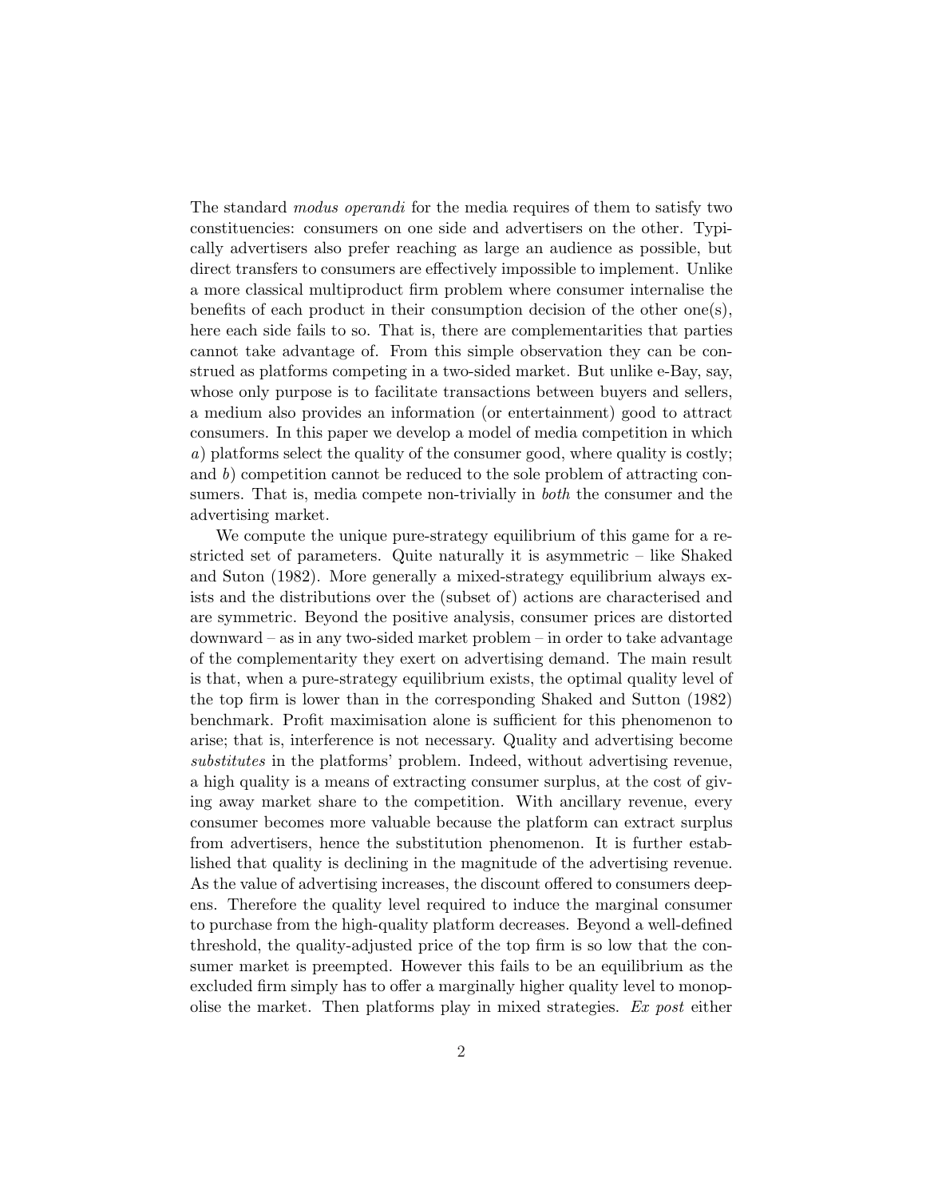The standard *modus operandi* for the media requires of them to satisfy two constituencies: consumers on one side and advertisers on the other. Typically advertisers also prefer reaching as large an audience as possible, but direct transfers to consumers are effectively impossible to implement. Unlike a more classical multiproduct firm problem where consumer internalise the benefits of each product in their consumption decision of the other one(s), here each side fails to so. That is, there are complementarities that parties cannot take advantage of. From this simple observation they can be construed as platforms competing in a two-sided market. But unlike e-Bay, say, whose only purpose is to facilitate transactions between buyers and sellers, a medium also provides an information (or entertainment) good to attract consumers. In this paper we develop a model of media competition in which *a*) platforms select the quality of the consumer good, where quality is costly; and *b*) competition cannot be reduced to the sole problem of attracting consumers. That is, media compete non-trivially in *both* the consumer and the advertising market.

We compute the unique pure-strategy equilibrium of this game for a restricted set of parameters. Quite naturally it is asymmetric – like Shaked and Suton (1982). More generally a mixed-strategy equilibrium always exists and the distributions over the (subset of) actions are characterised and are symmetric. Beyond the positive analysis, consumer prices are distorted downward – as in any two-sided market problem – in order to take advantage of the complementarity they exert on advertising demand. The main result is that, when a pure-strategy equilibrium exists, the optimal quality level of the top firm is lower than in the corresponding Shaked and Sutton (1982) benchmark. Profit maximisation alone is sufficient for this phenomenon to arise; that is, interference is not necessary. Quality and advertising become *substitutes* in the platforms' problem. Indeed, without advertising revenue, a high quality is a means of extracting consumer surplus, at the cost of giving away market share to the competition. With ancillary revenue, every consumer becomes more valuable because the platform can extract surplus from advertisers, hence the substitution phenomenon. It is further established that quality is declining in the magnitude of the advertising revenue. As the value of advertising increases, the discount offered to consumers deepens. Therefore the quality level required to induce the marginal consumer to purchase from the high-quality platform decreases. Beyond a well-defined threshold, the quality-adjusted price of the top firm is so low that the consumer market is preempted. However this fails to be an equilibrium as the excluded firm simply has to offer a marginally higher quality level to monopolise the market. Then platforms play in mixed strategies. *Ex post* either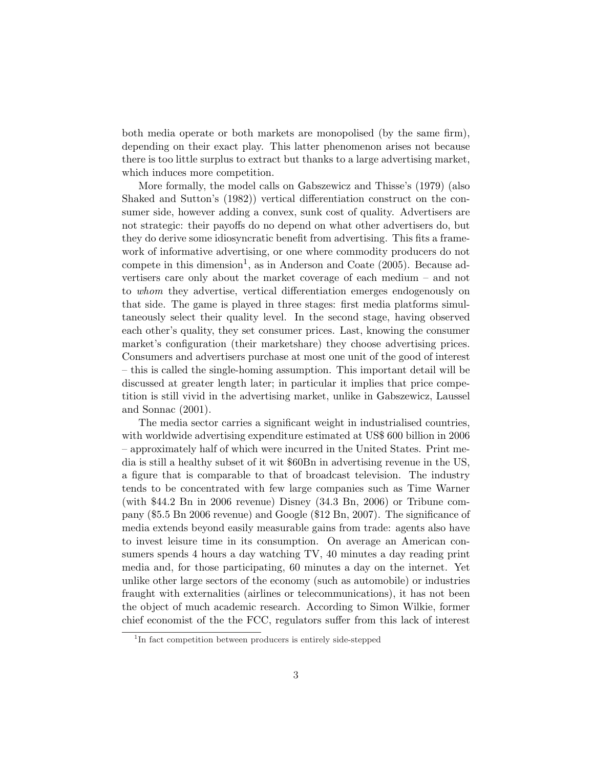both media operate or both markets are monopolised (by the same firm), depending on their exact play. This latter phenomenon arises not because there is too little surplus to extract but thanks to a large advertising market, which induces more competition.

More formally, the model calls on Gabszewicz and Thisse's (1979) (also Shaked and Sutton's (1982)) vertical differentiation construct on the consumer side, however adding a convex, sunk cost of quality. Advertisers are not strategic: their payoffs do no depend on what other advertisers do, but they do derive some idiosyncratic benefit from advertising. This fits a framework of informative advertising, or one where commodity producers do not compete in this dimension[1], as in Anderson and Coate (2005). Because advertisers care only about the market coverage of each medium – and not to *whom* they advertise, vertical differentiation emerges endogenously on that side. The game is played in three stages: first media platforms simultaneously select their quality level. In the second stage, having observed each other's quality, they set consumer prices. Last, knowing the consumer market's configuration (their marketshare) they choose advertising prices. Consumers and advertisers purchase at most one unit of the good of interest – this is called the single-homing assumption. This important detail will be discussed at greater length later; in particular it implies that price competition is still vivid in the advertising market, unlike in Gabszewicz, Laussel and Sonnac (2001).

The media sector carries a significant weight in industrialised countries, with worldwide advertising expenditure estimated at US$ 600 billion in 2006 – approximately half of which were incurred in the United States. Print media is still a healthy subset of it wit $60Bn in advertising revenue in the US, a figure that is comparable to that of broadcast television. The industry tends to be concentrated with few large companies such as Time Warner (with $44.2 Bn in 2006 revenue) Disney (34.3 Bn, 2006) or Tribune company ($5.5 Bn 2006 revenue) and Google ($12 Bn, 2007). The significance of media extends beyond easily measurable gains from trade: agents also have to invest leisure time in its consumption. On average an American consumers spends 4 hours a day watching TV, 40 minutes a day reading print media and, for those participating, 60 minutes a day on the internet. Yet unlike other large sectors of the economy (such as automobile) or industries fraught with externalities (airlines or telecommunications), it has not been the object of much academic research. According to Simon Wilkie, former chief economist of the the FCC, regulators suffer from this lack of interest

[1] In fact competition between producers is entirely side-stepped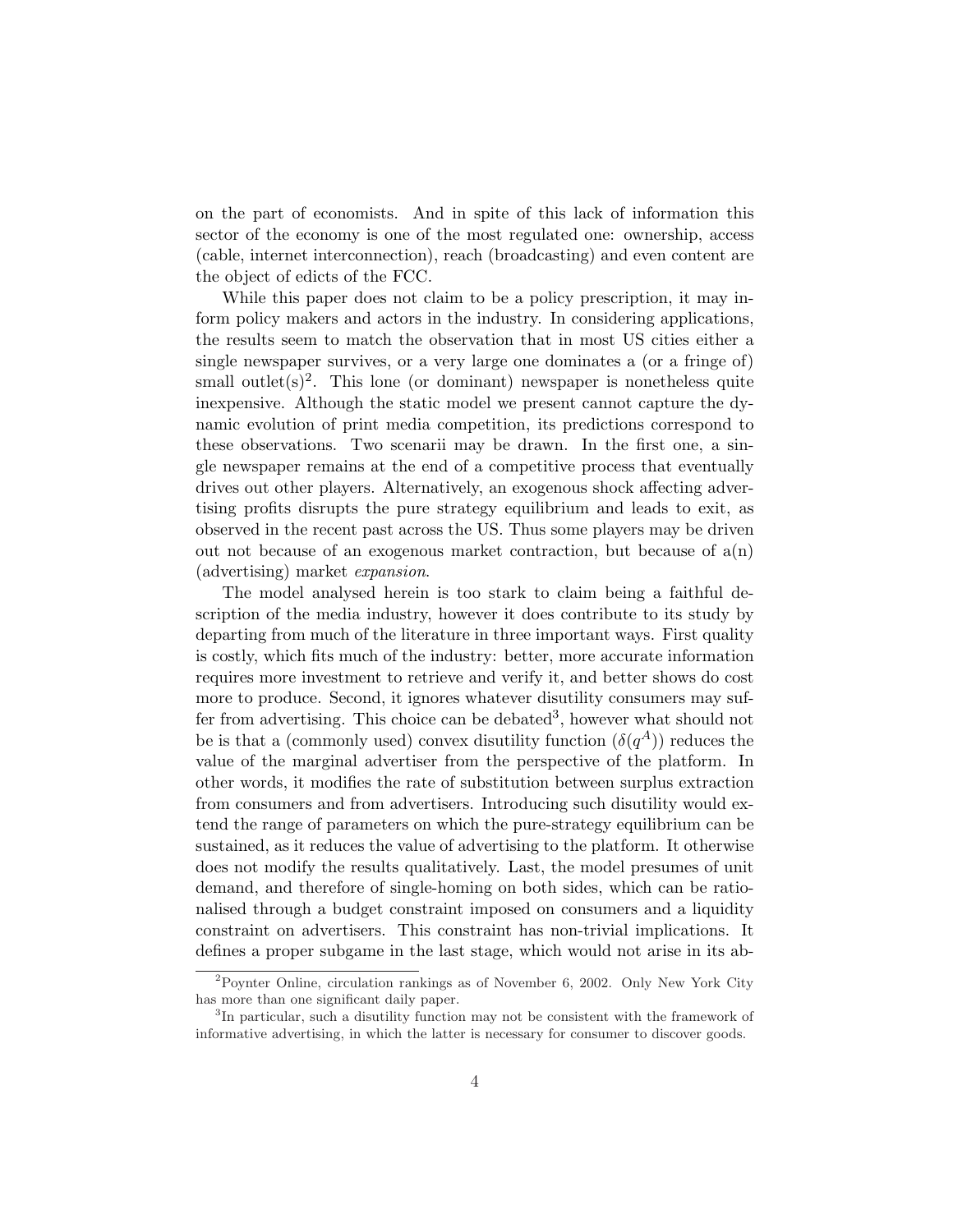on the part of economists. And in spite of this lack of information this sector of the economy is one of the most regulated one: ownership, access (cable, internet interconnection), reach (broadcasting) and even content are the object of edicts of the FCC.

While this paper does not claim to be a policy prescription, it may inform policy makers and actors in the industry. In considering applications, the results seem to match the observation that in most US cities either a single newspaper survives, or a very large one dominates a (or a fringe of) small outlet(s)[2]. This lone (or dominant) newspaper is nonetheless quite inexpensive. Although the static model we present cannot capture the dynamic evolution of print media competition, its predictions correspond to these observations. Two scenarii may be drawn. In the first one, a single newspaper remains at the end of a competitive process that eventually drives out other players. Alternatively, an exogenous shock affecting advertising profits disrupts the pure strategy equilibrium and leads to exit, as observed in the recent past across the US. Thus some players may be driven out not because of an exogenous market contraction, but because of a(n) (advertising) market *expansion*.

The model analysed herein is too stark to claim being a faithful description of the media industry, however it does contribute to its study by departing from much of the literature in three important ways. First quality is costly, which fits much of the industry: better, more accurate information requires more investment to retrieve and verify it, and better shows do cost more to produce. Second, it ignores whatever disutility consumers may suffer from advertising. This choice can be debated[3], however what should not be is that a (commonly used) convex disutility function ($\delta(q^A)$) reduces the value of the marginal advertiser from the perspective of the platform. In other words, it modifies the rate of substitution between surplus extraction from consumers and from advertisers. Introducing such disutility would extend the range of parameters on which the pure-strategy equilibrium can be sustained, as it reduces the value of advertising to the platform. It otherwise does not modify the results qualitatively. Last, the model presumes of unit demand, and therefore of single-homing on both sides, which can be rationalised through a budget constraint imposed on consumers and a liquidity constraint on advertisers. This constraint has non-trivial implications. It defines a proper subgame in the last stage, which would not arise in its ab-

[2] Poynter Online, circulation rankings as of November 6, 2002. Only New York City has more than one significant daily paper.

[3] In particular, such a disutility function may not be consistent with the framework of informative advertising, in which the latter is necessary for consumer to discover goods.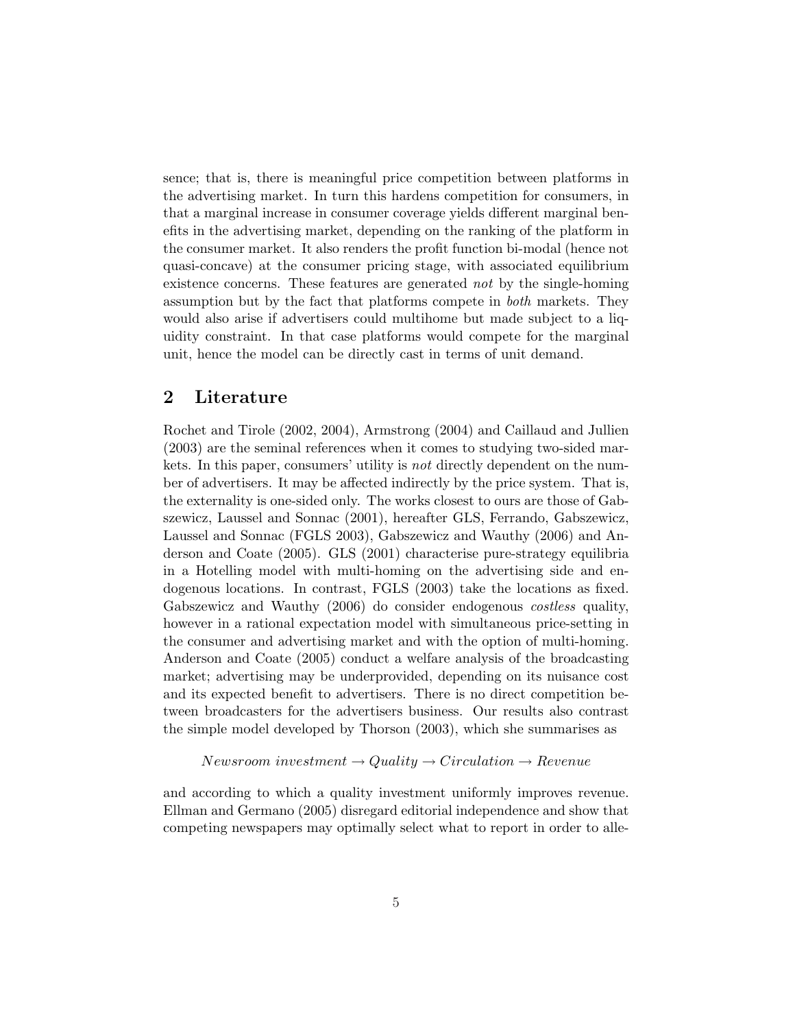sence; that is, there is meaningful price competition between platforms in the advertising market. In turn this hardens competition for consumers, in that a marginal increase in consumer coverage yields different marginal benefits in the advertising market, depending on the ranking of the platform in the consumer market. It also renders the profit function bi-modal (hence not quasi-concave) at the consumer pricing stage, with associated equilibrium existence concerns. These features are generated *not* by the single-homing assumption but by the fact that platforms compete in *both* markets. They would also arise if advertisers could multihome but made subject to a liquidity constraint. In that case platforms would compete for the marginal unit, hence the model can be directly cast in terms of unit demand.

## 2 Literature

Rochet and Tirole (2002, 2004), Armstrong (2004) and Caillaud and Jullien (2003) are the seminal references when it comes to studying two-sided markets. In this paper, consumers' utility is *not* directly dependent on the number of advertisers. It may be affected indirectly by the price system. That is, the externality is one-sided only. The works closest to ours are those of Gabszewicz, Laussel and Sonnac (2001), hereafter GLS, Ferrando, Gabszewicz, Laussel and Sonnac (FGLS 2003), Gabszewicz and Wauthy (2006) and Anderson and Coate (2005). GLS (2001) characterise pure-strategy equilibria in a Hotelling model with multi-homing on the advertising side and endogenous locations. In contrast, FGLS (2003) take the locations as fixed. Gabszewicz and Wauthy (2006) do consider endogenous *costless* quality, however in a rational expectation model with simultaneous price-setting in the consumer and advertising market and with the option of multi-homing. Anderson and Coate (2005) conduct a welfare analysis of the broadcasting market; advertising may be underprovided, depending on its nuisance cost and its expected benefit to advertisers. There is no direct competition between broadcasters for the advertisers business. Our results also contrast the simple model developed by Thorson (2003), which she summarises as

$$Newsroom\ investment \rightarrow Quality \rightarrow Circulation \rightarrow Revenue$$

and according to which a quality investment uniformly improves revenue. Ellman and Germano (2005) disregard editorial independence and show that competing newspapers may optimally select what to report in order to alle-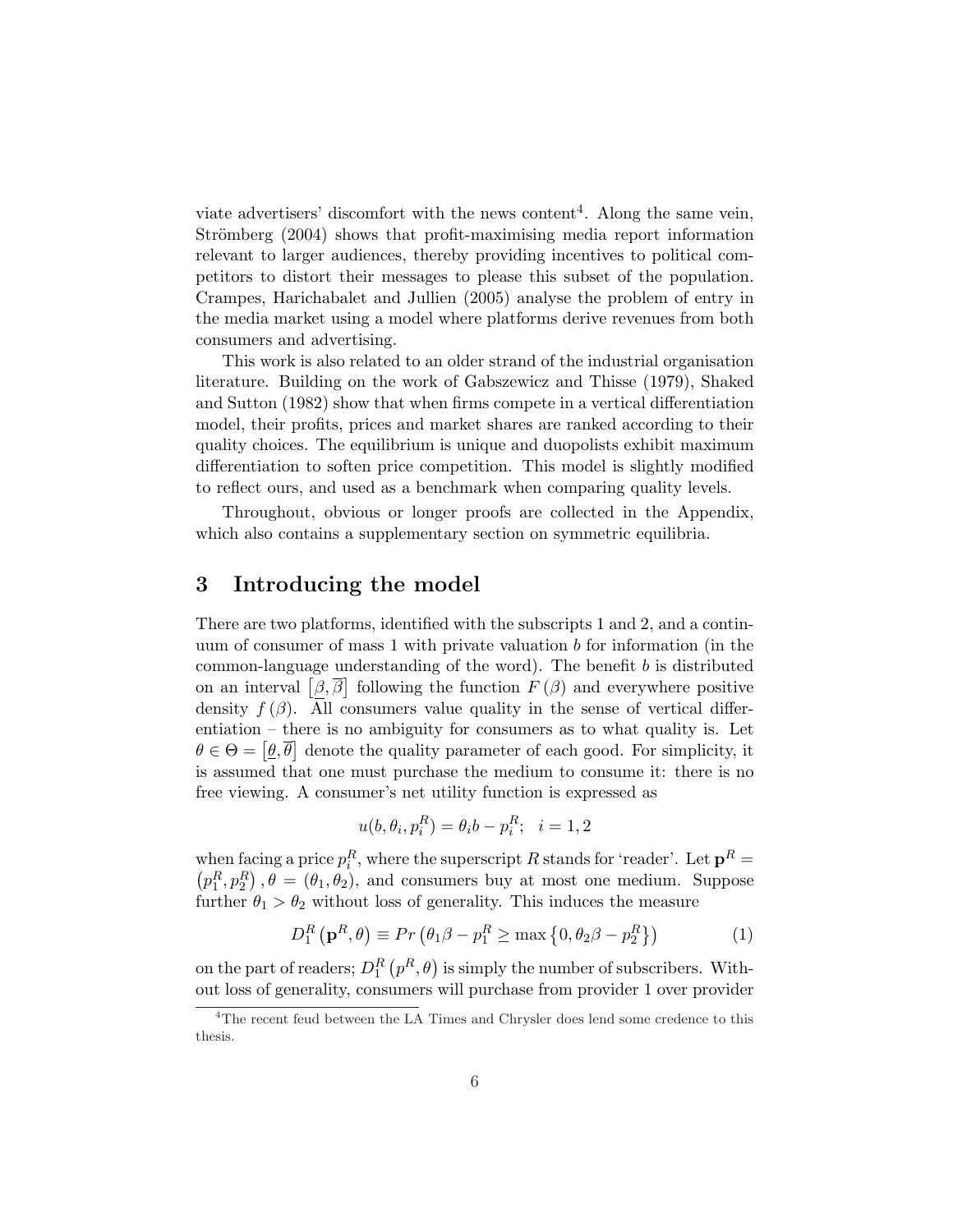viate advertisers' discomfort with the news content[4]. Along the same vein, Strömberg (2004) shows that profit-maximising media report information relevant to larger audiences, thereby providing incentives to political competitors to distort their messages to please this subset of the population. Crampes, Harichabalet and Jullien (2005) analyse the problem of entry in the media market using a model where platforms derive revenues from both consumers and advertising.

This work is also related to an older strand of the industrial organisation literature. Building on the work of Gabszewicz and Thisse (1979), Shaked and Sutton (1982) show that when firms compete in a vertical differentiation model, their profits, prices and market shares are ranked according to their quality choices. The equilibrium is unique and duopolists exhibit maximum differentiation to soften price competition. This model is slightly modified to reflect ours, and used as a benchmark when comparing quality levels.

Throughout, obvious or longer proofs are collected in the Appendix, which also contains a supplementary section on symmetric equilibria.

# 3 Introducing the model

There are two platforms, identified with the subscripts 1 and 2, and a continuum of consumer of mass 1 with private valuation $b$ for information (in the common-language understanding of the word). The benefit $b$ is distributed on an interval $\left[\underline{\beta}, \overline{\beta}\right]$ following the function $F(\beta)$ and everywhere positive density $f(\beta)$. All consumers value quality in the sense of vertical differentiation – there is no ambiguity for consumers as to what quality is. Let $\theta \in \Theta = \left[\underline{\theta}, \overline{\theta}\right]$ denote the quality parameter of each good. For simplicity, it is assumed that one must purchase the medium to consume it: there is no free viewing. A consumer's net utility function is expressed as

$$u(b, \theta_i, p_i^R) = \theta_i b - p_i^R; \quad i = 1, 2$$

when facing a price $p_i^R$, where the superscript $R$ stands for 'reader'. Let $\mathbf{p}^R = \left(p_1^R, p_2^R\right), \theta = (\theta_1, \theta_2)$, and consumers buy at most one medium. Suppose further $\theta_1 > \theta_2$ without loss of generality. This induces the measure

$$D_1^R\left(\mathbf{p}^R, \theta\right) \equiv Pr\left(\theta_1 \beta - p_1^R \geq \max\left\{0, \theta_2 \beta - p_2^R\right\}\right) \tag{1}$$

on the part of readers; $D_1^R\left(p^R, \theta\right)$ is simply the number of subscribers. Without loss of generality, consumers will purchase from provider 1 over provider

[4] The recent feud between the LA Times and Chrysler does lend some credence to this thesis.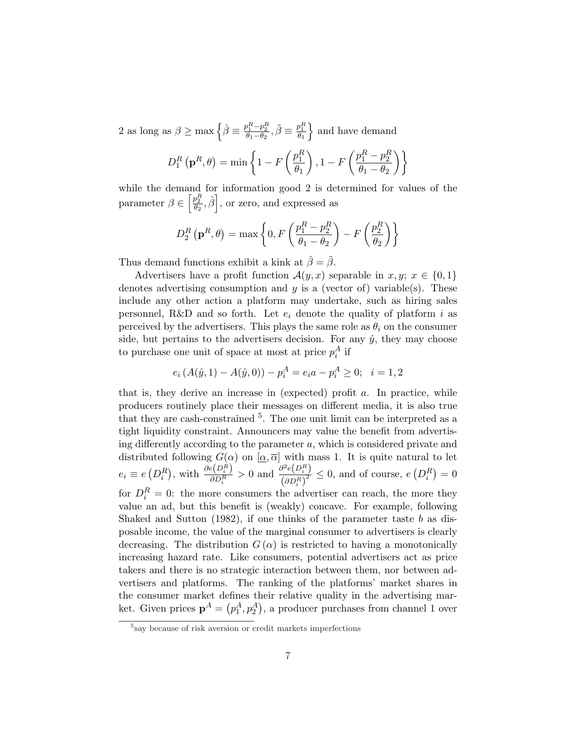2 as long as $\beta \geq \max\left\{\hat{\beta} \equiv \frac{p_1^R - p_2^R}{\theta_1 - \theta_2}, \tilde{\beta} \equiv \frac{p_1^R}{\theta_1}\right\}$ and have demand

$$D_1^R\left(\mathbf{p}^R, \theta\right) = \min\left\{1 - F\left(\frac{p_1^R}{\theta_1}\right), 1 - F\left(\frac{p_1^R - p_2^R}{\theta_1 - \theta_2}\right)\right\}$$

while the demand for information good 2 is determined for values of the parameter $\beta \in \left[\frac{p_2^R}{\theta_2}, \hat{\beta}\right]$, or zero, and expressed as

$$D_2^R\left(\mathbf{p}^R, \theta\right) = \max\left\{0, F\left(\frac{p_1^R - p_2^R}{\theta_1 - \theta_2}\right) - F\left(\frac{p_2^R}{\theta_2}\right)\right\}$$

Thus demand functions exhibit a kink at $\hat{\beta} = \tilde{\beta}$.

Advertisers have a profit function $\mathcal{A}(y, x)$ separable in $x, y$; $x \in \{0, 1\}$ denotes advertising consumption and $y$ is a (vector of) variable(s). These include any other action a platform may undertake, such as hiring sales personnel, R&D and so forth. Let $e_i$ denote the quality of platform $i$ as perceived by the advertisers. This plays the same role as $\theta_i$ on the consumer side, but pertains to the advertisers decision. For any $\hat{y}$, they may choose to purchase one unit of space at most at price $p_i^A$ if

$$e_i\left(A(\hat{y}, 1) - A(\hat{y}, 0)\right) - p_i^A = e_i a - p_i^A \geq 0; \quad i = 1, 2$$

that is, they derive an increase in (expected) profit $a$. In practice, while producers routinely place their messages on different media, it is also true that they are cash-constrained [5]. The one unit limit can be interpreted as a tight liquidity constraint. Announcers may value the benefit from advertising differently according to the parameter $a$, which is considered private and distributed following $G(\alpha)$ on $[\underline{\alpha}, \overline{\alpha}]$ with mass 1. It is quite natural to let $e_i \equiv e\left(D_i^R\right)$, with $\frac{\partial e\left(D_i^R\right)}{\partial D_i^R} > 0$ and $\frac{\partial^2 e\left(D_i^R\right)}{\left(\partial D_i^R\right)^2} \leq 0$, and of course, $e\left(D_i^R\right) = 0$ for $D_i^R = 0$: the more consumers the advertiser can reach, the more they value an ad, but this benefit is (weakly) concave. For example, following Shaked and Sutton (1982), if one thinks of the parameter taste $b$ as disposable income, the value of the marginal consumer to advertisers is clearly decreasing. The distribution $G(\alpha)$ is restricted to having a monotonically increasing hazard rate. Like consumers, potential advertisers act as price takers and there is no strategic interaction between them, nor between advertisers and platforms. The ranking of the platforms' market shares in the consumer market defines their relative quality in the advertising market. Given prices $\mathbf{p}^A = \left(p_1^A, p_2^A\right)$, a producer purchases from channel 1 over

[5] say because of risk aversion or credit markets imperfections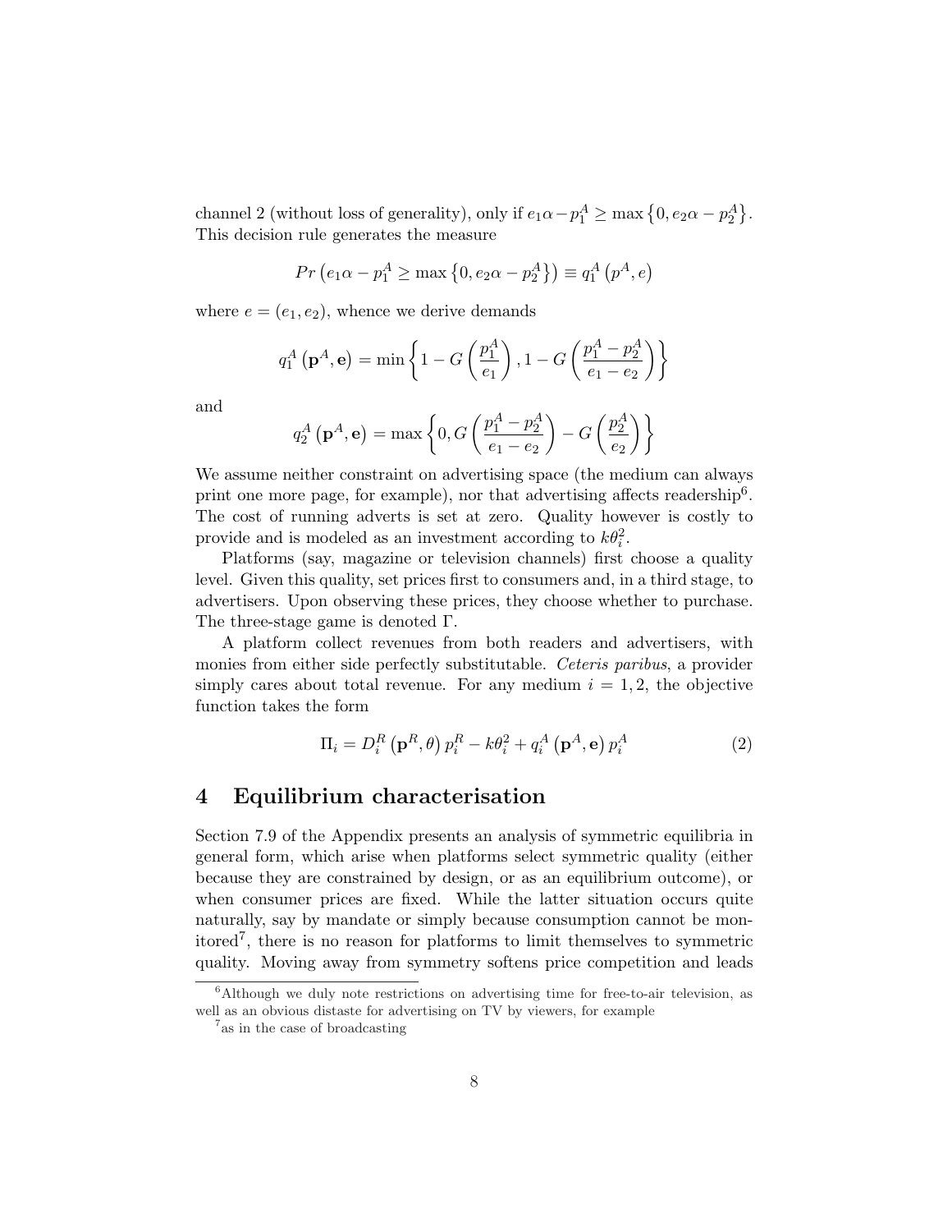channel 2 (without loss of generality), only if $e_1\alpha - p_1^A \geq \max\left\{0, e_2\alpha - p_2^A\right\}$. This decision rule generates the measure

$$Pr\left(e_1\alpha - p_1^A \geq \max\left\{0, e_2\alpha - p_2^A\right\}\right) \equiv q_1^A\left(p^A, e\right)$$

where $e = (e_1, e_2)$, whence we derive demands

$$q_1^A\left(\mathbf{p}^A, \mathbf{e}\right) = \min\left\{1 - G\left(\frac{p_1^A}{e_1}\right), 1 - G\left(\frac{p_1^A - p_2^A}{e_1 - e_2}\right)\right\}$$

and

$$q_2^A\left(\mathbf{p}^A, \mathbf{e}\right) = \max\left\{0, G\left(\frac{p_1^A - p_2^A}{e_1 - e_2}\right) - G\left(\frac{p_2^A}{e_2}\right)\right\}$$

We assume neither constraint on advertising space (the medium can always print one more page, for example), nor that advertising affects readership[6]. The cost of running adverts is set at zero. Quality however is costly to provide and is modeled as an investment according to $k\theta_i^2$.

Platforms (say, magazine or television channels) first choose a quality level. Given this quality, set prices first to consumers and, in a third stage, to advertisers. Upon observing these prices, they choose whether to purchase. The three-stage game is denoted $\Gamma$.

A platform collect revenues from both readers and advertisers, with monies from either side perfectly substitutable. *Ceteris paribus*, a provider simply cares about total revenue. For any medium $i = 1, 2$, the objective function takes the form

$$\Pi_i = D_i^R\left(\mathbf{p}^R, \theta\right)p_i^R - k\theta_i^2 + q_i^A\left(\mathbf{p}^A, \mathbf{e}\right)p_i^A \tag{2}$$

# 4 Equilibrium characterisation

Section 7.9 of the Appendix presents an analysis of symmetric equilibria in general form, which arise when platforms select symmetric quality (either because they are constrained by design, or as an equilibrium outcome), or when consumer prices are fixed. While the latter situation occurs quite naturally, say by mandate or simply because consumption cannot be monitored[7], there is no reason for platforms to limit themselves to symmetric quality. Moving away from symmetry softens price competition and leads

[6] Although we duly note restrictions on advertising time for free-to-air television, as well as an obvious distaste for advertising on TV by viewers, for example

[7] as in the case of broadcasting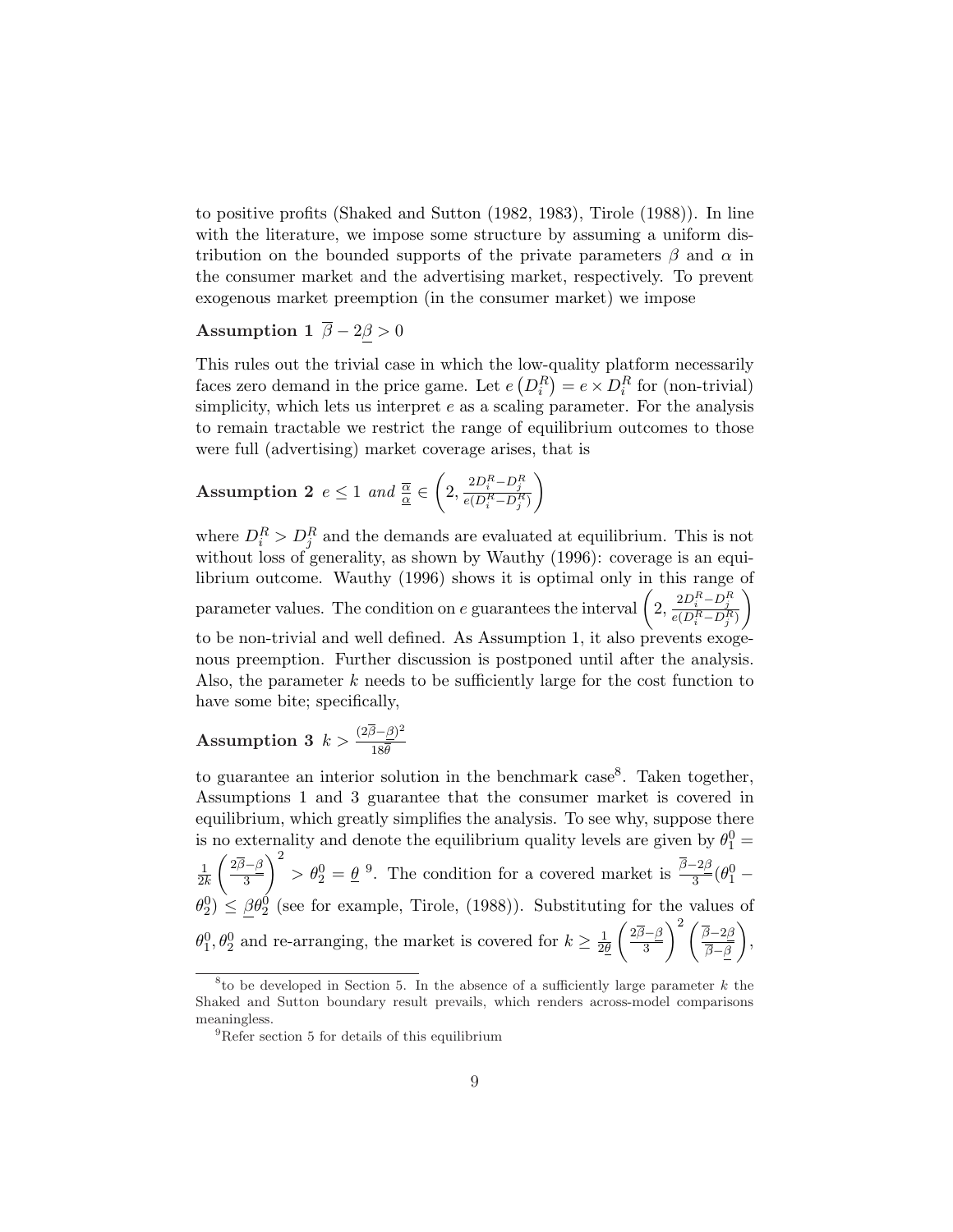to positive profits (Shaked and Sutton (1982, 1983), Tirole (1988)). In line with the literature, we impose some structure by assuming a uniform distribution on the bounded supports of the private parameters $\beta$ and $\alpha$ in the consumer market and the advertising market, respectively. To prevent exogenous market preemption (in the consumer market) we impose

**Assumption 1** $\overline{\beta} - 2\underline{\beta} > 0$

This rules out the trivial case in which the low-quality platform necessarily faces zero demand in the price game. Let $e\left(D_i^R\right) = e \times D_i^R$ for (non-trivial) simplicity, which lets us interpret $e$ as a scaling parameter. For the analysis to remain tractable we restrict the range of equilibrium outcomes to those were full (advertising) market coverage arises, that is

**Assumption 2** $e \leq 1$ *and* $\frac{\overline{\alpha}}{\underline{\alpha}} \in \left(2, \frac{2D_i^R - D_j^R}{e(D_i^R - D_j^R)}\right)$

where $D_i^R > D_j^R$ and the demands are evaluated at equilibrium. This is not without loss of generality, as shown by Wauthy (1996): coverage is an equilibrium outcome. Wauthy (1996) shows it is optimal only in this range of parameter values. The condition on $e$ guarantees the interval $\left(2, \frac{2D_i^R - D_j^R}{e(D_i^R - D_j^R)}\right)$ to be non-trivial and well defined. As Assumption 1, it also prevents exogenous preemption. Further discussion is postponed until after the analysis. Also, the parameter $k$ needs to be sufficiently large for the cost function to have some bite; specifically,

**Assumption 3** $k > \frac{(2\overline{\beta} - \underline{\beta})^2}{18\overline{\theta}}$

to guarantee an interior solution in the benchmark case[8]. Taken together, Assumptions 1 and 3 guarantee that the consumer market is covered in equilibrium, which greatly simplifies the analysis. To see why, suppose there is no externality and denote the equilibrium quality levels are given by $\theta_1^0 = \frac{1}{2k}\left(\frac{2\overline{\beta} - \underline{\beta}}{3}\right)^2 > \theta_2^0 = \underline{\theta}$ [9]. The condition for a covered market is $\frac{\overline{\beta} - 2\underline{\beta}}{3}(\theta_1^0 - \theta_2^0) \leq \underline{\beta}\theta_2^0$ (see for example, Tirole, (1988)). Substituting for the values of $\theta_1^0, \theta_2^0$ and re-arranging, the market is covered for $k \geq \frac{1}{2\underline{\theta}}\left(\frac{2\overline{\beta} - \underline{\beta}}{3}\right)^2 \left(\frac{\overline{\beta} - 2\underline{\beta}}{\overline{\beta} - \underline{\beta}}\right)$,

[8] to be developed in Section 5. In the absence of a sufficiently large parameter $k$ the Shaked and Sutton boundary result prevails, which renders across-model comparisons meaningless.

[9] Refer section 5 for details of this equilibrium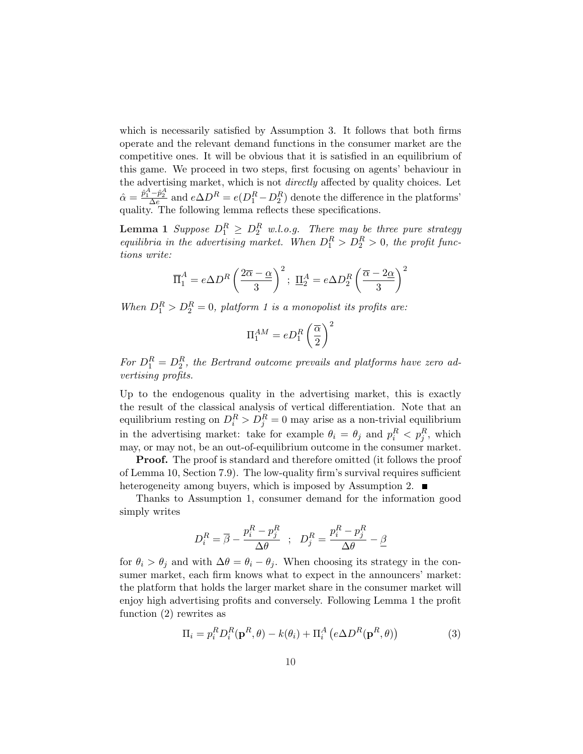which is necessarily satisfied by Assumption 3. It follows that both firms operate and the relevant demand functions in the consumer market are the competitive ones. It will be obvious that it is satisfied in an equilibrium of this game. We proceed in two steps, first focusing on agents' behaviour in the advertising market, which is not *directly* affected by quality choices. Let $\hat{\alpha} = \frac{\hat{p}_1^A - \hat{p}_2^A}{\Delta e}$ and $e\Delta D^R = e(D_1^R - D_2^R)$ denote the difference in the platforms' quality. The following lemma reflects these specifications.

**Lemma 1** *Suppose $D_1^R \geq D_2^R$ w.l.o.g. There may be three pure strategy equilibria in the advertising market. When $D_1^R > D_2^R > 0$, the profit functions write:*

$$\overline{\Pi}_1^A = e\Delta D^R \left( \frac{2\overline{\alpha} - \underline{\alpha}}{3} \right)^2 ; \ \underline{\Pi}_2^A = e\Delta D_2^R \left( \frac{\overline{\alpha} - 2\underline{\alpha}}{3} \right)^2$$

*When $D_1^R > D_2^R = 0$, platform 1 is a monopolist its profits are:*

$$\Pi_1^{AM} = eD_1^R \left( \frac{\overline{\alpha}}{2} \right)^2$$

*For $D_1^R = D_2^R$, the Bertrand outcome prevails and platforms have zero advertising profits.*

Up to the endogenous quality in the advertising market, this is exactly the result of the classical analysis of vertical differentiation. Note that an equilibrium resting on $D_i^R > D_j^R = 0$ may arise as a non-trivial equilibrium in the advertising market: take for example $\theta_i = \theta_j$ and $p_i^R < p_j^R$, which may, or may not, be an out-of-equilibrium outcome in the consumer market.

**Proof.** The proof is standard and therefore omitted (it follows the proof of Lemma 10, Section 7.9). The low-quality firm's survival requires sufficient heterogeneity among buyers, which is imposed by Assumption 2. ■

Thanks to Assumption 1, consumer demand for the information good simply writes

$$D_i^R = \overline{\beta} - \frac{p_i^R - p_j^R}{\Delta\theta} \quad ; \quad D_j^R = \frac{p_i^R - p_j^R}{\Delta\theta} - \underline{\beta}$$

for $\theta_i > \theta_j$ and with $\Delta\theta = \theta_i - \theta_j$. When choosing its strategy in the consumer market, each firm knows what to expect in the announcers' market: the platform that holds the larger market share in the consumer market will enjoy high advertising profits and conversely. Following Lemma 1 the profit function (2) rewrites as

$$\Pi_i = p_i^R D_i^R(\mathbf{p}^R, \theta) - k(\theta_i) + \Pi_i^A \left( e\Delta D^R(\mathbf{p}^R, \theta) \right) \tag{3}$$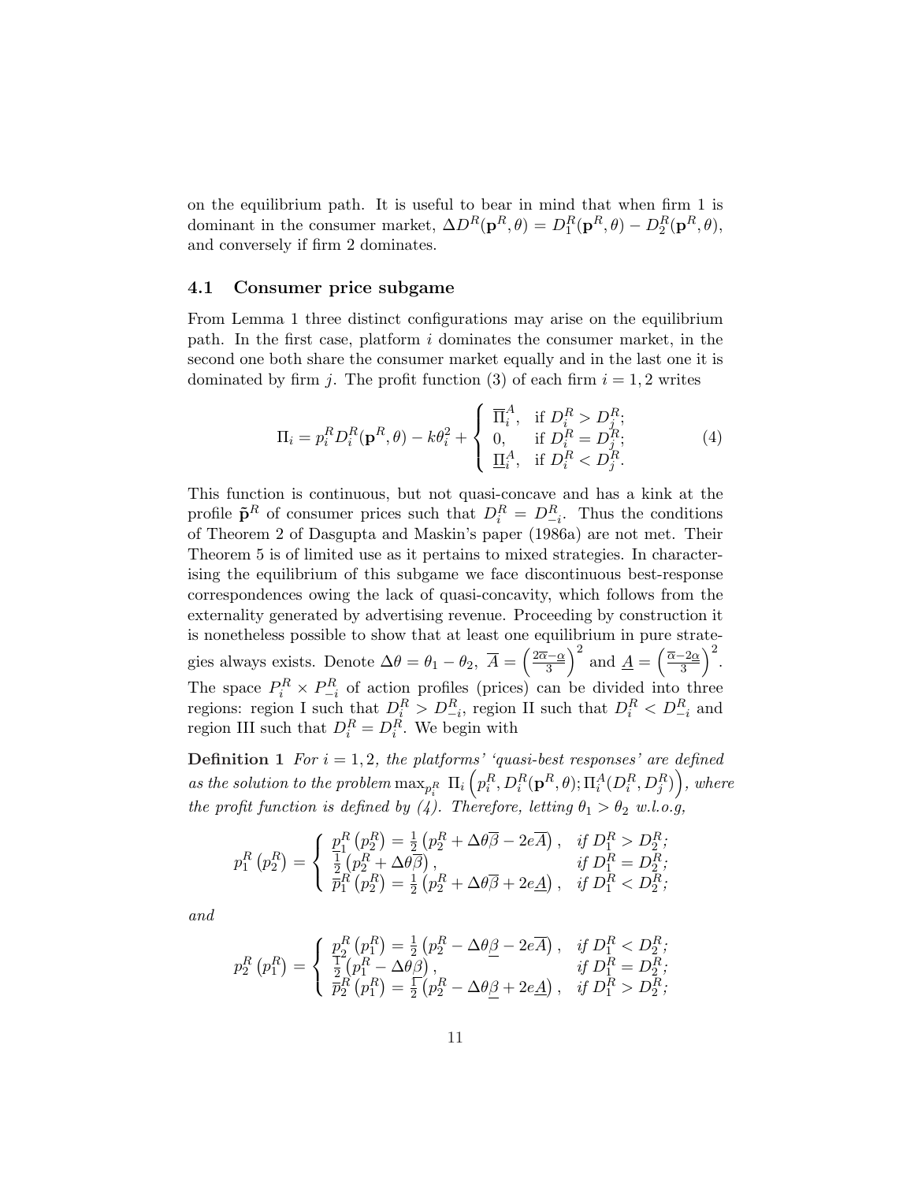on the equilibrium path. It is useful to bear in mind that when firm 1 is dominant in the consumer market, $\Delta D^R(\mathbf{p}^R, \theta) = D_1^R(\mathbf{p}^R, \theta) - D_2^R(\mathbf{p}^R, \theta)$, and conversely if firm 2 dominates.

### 4.1 Consumer price subgame

From Lemma 1 three distinct configurations may arise on the equilibrium path. In the first case, platform $i$ dominates the consumer market, in the second one both share the consumer market equally and in the last one it is dominated by firm $j$. The profit function (3) of each firm $i = 1, 2$ writes

$$\Pi_i = p_i^R D_i^R(\mathbf{p}^R, \theta) - k\theta_i^2 + \begin{cases} \overline{\Pi}_i^A, & \text{if } D_i^R > D_j^R; \\ 0, & \text{if } D_i^R = D_j^R; \\ \underline{\Pi}_i^A, & \text{if } D_i^R < D_j^R. \end{cases} \tag{4}$$

This function is continuous, but not quasi-concave and has a kink at the profile $\tilde{\mathbf{p}}^R$ of consumer prices such that $D_i^R = D_{-i}^R$. Thus the conditions of Theorem 2 of Dasgupta and Maskin's paper (1986a) are not met. Their Theorem 5 is of limited use as it pertains to mixed strategies. In characterising the equilibrium of this subgame we face discontinuous best-response correspondences owing the lack of quasi-concavity, which follows from the externality generated by advertising revenue. Proceeding by construction it is nonetheless possible to show that at least one equilibrium in pure strategies always exists. Denote $\Delta\theta = \theta_1 - \theta_2$, $\overline{A} = \left(\frac{2\overline{\alpha} - \underline{\alpha}}{3}\right)^2$ and $\underline{A} = \left(\frac{\overline{\alpha} - 2\underline{\alpha}}{3}\right)^2$. The space $P_i^R \times P_{-i}^R$ of action profiles (prices) can be divided into three regions: region I such that $D_i^R > D_{-i}^R$, region II such that $D_i^R < D_{-i}^R$ and region III such that $D_i^R = D_i^R$. We begin with

**Definition 1** *For $i = 1, 2$, the platforms' 'quasi-best responses' are defined as the solution to the problem* $\max_{p_i^R} \Pi_i\left(p_i^R, D_i^R(\mathbf{p}^R, \theta); \Pi_i^A(D_i^R, D_j^R)\right)$*, where the profit function is defined by (4). Therefore, letting $\theta_1 > \theta_2$ w.l.o.g,*

$$p_1^R\left(p_2^R\right) = \begin{cases} \underline{p}_1^R\left(p_2^R\right) = \frac{1}{2}\left(p_2^R + \Delta\theta\overline{\beta} - 2e\overline{A}\right), & \text{if } D_1^R > D_2^R; \\ \frac{1}{2}\left(p_2^R + \Delta\theta\overline{\beta}\right), & \text{if } D_1^R = D_2^R; \\ \overline{p}_1^R\left(p_2^R\right) = \frac{1}{2}\left(p_2^R + \Delta\theta\overline{\beta} + 2e\underline{A}\right), & \text{if } D_1^R < D_2^R; \end{cases}$$

*and*

$$p_2^R\left(p_1^R\right) = \begin{cases} \underline{p}_2^R\left(p_1^R\right) = \frac{1}{2}\left(p_2^R - \Delta\theta\underline{\beta} - 2e\overline{A}\right), & \text{if } D_1^R < D_2^R; \\ \frac{1}{2}\left(p_1^R - \Delta\theta\underline{\beta}\right), & \text{if } D_1^R = D_2^R; \\ \overline{p}_2^R\left(p_1^R\right) = \frac{1}{2}\left(p_2^R - \Delta\theta\underline{\beta} + 2e\underline{A}\right), & \text{if } D_1^R > D_2^R; \end{cases}$$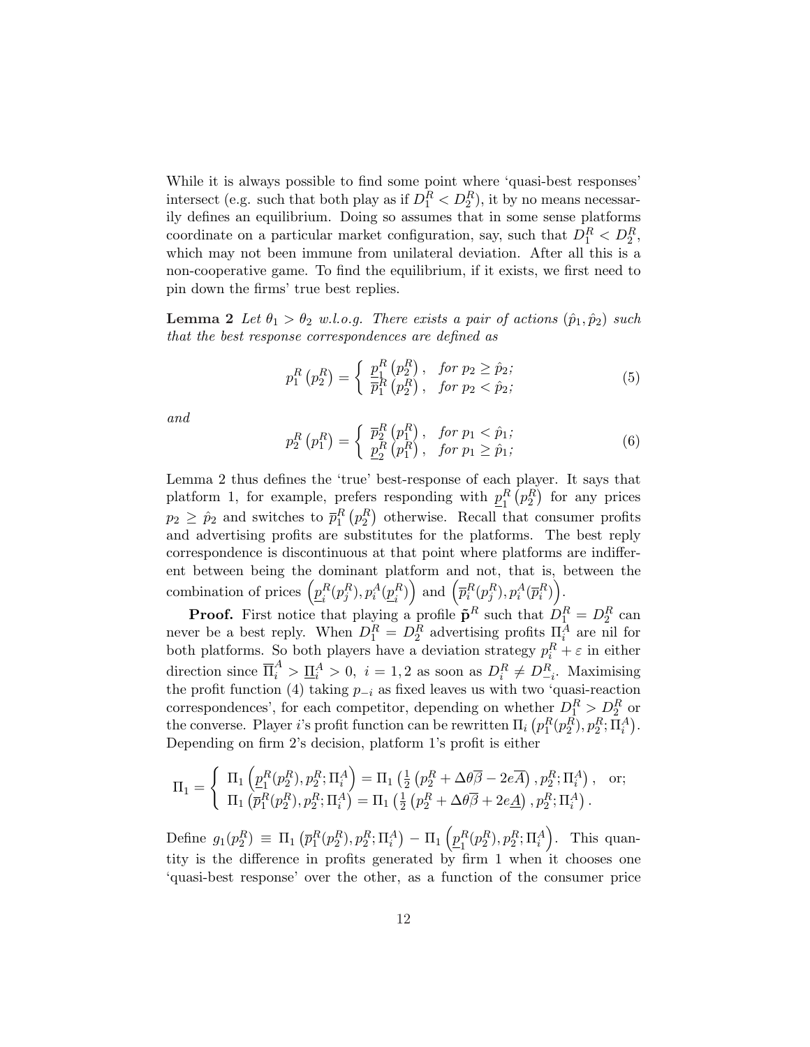While it is always possible to find some point where 'quasi-best responses' intersect (e.g. such that both play as if $D_1^R < D_2^R$), it by no means necessarily defines an equilibrium. Doing so assumes that in some sense platforms coordinate on a particular market configuration, say, such that $D_1^R < D_2^R$, which may not been immune from unilateral deviation. After all this is a non-cooperative game. To find the equilibrium, if it exists, we first need to pin down the firms' true best replies.

**Lemma 2** *Let $\theta_1 > \theta_2$ w.l.o.g. There exists a pair of actions $(\hat{p}_1, \hat{p}_2)$ such that the best response correspondences are defined as*

$$p_1^R\left(p_2^R\right) = \begin{cases} \underline{p}_1^R\left(p_2^R\right), & \text{for } p_2 \geq \hat{p}_2; \\ \overline{p}_1^R\left(p_2^R\right), & \text{for } p_2 < \hat{p}_2; \end{cases} \tag{5}$$

*and*

$$p_2^R\left(p_1^R\right) = \begin{cases} \overline{p}_2^R\left(p_1^R\right), & \text{for } p_1 < \hat{p}_1; \\ \underline{p}_2^R\left(p_1^R\right), & \text{for } p_1 \geq \hat{p}_1; \end{cases} \tag{6}$$

Lemma 2 thus defines the 'true' best-response of each player. It says that platform 1, for example, prefers responding with $\underline{p}_1^R\left(p_2^R\right)$ for any prices $p_2 \geq \hat{p}_2$ and switches to $\overline{p}_1^R\left(p_2^R\right)$ otherwise. Recall that consumer profits and advertising profits are substitutes for the platforms. The best reply correspondence is discontinuous at that point where platforms are indifferent between being the dominant platform and not, that is, between the combination of prices $\left(\underline{p}_i^R(p_j^R), p_i^A(\underline{p}_i^R)\right)$ and $\left(\overline{p}_i^R(p_j^R), p_i^A(\overline{p}_i^R)\right)$.

**Proof.** First notice that playing a profile $\tilde{\mathbf{p}}^R$ such that $D_1^R = D_2^R$ can never be a best reply. When $D_1^R = D_2^R$ advertising profits $\Pi_i^A$ are nil for both platforms. So both players have a deviation strategy $p_i^R + \varepsilon$ in either direction since $\overline{\Pi}_i^A > \underline{\Pi}_i^A > 0$, $i = 1, 2$ as soon as $D_i^R \neq D_{-i}^R$. Maximising the profit function (4) taking $p_{-i}$ as fixed leaves us with two 'quasi-reaction correspondences', for each competitor, depending on whether $D_1^R > D_2^R$ or the converse. Player $i$'s profit function can be rewritten $\Pi_i\left(p_1^R(p_2^R), p_2^R; \Pi_i^A\right)$. Depending on firm 2's decision, platform 1's profit is either

$$\Pi_1 = \begin{cases} \Pi_1\left(\underline{p}_1^R(p_2^R), p_2^R; \Pi_i^A\right) = \Pi_1\left(\frac{1}{2}\left(p_2^R + \Delta\theta\overline{\beta} - 2e\overline{A}\right), p_2^R; \Pi_i^A\right), & \text{or;} \\ \Pi_1\left(\overline{p}_1^R(p_2^R), p_2^R; \Pi_i^A\right) = \Pi_1\left(\frac{1}{2}\left(p_2^R + \Delta\theta\overline{\beta} + 2e\underline{A}\right), p_2^R; \Pi_i^A\right). \end{cases}$$

Define $g_1(p_2^R) \equiv \Pi_1\left(\overline{p}_1^R(p_2^R), p_2^R; \Pi_i^A\right) - \Pi_1\left(\underline{p}_1^R(p_2^R), p_2^R; \Pi_i^A\right)$. This quantity is the difference in profits generated by firm 1 when it chooses one 'quasi-best response' over the other, as a function of the consumer price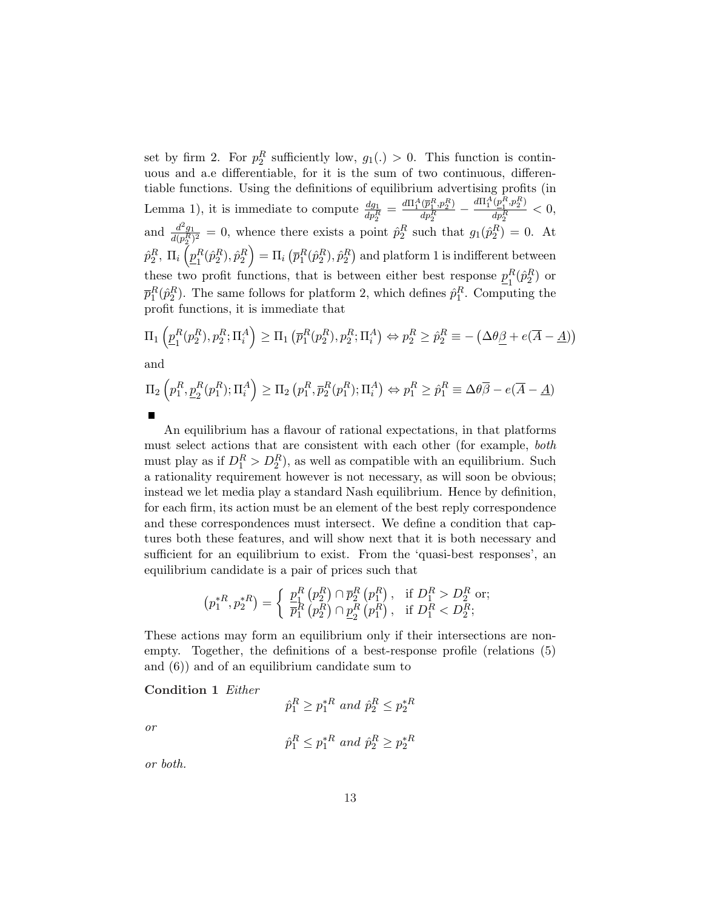set by firm 2. For $p_2^R$ sufficiently low, $g_1(.) > 0$. This function is continuous and a.e differentiable, for it is the sum of two continuous, differentiable functions. Using the definitions of equilibrium advertising profits (in Lemma 1), it is immediate to compute $\frac{dg_1}{dp_2^R} = \frac{d\Pi_1^A(\overline{p}_1^R, p_2^R)}{dp_2^R} - \frac{d\Pi_1^A(\underline{p}_1^R, p_2^R)}{dp_2^R} < 0$, and $\frac{d^2 g_1}{d(p_2^R)^2} = 0$, whence there exists a point $\hat{p}_2^R$ such that $g_1(\hat{p}_2^R) = 0$. At $\hat{p}_2^R$, $\Pi_i\left(\underline{p}_1^R(\hat{p}_2^R), \hat{p}_2^R\right) = \Pi_i\left(\overline{p}_1^R(\hat{p}_2^R), \hat{p}_2^R\right)$ and platform 1 is indifferent between these two profit functions, that is between either best response $\underline{p}_1^R(\hat{p}_2^R)$ or $\overline{p}_1^R(\hat{p}_2^R)$. The same follows for platform 2, which defines $\hat{p}_1^R$. Computing the profit functions, it is immediate that

$$\Pi_1\left(\underline{p}_1^R(p_2^R), p_2^R; \Pi_i^A\right) \geq \Pi_1\left(\overline{p}_1^R(p_2^R), p_2^R; \Pi_i^A\right) \Leftrightarrow p_2^R \geq \hat{p}_2^R \equiv -\left(\Delta\theta\underline{\beta} + e(\overline{A} - \underline{A})\right)$$

and

$$\Pi_2\left(p_1^R, \underline{p}_2^R(p_1^R); \Pi_i^A\right) \geq \Pi_2\left(p_1^R, \overline{p}_2^R(p_1^R); \Pi_i^A\right) \Leftrightarrow p_1^R \geq \hat{p}_1^R \equiv \Delta\theta\overline{\beta} - e(\overline{A} - \underline{A})$$

■

An equilibrium has a flavour of rational expectations, in that platforms must select actions that are consistent with each other (for example, *both* must play as if $D_1^R > D_2^R$), as well as compatible with an equilibrium. Such a rationality requirement however is not necessary, as will soon be obvious; instead we let media play a standard Nash equilibrium. Hence by definition, for each firm, its action must be an element of the best reply correspondence and these correspondences must intersect. We define a condition that captures both these features, and will show next that it is both necessary and sufficient for an equilibrium to exist. From the 'quasi-best responses', an equilibrium candidate is a pair of prices such that

$$\left(p_1^{*R}, p_2^{*R}\right) = \begin{cases} \underline{p}_1^R\left(p_2^R\right) \cap \overline{p}_2^R\left(p_1^R\right), & \text{if } D_1^R > D_2^R \text{ or;} \\ \overline{p}_1^R\left(p_2^R\right) \cap \underline{p}_2^R\left(p_1^R\right), & \text{if } D_1^R < D_2^R; \end{cases}$$

These actions may form an equilibrium only if their intersections are non-empty. Together, the definitions of a best-response profile (relations (5) and (6)) and of an equilibrium candidate sum to

**Condition 1** *Either*

$$\hat{p}_1^R \geq p_1^{*R} \text{ and } \hat{p}_2^R \leq p_2^{*R}$$

*or*

$$\hat{p}_1^R \leq p_1^{*R} \text{ and } \hat{p}_2^R \geq p_2^{*R}$$

*or both.*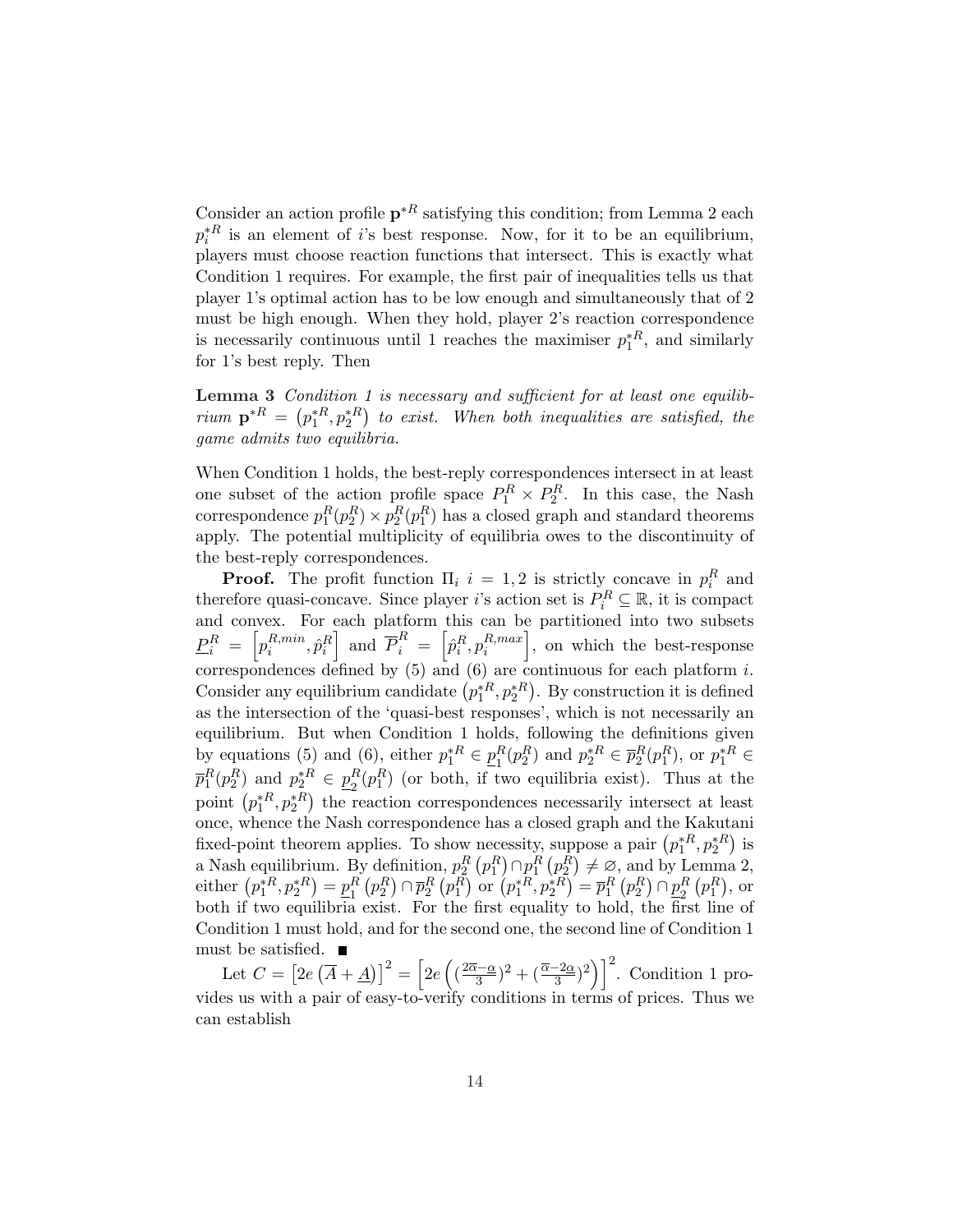Consider an action profile $\mathbf{p}^{*R}$ satisfying this condition; from Lemma 2 each $p_i^{*R}$ is an element of $i$'s best response. Now, for it to be an equilibrium, players must choose reaction functions that intersect. This is exactly what Condition 1 requires. For example, the first pair of inequalities tells us that player 1's optimal action has to be low enough and simultaneously that of 2 must be high enough. When they hold, player 2's reaction correspondence is necessarily continuous until 1 reaches the maximiser $p_1^{*R}$, and similarly for 1's best reply. Then

**Lemma 3** *Condition 1 is necessary and sufficient for at least one equilibrium $\mathbf{p}^{*R} = \left(p_1^{*R}, p_2^{*R}\right)$ to exist. When both inequalities are satisfied, the game admits two equilibria.*

When Condition 1 holds, the best-reply correspondences intersect in at least one subset of the action profile space $P_1^R \times P_2^R$. In this case, the Nash correspondence $p_1^R(p_2^R) \times p_2^R(p_1^R)$ has a closed graph and standard theorems apply. The potential multiplicity of equilibria owes to the discontinuity of the best-reply correspondences.

**Proof.** The profit function $\Pi_i$ $i = 1, 2$ is strictly concave in $p_i^R$ and therefore quasi-concave. Since player $i$'s action set is $P_i^R \subseteq \mathbb{R}$, it is compact and convex. For each platform this can be partitioned into two subsets $\underline{P}_i^R = \left[p_i^{R,min}, \hat{p}_i^R\right]$ and $\overline{P}_i^R = \left[\hat{p}_i^R, p_i^{R,max}\right]$, on which the best-response correspondences defined by (5) and (6) are continuous for each platform $i$. Consider any equilibrium candidate $\left(p_1^{*R}, p_2^{*R}\right)$. By construction it is defined as the intersection of the 'quasi-best responses', which is not necessarily an equilibrium. But when Condition 1 holds, following the definitions given by equations (5) and (6), either $p_1^{*R} \in \underline{p}_1^R(p_2^R)$ and $p_2^{*R} \in \overline{p}_2^R(p_1^R)$, or $p_1^{*R} \in \overline{p}_1^R(p_2^R)$ and $p_2^{*R} \in \underline{p}_2^R(p_1^R)$ (or both, if two equilibria exist). Thus at the point $\left(p_1^{*R}, p_2^{*R}\right)$ the reaction correspondences necessarily intersect at least once, whence the Nash correspondence has a closed graph and the Kakutani fixed-point theorem applies. To show necessity, suppose a pair $\left(p_1^{*R}, p_2^{*R}\right)$ is a Nash equilibrium. By definition, $p_2^R\left(p_1^R\right) \cap p_1^R\left(p_2^R\right) \neq \varnothing$, and by Lemma 2, either $\left(p_1^{*R}, p_2^{*R}\right) = \underline{p}_1^R\left(p_2^R\right) \cap \overline{p}_2^R\left(p_1^R\right)$ or $\left(p_1^{*R}, p_2^{*R}\right) = \overline{p}_1^R\left(p_2^R\right) \cap \underline{p}_2^R\left(p_1^R\right)$, or both if two equilibria exist. For the first equality to hold, the first line of Condition 1 must hold, and for the second one, the second line of Condition 1 must be satisfied. ■

Let $C = \left[2e\left(\overline{A} + \underline{A}\right)\right]^2 = \left[2e\left(\left(\frac{2\overline{\alpha}-\underline{\alpha}}{3}\right)^2 + \left(\frac{\overline{\alpha}-2\underline{\alpha}}{3}\right)^2\right)\right]^2$. Condition 1 provides us with a pair of easy-to-verify conditions in terms of prices. Thus we can establish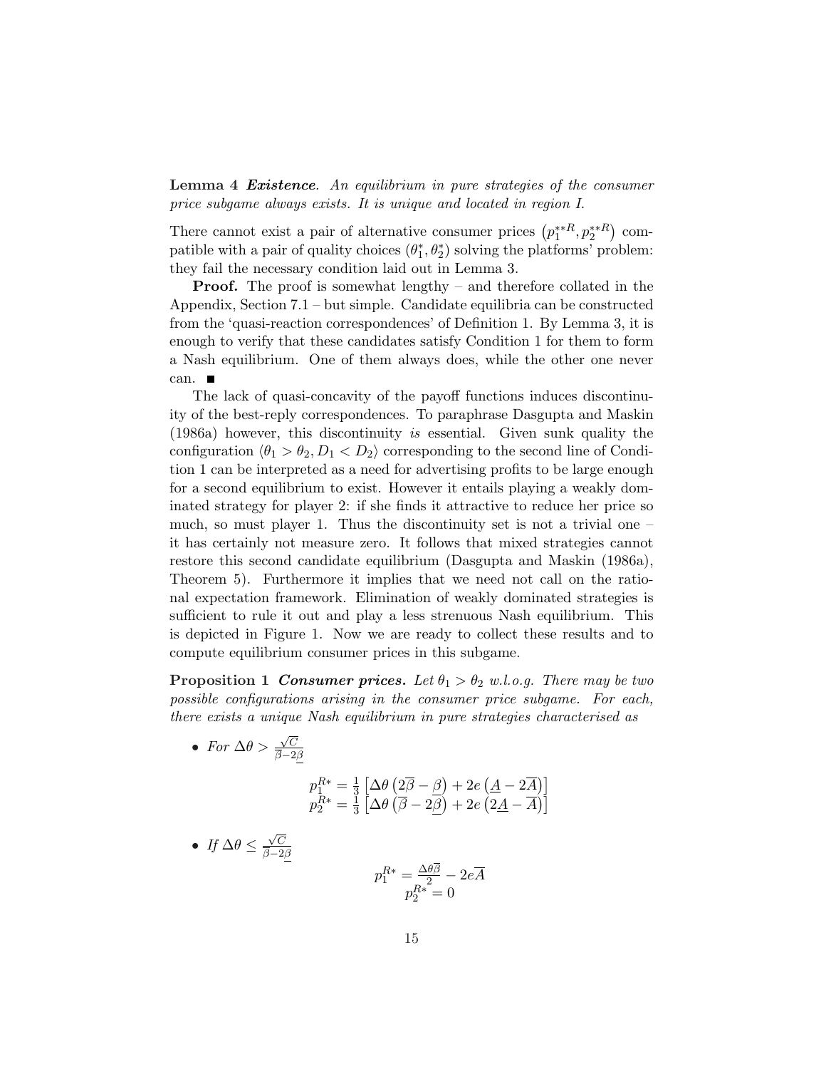**Lemma 4** ***Existence***. *An equilibrium in pure strategies of the consumer price subgame always exists. It is unique and located in region I.*

There cannot exist a pair of alternative consumer prices $\left(p_1^{**R}, p_2^{**R}\right)$ compatible with a pair of quality choices $(\theta_1^*, \theta_2^*)$ solving the platforms' problem: they fail the necessary condition laid out in Lemma 3.

**Proof.** The proof is somewhat lengthy – and therefore collated in the Appendix, Section 7.1 – but simple. Candidate equilibria can be constructed from the 'quasi-reaction correspondences' of Definition 1. By Lemma 3, it is enough to verify that these candidates satisfy Condition 1 for them to form a Nash equilibrium. One of them always does, while the other one never can. ∎

The lack of quasi-concavity of the payoff functions induces discontinuity of the best-reply correspondences. To paraphrase Dasgupta and Maskin (1986a) however, this discontinuity *is* essential. Given sunk quality the configuration $\langle \theta_1 > \theta_2, D_1 < D_2 \rangle$ corresponding to the second line of Condition 1 can be interpreted as a need for advertising profits to be large enough for a second equilibrium to exist. However it entails playing a weakly dominated strategy for player 2: if she finds it attractive to reduce her price so much, so must player 1. Thus the discontinuity set is not a trivial one – it has certainly not measure zero. It follows that mixed strategies cannot restore this second candidate equilibrium (Dasgupta and Maskin (1986a), Theorem 5). Furthermore it implies that we need not call on the rational expectation framework. Elimination of weakly dominated strategies is sufficient to rule it out and play a less strenuous Nash equilibrium. This is depicted in Figure 1. Now we are ready to collect these results and to compute equilibrium consumer prices in this subgame.

**Proposition 1** ***Consumer prices.*** *Let $\theta_1 > \theta_2$ w.l.o.g. There may be two possible configurations arising in the consumer price subgame. For each, there exists a unique Nash equilibrium in pure strategies characterised as*

- *For* $\Delta\theta > \frac{\sqrt{C}}{\overline{\beta} - 2\underline{\beta}}$

$$
\begin{aligned}
p_1^{R*} &= \tfrac{1}{3}\left[\Delta\theta\left(2\overline{\beta} - \underline{\beta}\right) + 2e\left(\underline{A} - 2\overline{A}\right)\right] \\
p_2^{R*} &= \tfrac{1}{3}\left[\Delta\theta\left(\overline{\beta} - 2\underline{\beta}\right) + 2e\left(2\underline{A} - \overline{A}\right)\right]
\end{aligned}
$$

- *If* $\Delta\theta \leq \frac{\sqrt{C}}{\overline{\beta} - 2\underline{\beta}}$

$$
\begin{aligned}
p_1^{R*} &= \frac{\Delta\theta\overline{\beta}}{2} - 2e\overline{A} \\
p_2^{R*} &= 0
\end{aligned}
$$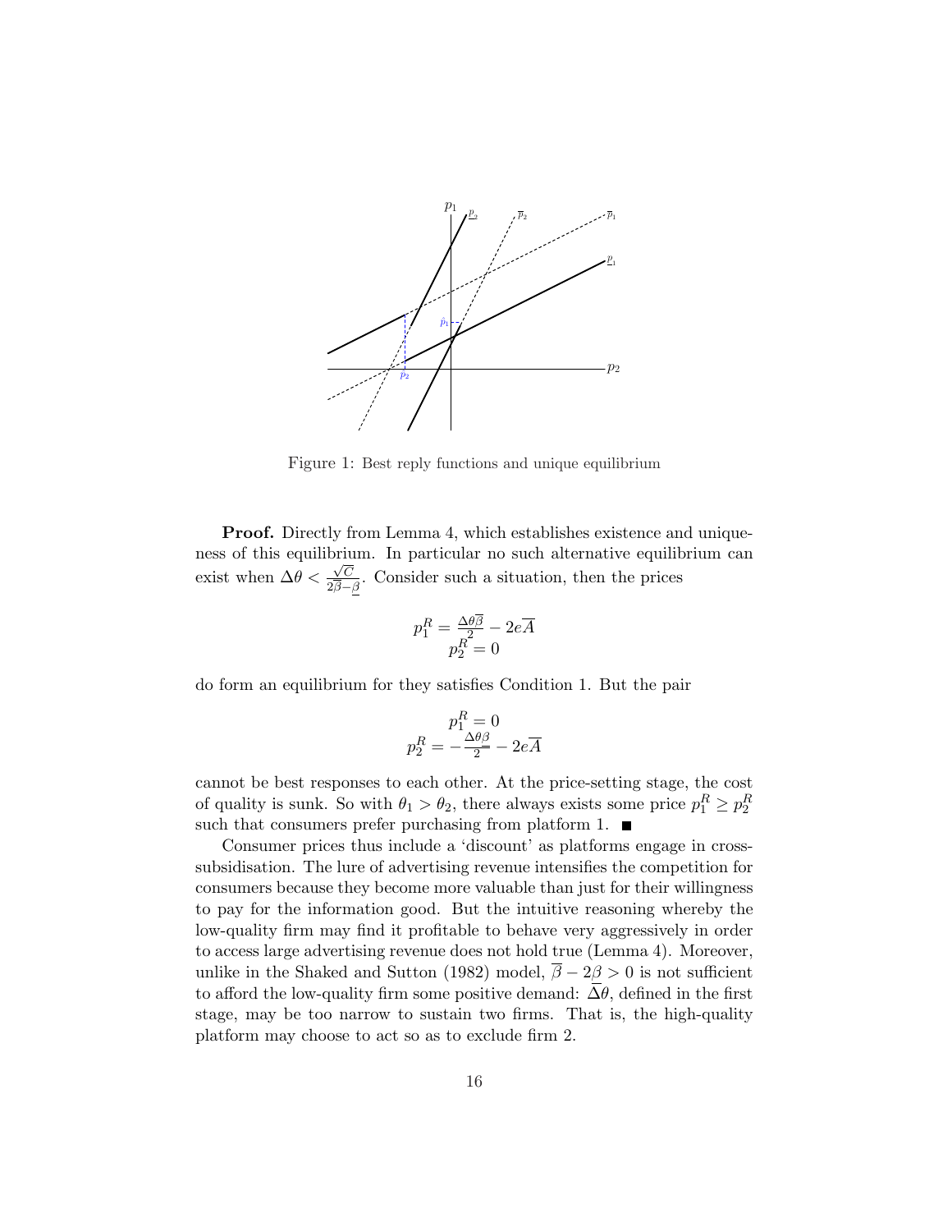Figure 1: Best reply functions and unique equilibrium

**Proof.** Directly from Lemma 4, which establishes existence and uniqueness of this equilibrium. In particular no such alternative equilibrium can exist when $\Delta\theta < \frac{\sqrt{C}}{2\overline{\beta}-\underline{\beta}}$. Consider such a situation, then the prices

$$p_1^R = \frac{\Delta\theta\overline{\beta}}{2} - 2e\overline{A}$$
$$p_2^R = 0$$

do form an equilibrium for they satisfies Condition 1. But the pair

$$p_1^R = 0$$
$$p_2^R = -\frac{\Delta\theta\underline{\beta}}{2} - 2e\overline{A}$$

cannot be best responses to each other. At the price-setting stage, the cost of quality is sunk. So with $\theta_1 > \theta_2$, there always exists some price $p_1^R \geq p_2^R$ such that consumers prefer purchasing from platform 1. ■

Consumer prices thus include a 'discount' as platforms engage in cross-subsidisation. The lure of advertising revenue intensifies the competition for consumers because they become more valuable than just for their willingness to pay for the information good. But the intuitive reasoning whereby the low-quality firm may find it profitable to behave very aggressively in order to access large advertising revenue does not hold true (Lemma 4). Moreover, unlike in the Shaked and Sutton (1982) model, $\overline{\beta} - 2\underline{\beta} > 0$ is not sufficient to afford the low-quality firm some positive demand: $\Delta\theta$, defined in the first stage, may be too narrow to sustain two firms. That is, the high-quality platform may choose to act so as to exclude firm 2.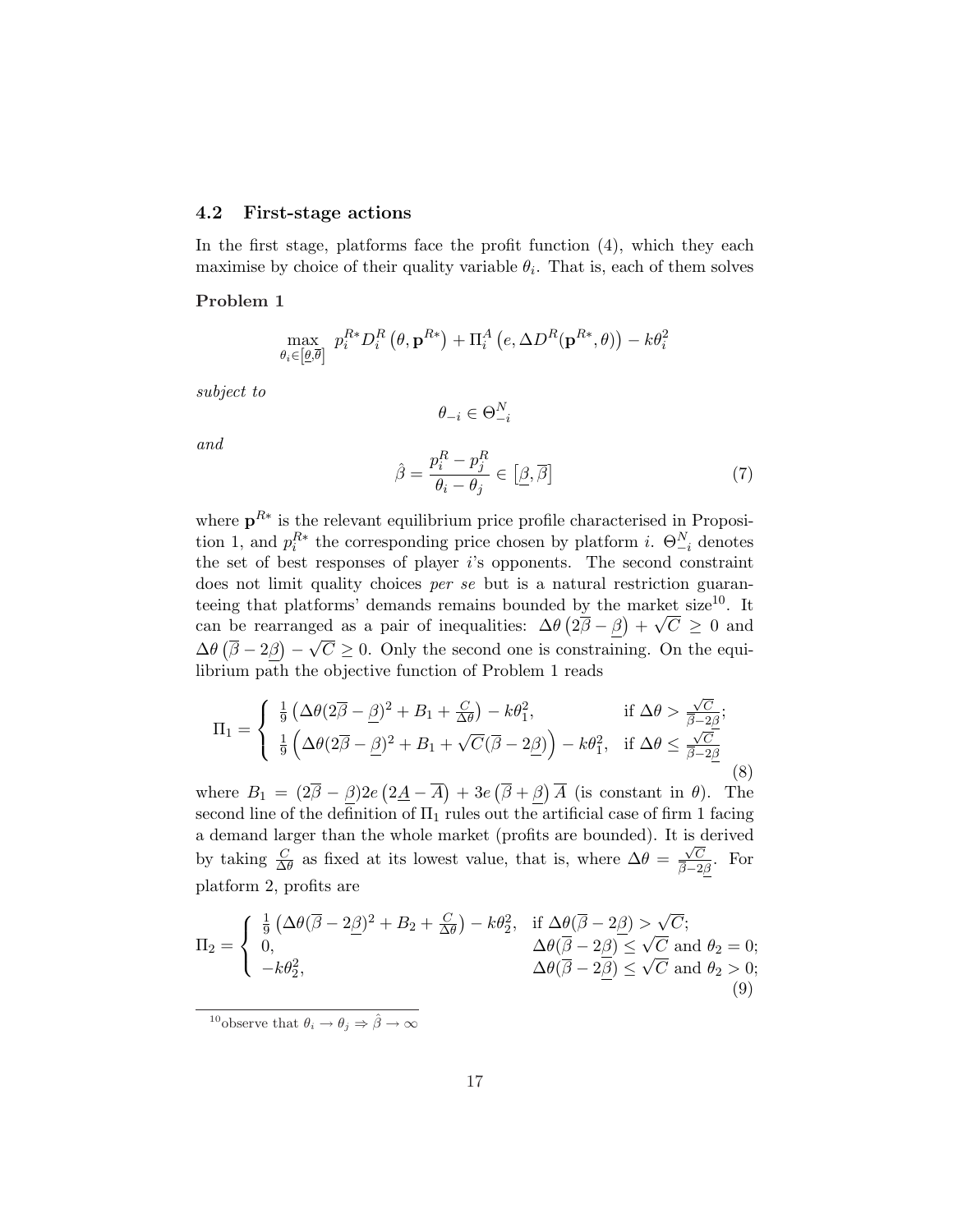### 4.2 First-stage actions

In the first stage, platforms face the profit function (4), which they each maximise by choice of their quality variable $\theta_i$. That is, each of them solves

**Problem 1**

$$\max_{\theta_i \in [\underline{\theta}, \overline{\theta}]} \; p_i^{R*} D_i^R \left(\theta, \mathbf{p}^{R*}\right) + \Pi_i^A \left(e, \Delta D^R(\mathbf{p}^{R*}, \theta)\right) - k\theta_i^2$$

*subject to*

$$\theta_{-i} \in \Theta_{-i}^N$$

*and*

$$\hat{\beta} = \frac{p_i^R - p_j^R}{\theta_i - \theta_j} \in \left[\underline{\beta}, \overline{\beta}\right] \tag{7}$$

where $\mathbf{p}^{R*}$ is the relevant equilibrium price profile characterised in Proposition 1, and $p_i^{R*}$ the corresponding price chosen by platform $i$. $\Theta_{-i}^N$ denotes the set of best responses of player $i$'s opponents. The second constraint does not limit quality choices *per se* but is a natural restriction guaranteeing that platforms' demands remains bounded by the market size[10]. It can be rearranged as a pair of inequalities: $\Delta\theta \left(2\overline{\beta} - \underline{\beta}\right) + \sqrt{C} \geq 0$ and $\Delta\theta \left(\overline{\beta} - 2\underline{\beta}\right) - \sqrt{C} \geq 0$. Only the second one is constraining. On the equilibrium path the objective function of Problem 1 reads

$$\Pi_1 = \begin{cases} \frac{1}{9}\left(\Delta\theta(2\overline{\beta} - \underline{\beta})^2 + B_1 + \frac{C}{\Delta\theta}\right) - k\theta_1^2, & \text{if } \Delta\theta > \frac{\sqrt{C}}{\overline{\beta} - 2\underline{\beta}}; \\ \frac{1}{9}\left(\Delta\theta(2\overline{\beta} - \underline{\beta})^2 + B_1 + \sqrt{C}(\overline{\beta} - 2\underline{\beta})\right) - k\theta_1^2, & \text{if } \Delta\theta \leq \frac{\sqrt{C}}{\overline{\beta} - 2\underline{\beta}} \end{cases} \tag{8}$$

where $B_1 = (2\overline{\beta} - \underline{\beta})2e\left(2\underline{A} - \overline{A}\right) + 3e\left(\overline{\beta} + \underline{\beta}\right)\overline{A}$ (is constant in $\theta$). The second line of the definition of $\Pi_1$ rules out the artificial case of firm 1 facing a demand larger than the whole market (profits are bounded). It is derived by taking $\frac{C}{\Delta\theta}$ as fixed at its lowest value, that is, where $\Delta\theta = \frac{\sqrt{C}}{\overline{\beta} - 2\underline{\beta}}$. For platform 2, profits are

$$\Pi_2 = \begin{cases} \frac{1}{9}\left(\Delta\theta(\overline{\beta} - 2\underline{\beta})^2 + B_2 + \frac{C}{\Delta\theta}\right) - k\theta_2^2, & \text{if } \Delta\theta(\overline{\beta} - 2\underline{\beta}) > \sqrt{C}; \\ 0, & \Delta\theta(\overline{\beta} - 2\underline{\beta}) \leq \sqrt{C} \text{ and } \theta_2 = 0; \\ -k\theta_2^2, & \Delta\theta(\overline{\beta} - 2\underline{\beta}) \leq \sqrt{C} \text{ and } \theta_2 > 0; \end{cases} \tag{9}$$

[10] observe that $\theta_i \to \theta_j \Rightarrow \hat{\beta} \to \infty$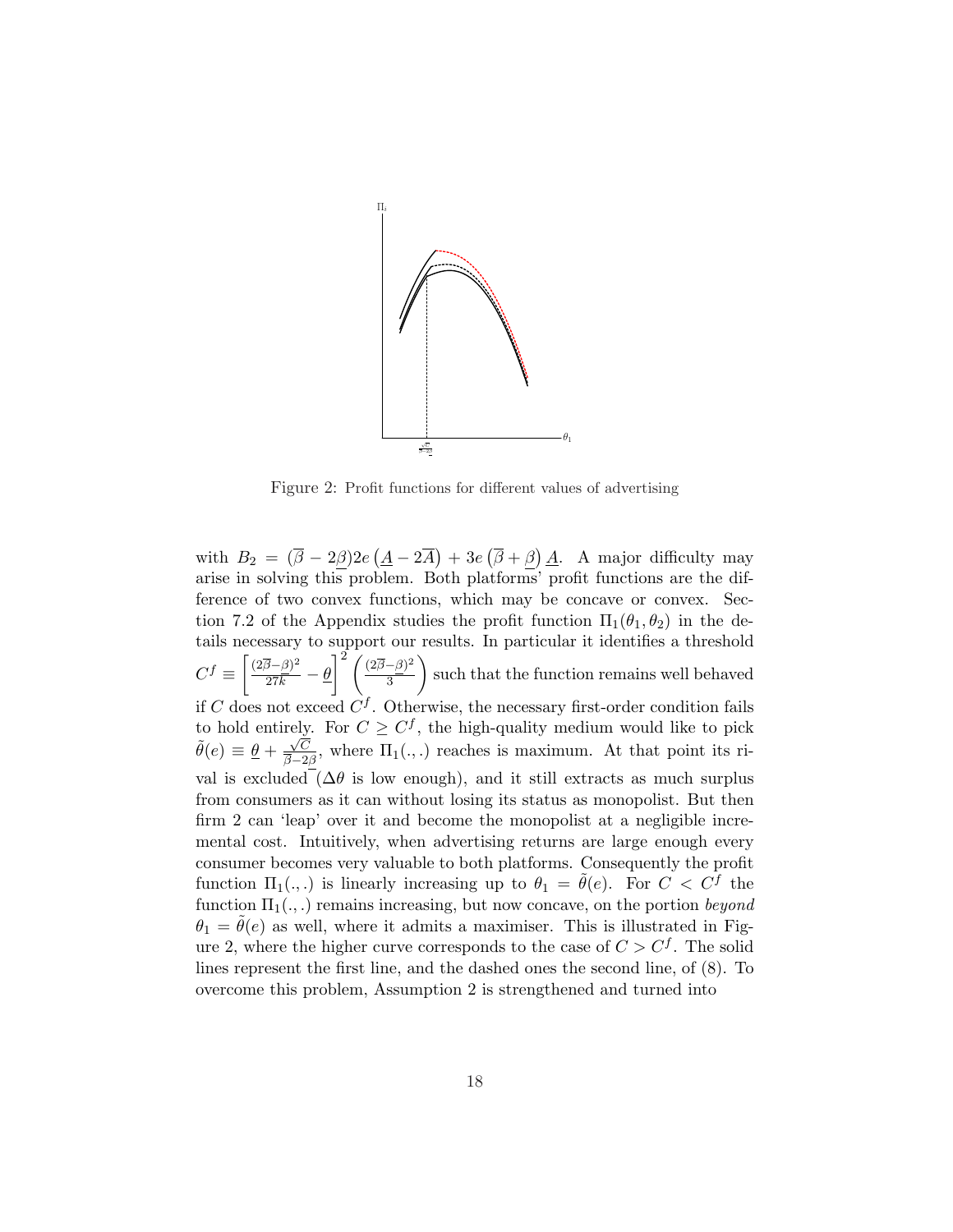Figure 2: Profit functions for different values of advertising

with $B_2 = (\overline{\beta} - 2\underline{\beta})2e\left(\underline{A} - 2\overline{A}\right) + 3e\left(\overline{\beta} + \underline{\beta}\right)\underline{A}$. A major difficulty may arise in solving this problem. Both platforms' profit functions are the difference of two convex functions, which may be concave or convex. Section 7.2 of the Appendix studies the profit function $\Pi_1(\theta_1, \theta_2)$ in the details necessary to support our results. In particular it identifies a threshold $C^f \equiv \left[\frac{(2\overline{\beta}-\underline{\beta})^2}{27k} - \underline{\theta}\right]^2 \left(\frac{(2\overline{\beta}-\underline{\beta})^2}{3}\right)$ such that the function remains well behaved if $C$ does not exceed $C^f$. Otherwise, the necessary first-order condition fails to hold entirely. For $C \geq C^f$, the high-quality medium would like to pick $\tilde{\theta}(e) \equiv \underline{\theta} + \frac{\sqrt{C}}{\overline{\beta}-2\underline{\beta}}$, where $\Pi_1(.,.)$ reaches is maximum. At that point its rival is excluded ($\Delta\theta$ is low enough), and it still extracts as much surplus from consumers as it can without losing its status as monopolist. But then firm 2 can 'leap' over it and become the monopolist at a negligible incremental cost. Intuitively, when advertising returns are large enough every consumer becomes very valuable to both platforms. Consequently the profit function $\Pi_1(.,.)$ is linearly increasing up to $\theta_1 = \tilde{\theta}(e)$. For $C < C^f$ the function $\Pi_1(.,.)$ remains increasing, but now concave, on the portion *beyond* $\theta_1 = \tilde{\theta}(e)$ as well, where it admits a maximiser. This is illustrated in Figure 2, where the higher curve corresponds to the case of $C > C^f$. The solid lines represent the first line, and the dashed ones the second line, of (8). To overcome this problem, Assumption 2 is strengthened and turned into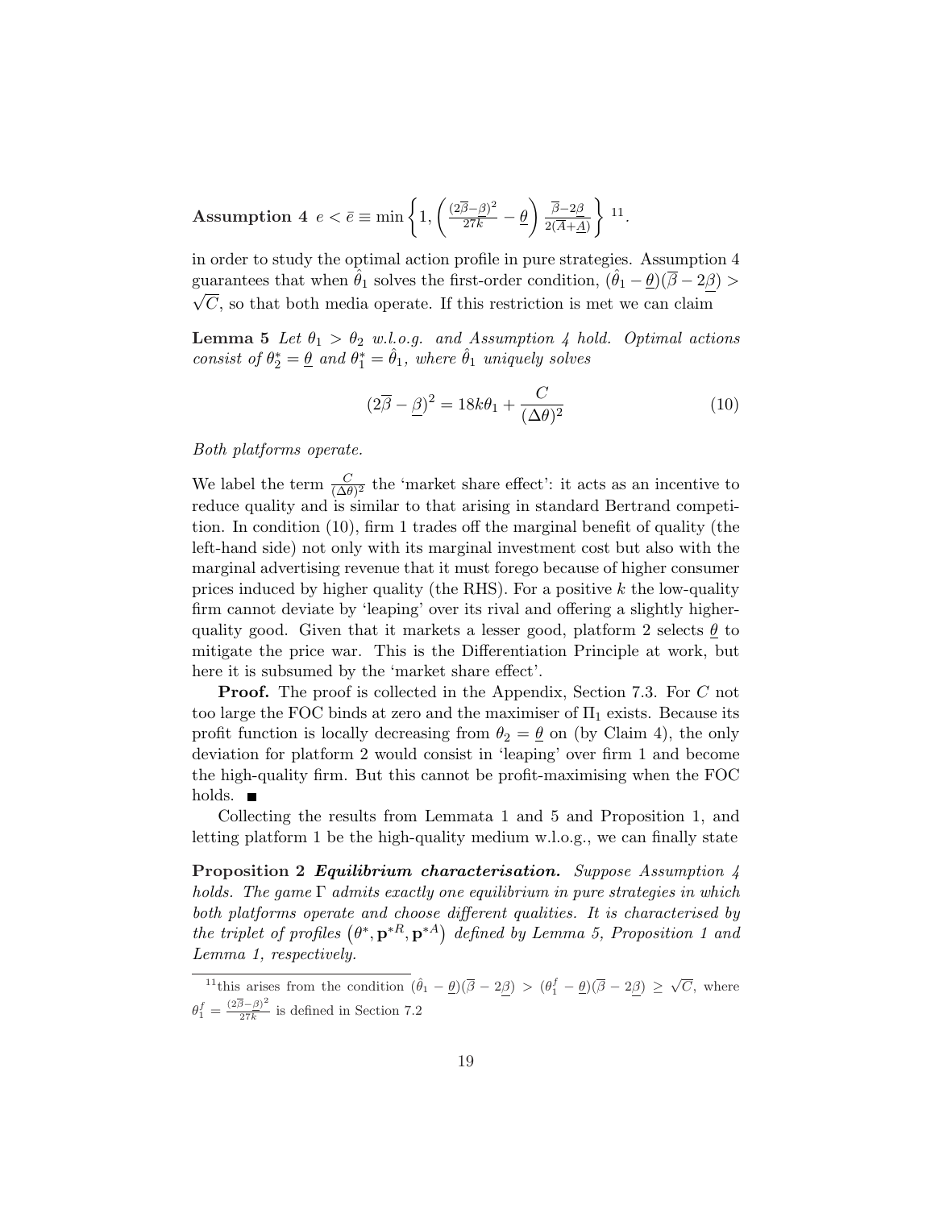**Assumption 4** $e < \bar{e} \equiv \min\left\{1, \left(\frac{(2\overline{\beta}-\underline{\beta})^2}{27k} - \underline{\theta}\right)\frac{\overline{\beta}-2\underline{\beta}}{2(\overline{A}+\underline{A})}\right\}$ [11].

in order to study the optimal action profile in pure strategies. Assumption 4 guarantees that when $\hat{\theta}_1$ solves the first-order condition, $(\hat{\theta}_1 - \underline{\theta})(\overline{\beta} - 2\underline{\beta}) > \sqrt{C}$, so that both media operate. If this restriction is met we can claim

**Lemma 5** *Let $\theta_1 > \theta_2$ w.l.o.g. and Assumption 4 hold. Optimal actions consist of $\theta_2^* = \underline{\theta}$ and $\theta_1^* = \hat{\theta}_1$, where $\hat{\theta}_1$ uniquely solves*

$$(2\overline{\beta} - \underline{\beta})^2 = 18k\theta_1 + \frac{C}{(\Delta\theta)^2} \tag{10}$$

*Both platforms operate.*

We label the term $\frac{C}{(\Delta\theta)^2}$ the 'market share effect': it acts as an incentive to reduce quality and is similar to that arising in standard Bertrand competition. In condition (10), firm 1 trades off the marginal benefit of quality (the left-hand side) not only with its marginal investment cost but also with the marginal advertising revenue that it must forego because of higher consumer prices induced by higher quality (the RHS). For a positive $k$ the low-quality firm cannot deviate by 'leaping' over its rival and offering a slightly higher-quality good. Given that it markets a lesser good, platform 2 selects $\underline{\theta}$ to mitigate the price war. This is the Differentiation Principle at work, but here it is subsumed by the 'market share effect'.

**Proof.** The proof is collected in the Appendix, Section 7.3. For $C$ not too large the FOC binds at zero and the maximiser of $\Pi_1$ exists. Because its profit function is locally decreasing from $\theta_2 = \underline{\theta}$ on (by Claim 4), the only deviation for platform 2 would consist in 'leaping' over firm 1 and become the high-quality firm. But this cannot be profit-maximising when the FOC holds. ■

Collecting the results from Lemmata 1 and 5 and Proposition 1, and letting platform 1 be the high-quality medium w.l.o.g., we can finally state

**Proposition 2** ***Equilibrium characterisation.*** *Suppose Assumption 4 holds. The game $\Gamma$ admits exactly one equilibrium in pure strategies in which both platforms operate and choose different qualities. It is characterised by the triplet of profiles $\left(\theta^*, \mathbf{p}^{*R}, \mathbf{p}^{*A}\right)$ defined by Lemma 5, Proposition 1 and Lemma 1, respectively.*

---

[11] this arises from the condition $(\hat{\theta}_1 - \underline{\theta})(\overline{\beta} - 2\underline{\beta}) > (\theta_1^f - \underline{\theta})(\overline{\beta} - 2\underline{\beta}) \geq \sqrt{C}$, where $\theta_1^f = \frac{(2\overline{\beta}-\underline{\beta})^2}{27k}$ is defined in Section 7.2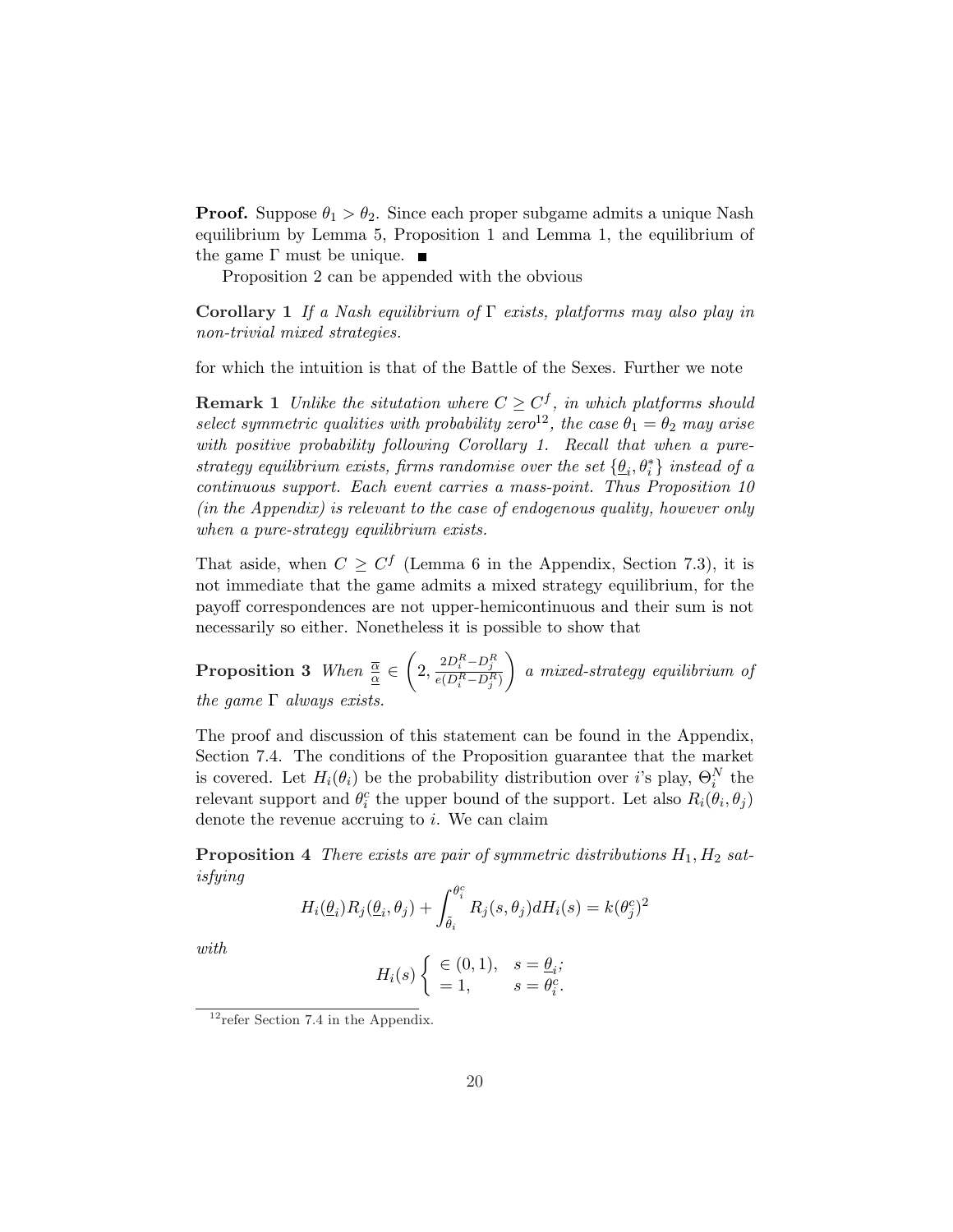**Proof.** Suppose $\theta_1 > \theta_2$. Since each proper subgame admits a unique Nash equilibrium by Lemma 5, Proposition 1 and Lemma 1, the equilibrium of the game $\Gamma$ must be unique. ■

Proposition 2 can be appended with the obvious

**Corollary 1** *If a Nash equilibrium of $\Gamma$ exists, platforms may also play in non-trivial mixed strategies.*

for which the intuition is that of the Battle of the Sexes. Further we note

**Remark 1** *Unlike the situtation where $C \geq C^f$, in which platforms should select symmetric qualities with probability zero*[12]*, the case $\theta_1 = \theta_2$ may arise with positive probability following Corollary 1. Recall that when a pure-strategy equilibrium exists, firms randomise over the set $\{\underline{\theta}_i, \theta_i^*\}$ instead of a continuous support. Each event carries a mass-point. Thus Proposition 10 (in the Appendix) is relevant to the case of endogenous quality, however only when a pure-strategy equilibrium exists.*

That aside, when $C \geq C^f$ (Lemma 6 in the Appendix, Section 7.3), it is not immediate that the game admits a mixed strategy equilibrium, for the payoff correspondences are not upper-hemicontinuous and their sum is not necessarily so either. Nonetheless it is possible to show that

**Proposition 3** *When $\frac{\overline{\alpha}}{\underline{\alpha}} \in \left(2, \frac{2D_i^R - D_j^R}{e(D_i^R - D_j^R)}\right)$ a mixed-strategy equilibrium of the game $\Gamma$ always exists.*

The proof and discussion of this statement can be found in the Appendix, Section 7.4. The conditions of the Proposition guarantee that the market is covered. Let $H_i(\theta_i)$ be the probability distribution over $i$'s play, $\Theta_i^N$ the relevant support and $\theta_i^c$ the upper bound of the support. Let also $R_i(\theta_i, \theta_j)$ denote the revenue accruing to $i$. We can claim

**Proposition 4** *There exists are pair of symmetric distributions $H_1, H_2$ satisfying*

$$H_i(\underline{\theta}_i)R_j(\underline{\theta}_i, \theta_j) + \int_{\tilde{\theta}_i}^{\theta_i^c} R_j(s, \theta_j) dH_i(s) = k(\theta_j^c)^2$$

*with*

$$H_i(s) \begin{cases} \in (0,1), & s = \underline{\theta}_i; \\ = 1, & s = \theta_i^c. \end{cases}$$

[12] refer Section 7.4 in the Appendix.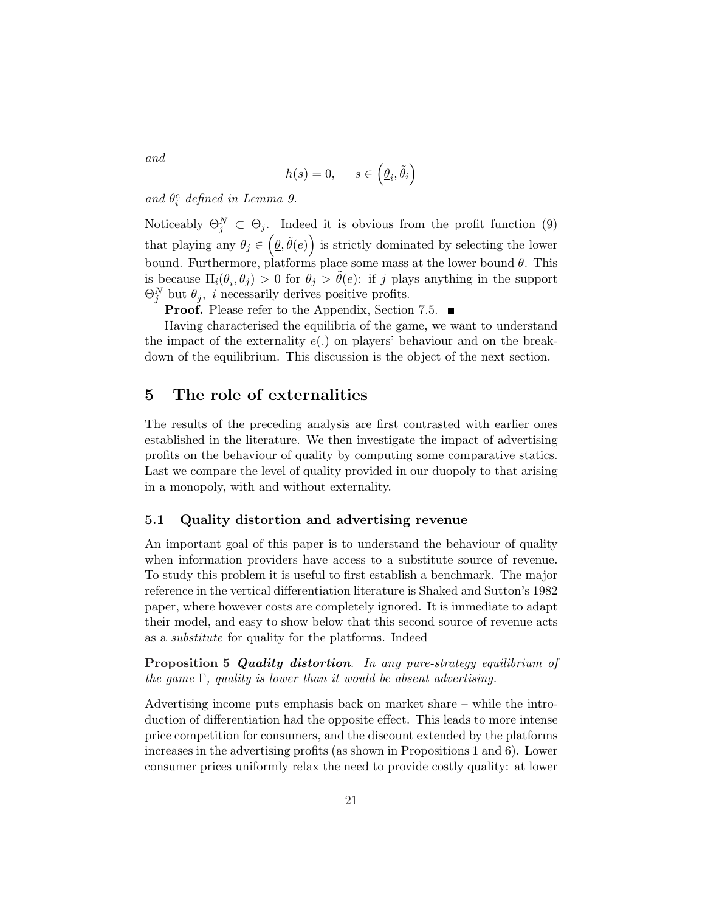*and*

$$h(s) = 0, \qquad s \in \left(\underline{\theta}_i, \tilde{\theta}_i\right)$$

*and* $\theta_i^c$ *defined in Lemma 9.*

Noticeably $\Theta_j^N \subset \Theta_j$. Indeed it is obvious from the profit function (9) that playing any $\theta_j \in \left(\underline{\theta}, \tilde{\theta}(e)\right)$ is strictly dominated by selecting the lower bound. Furthermore, platforms place some mass at the lower bound $\underline{\theta}$. This is because $\Pi_i(\underline{\theta}_i, \theta_j) > 0$ for $\theta_j > \tilde{\theta}(e)$: if $j$ plays anything in the support $\Theta_j^N$ but $\underline{\theta}_j$, $i$ necessarily derives positive profits.

**Proof.** Please refer to the Appendix, Section 7.5. ■

Having characterised the equilibria of the game, we want to understand the impact of the externality $e(.)$ on players' behaviour and on the breakdown of the equilibrium. This discussion is the object of the next section.

# 5 The role of externalities

The results of the preceding analysis are first contrasted with earlier ones established in the literature. We then investigate the impact of advertising profits on the behaviour of quality by computing some comparative statics. Last we compare the level of quality provided in our duopoly to that arising in a monopoly, with and without externality.

## 5.1 Quality distortion and advertising revenue

An important goal of this paper is to understand the behaviour of quality when information providers have access to a substitute source of revenue. To study this problem it is useful to first establish a benchmark. The major reference in the vertical differentiation literature is Shaked and Sutton's 1982 paper, where however costs are completely ignored. It is immediate to adapt their model, and easy to show below that this second source of revenue acts as a *substitute* for quality for the platforms. Indeed

**Proposition 5** ***Quality distortion****. In any pure-strategy equilibrium of the game $\Gamma$, quality is lower than it would be absent advertising.*

Advertising income puts emphasis back on market share – while the introduction of differentiation had the opposite effect. This leads to more intense price competition for consumers, and the discount extended by the platforms increases in the advertising profits (as shown in Propositions 1 and 6). Lower consumer prices uniformly relax the need to provide costly quality: at lower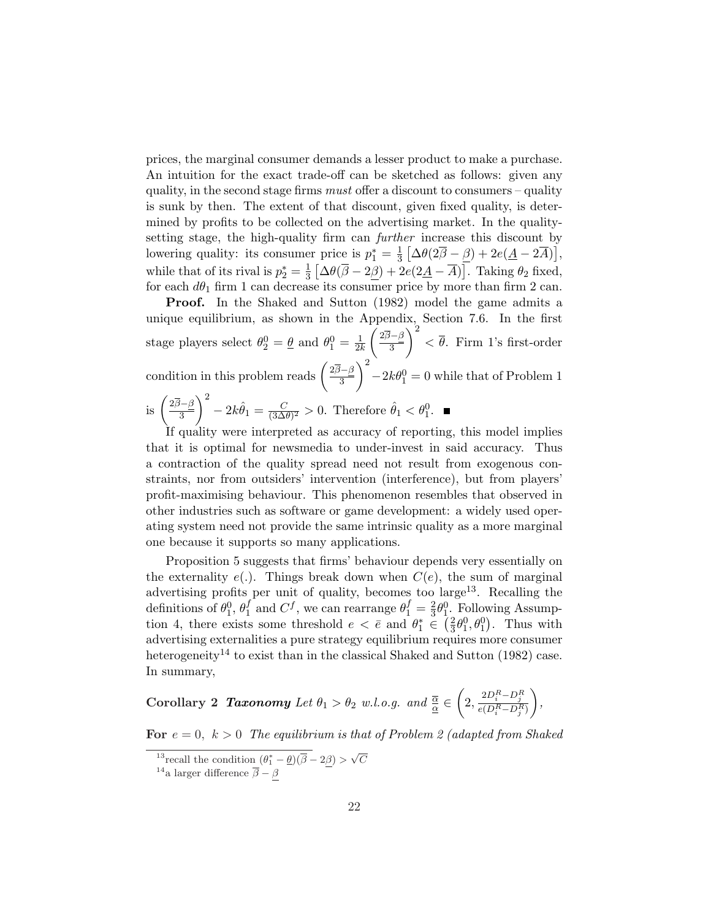prices, the marginal consumer demands a lesser product to make a purchase. An intuition for the exact trade-off can be sketched as follows: given any quality, in the second stage firms *must* offer a discount to consumers – quality is sunk by then. The extent of that discount, given fixed quality, is determined by profits to be collected on the advertising market. In the quality-setting stage, the high-quality firm can *further* increase this discount by lowering quality: its consumer price is $p_1^* = \frac{1}{3}\left[\Delta\theta(2\overline{\beta} - \underline{\beta}) + 2e(\underline{A} - 2\overline{A})\right]$, while that of its rival is $p_2^* = \frac{1}{3}\left[\Delta\theta(\overline{\beta} - 2\underline{\beta}) + 2e(2\underline{A} - \overline{A})\right]$. Taking $\theta_2$ fixed, for each $d\theta_1$ firm 1 can decrease its consumer price by more than firm 2 can.

**Proof.** In the Shaked and Sutton (1982) model the game admits a unique equilibrium, as shown in the Appendix, Section 7.6. In the first stage players select $\theta_2^0 = \underline{\theta}$ and $\theta_1^0 = \frac{1}{2k}\left(\frac{2\overline{\beta}-\underline{\beta}}{3}\right)^2 < \overline{\theta}$. Firm 1's first-order condition in this problem reads $\left(\frac{2\overline{\beta}-\underline{\beta}}{3}\right)^2 - 2k\theta_1^0 = 0$ while that of Problem 1 is $\left(\frac{2\overline{\beta}-\underline{\beta}}{3}\right)^2 - 2k\hat{\theta}_1 = \frac{C}{(3\Delta\theta)^2} > 0$. Therefore $\hat{\theta}_1 < \theta_1^0$. ■

If quality were interpreted as accuracy of reporting, this model implies that it is optimal for newsmedia to under-invest in said accuracy. Thus a contraction of the quality spread need not result from exogenous constraints, nor from outsiders' intervention (interference), but from players' profit-maximising behaviour. This phenomenon resembles that observed in other industries such as software or game development: a widely used operating system need not provide the same intrinsic quality as a more marginal one because it supports so many applications.

Proposition 5 suggests that firms' behaviour depends very essentially on the externality $e(.)$. Things break down when $C(e)$, the sum of marginal advertising profits per unit of quality, becomes too large[13]. Recalling the definitions of $\theta_1^0$, $\theta_1^f$ and $C^f$, we can rearrange $\theta_1^f = \frac{2}{3}\theta_1^0$. Following Assumption 4, there exists some threshold $e < \bar{e}$ and $\theta_1^* \in \left(\frac{2}{3}\theta_1^0, \theta_1^0\right)$. Thus with advertising externalities a pure strategy equilibrium requires more consumer heterogeneity[14] to exist than in the classical Shaked and Sutton (1982) case. In summary,

**Corollary 2** ***Taxonomy*** *Let $\theta_1 > \theta_2$ w.l.o.g. and $\frac{\overline{\alpha}}{\underline{\alpha}} \in \left(2, \frac{2D_i^R - D_j^R}{e(D_i^R - D_j^R)}\right)$,*

**For** $e = 0,\ k > 0$ *The equilibrium is that of Problem 2 (adapted from Shaked*

[13] recall the condition $(\theta_1^* - \underline{\theta})(\overline{\beta} - 2\underline{\beta}) > \sqrt{C}$

[14] a larger difference $\overline{\beta} - \underline{\beta}$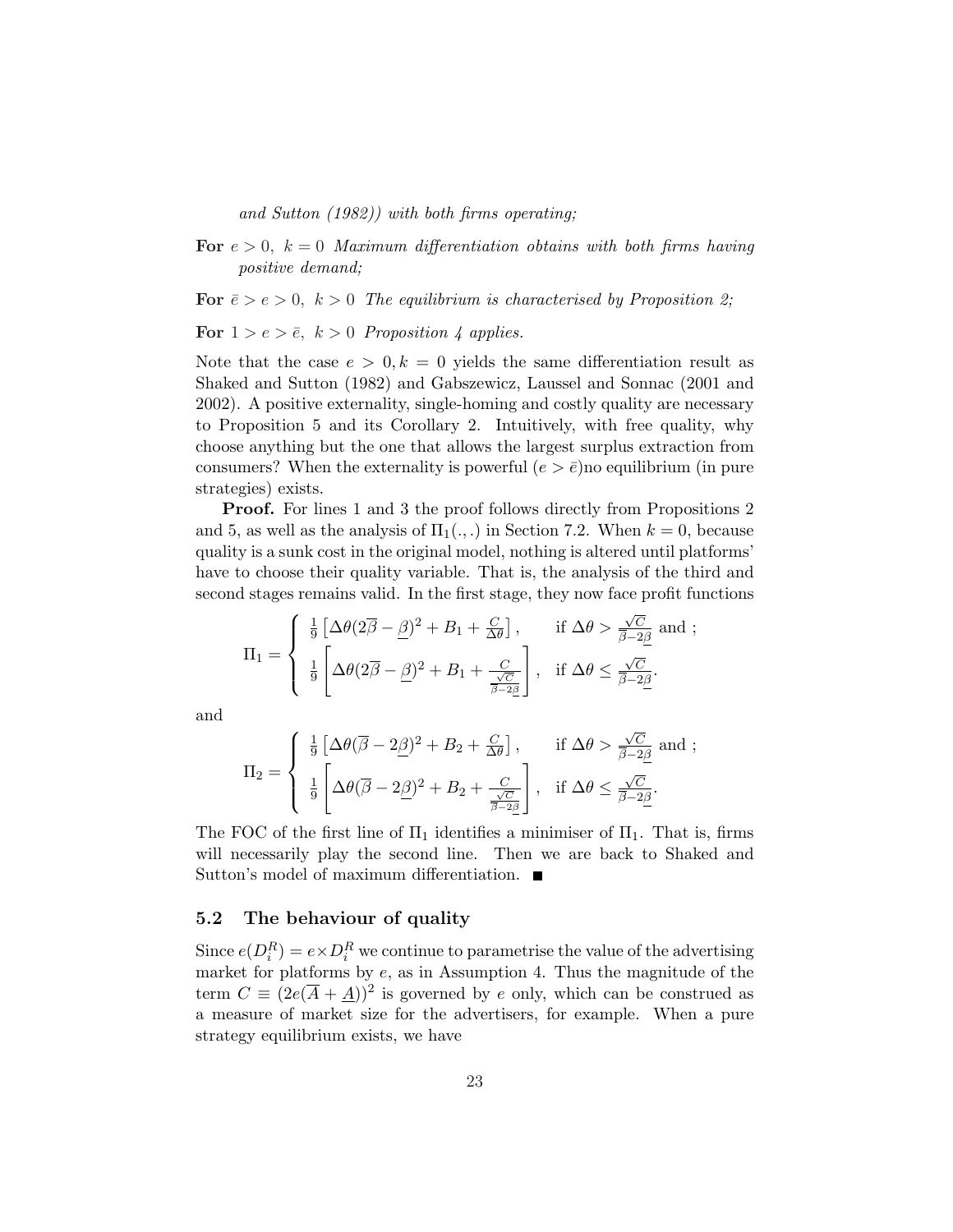*and Sutton (1982)) with both firms operating;*

**For** $e > 0,\ k = 0$ *Maximum differentiation obtains with both firms having positive demand;*

**For** $\bar{e} > e > 0,\ k > 0$ *The equilibrium is characterised by Proposition 2;*

**For** $1 > e > \bar{e},\ k > 0$ *Proposition 4 applies.*

Note that the case $e > 0, k = 0$ yields the same differentiation result as Shaked and Sutton (1982) and Gabszewicz, Laussel and Sonnac (2001 and 2002). A positive externality, single-homing and costly quality are necessary to Proposition 5 and its Corollary 2. Intuitively, with free quality, why choose anything but the one that allows the largest surplus extraction from consumers? When the externality is powerful ($e > \bar{e}$)no equilibrium (in pure strategies) exists.

**Proof.** For lines 1 and 3 the proof follows directly from Propositions 2 and 5, as well as the analysis of $\Pi_1(.,.)$ in Section 7.2. When $k = 0$, because quality is a sunk cost in the original model, nothing is altered until platforms' have to choose their quality variable. That is, the analysis of the third and second stages remains valid. In the first stage, they now face profit functions

$$\Pi_1 = \begin{cases} \frac{1}{9}\left[\Delta\theta(2\overline{\beta} - \underline{\beta})^2 + B_1 + \frac{C}{\Delta\theta}\right], & \text{if } \Delta\theta > \frac{\sqrt{C}}{\overline{\beta}-2\underline{\beta}} \text{ and ;} \\ \frac{1}{9}\left[\Delta\theta(2\overline{\beta} - \underline{\beta})^2 + B_1 + \frac{C}{\frac{\sqrt{C}}{\overline{\beta}-2\underline{\beta}}}\right], & \text{if } \Delta\theta \leq \frac{\sqrt{C}}{\overline{\beta}-2\underline{\beta}}. \end{cases}$$

and

$$\Pi_2 = \begin{cases} \frac{1}{9}\left[\Delta\theta(\overline{\beta} - 2\underline{\beta})^2 + B_2 + \frac{C}{\Delta\theta}\right], & \text{if } \Delta\theta > \frac{\sqrt{C}}{\overline{\beta}-2\underline{\beta}} \text{ and ;} \\ \frac{1}{9}\left[\Delta\theta(\overline{\beta} - 2\underline{\beta})^2 + B_2 + \frac{C}{\frac{\sqrt{C}}{\overline{\beta}-2\underline{\beta}}}\right], & \text{if } \Delta\theta \leq \frac{\sqrt{C}}{\overline{\beta}-2\underline{\beta}}. \end{cases}$$

The FOC of the first line of $\Pi_1$ identifies a minimiser of $\Pi_1$. That is, firms will necessarily play the second line. Then we are back to Shaked and Sutton's model of maximum differentiation. ∎

## 5.2 The behaviour of quality

Since $e(D_i^R) = e \times D_i^R$ we continue to parametrise the value of the advertising market for platforms by $e$, as in Assumption 4. Thus the magnitude of the term $C \equiv (2e(\overline{A} + \underline{A}))^2$ is governed by $e$ only, which can be construed as a measure of market size for the advertisers, for example. When a pure strategy equilibrium exists, we have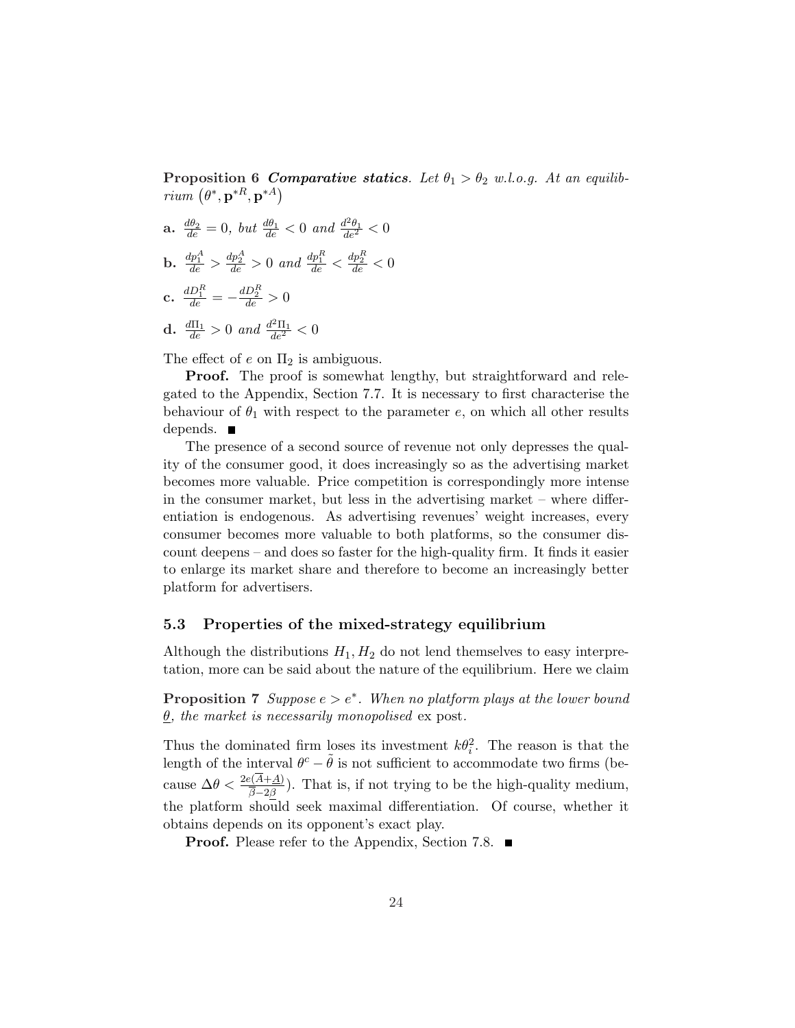**Proposition 6** ***Comparative statics***. *Let $\theta_1 > \theta_2$ w.l.o.g. At an equilibrium $\left(\theta^*, \mathbf{p}^{*R}, \mathbf{p}^{*A}\right)$*

**a.** $\frac{d\theta_2}{de} = 0$, *but* $\frac{d\theta_1}{de} < 0$ *and* $\frac{d^2\theta_1}{de^2} < 0$

**b.** $\frac{dp_1^A}{de} > \frac{dp_2^A}{de} > 0$ *and* $\frac{dp_1^R}{de} < \frac{dp_2^R}{de} < 0$

**c.** $\frac{dD_1^R}{de} = -\frac{dD_2^R}{de} > 0$

**d.** $\frac{d\Pi_1}{de} > 0$ *and* $\frac{d^2\Pi_1}{de^2} < 0$

The effect of $e$ on $\Pi_2$ is ambiguous.

**Proof.** The proof is somewhat lengthy, but straightforward and relegated to the Appendix, Section 7.7. It is necessary to first characterise the behaviour of $\theta_1$ with respect to the parameter $e$, on which all other results depends. ■

The presence of a second source of revenue not only depresses the quality of the consumer good, it does increasingly so as the advertising market becomes more valuable. Price competition is correspondingly more intense in the consumer market, but less in the advertising market – where differentiation is endogenous. As advertising revenues' weight increases, every consumer becomes more valuable to both platforms, so the consumer discount deepens – and does so faster for the high-quality firm. It finds it easier to enlarge its market share and therefore to become an increasingly better platform for advertisers.

## 5.3 Properties of the mixed-strategy equilibrium

Although the distributions $H_1, H_2$ do not lend themselves to easy interpretation, more can be said about the nature of the equilibrium. Here we claim

**Proposition 7** *Suppose $e > e^*$. When no platform plays at the lower bound $\underline{\theta}$, the market is necessarily monopolised* ex post.

Thus the dominated firm loses its investment $k\theta_i^2$. The reason is that the length of the interval $\theta^c - \tilde{\theta}$ is not sufficient to accommodate two firms (because $\Delta\theta < \frac{2e(\overline{A}+\underline{A})}{\overline{\beta}-2\underline{\beta}}$). That is, if not trying to be the high-quality medium, the platform should seek maximal differentiation. Of course, whether it obtains depends on its opponent's exact play.

**Proof.** Please refer to the Appendix, Section 7.8. ■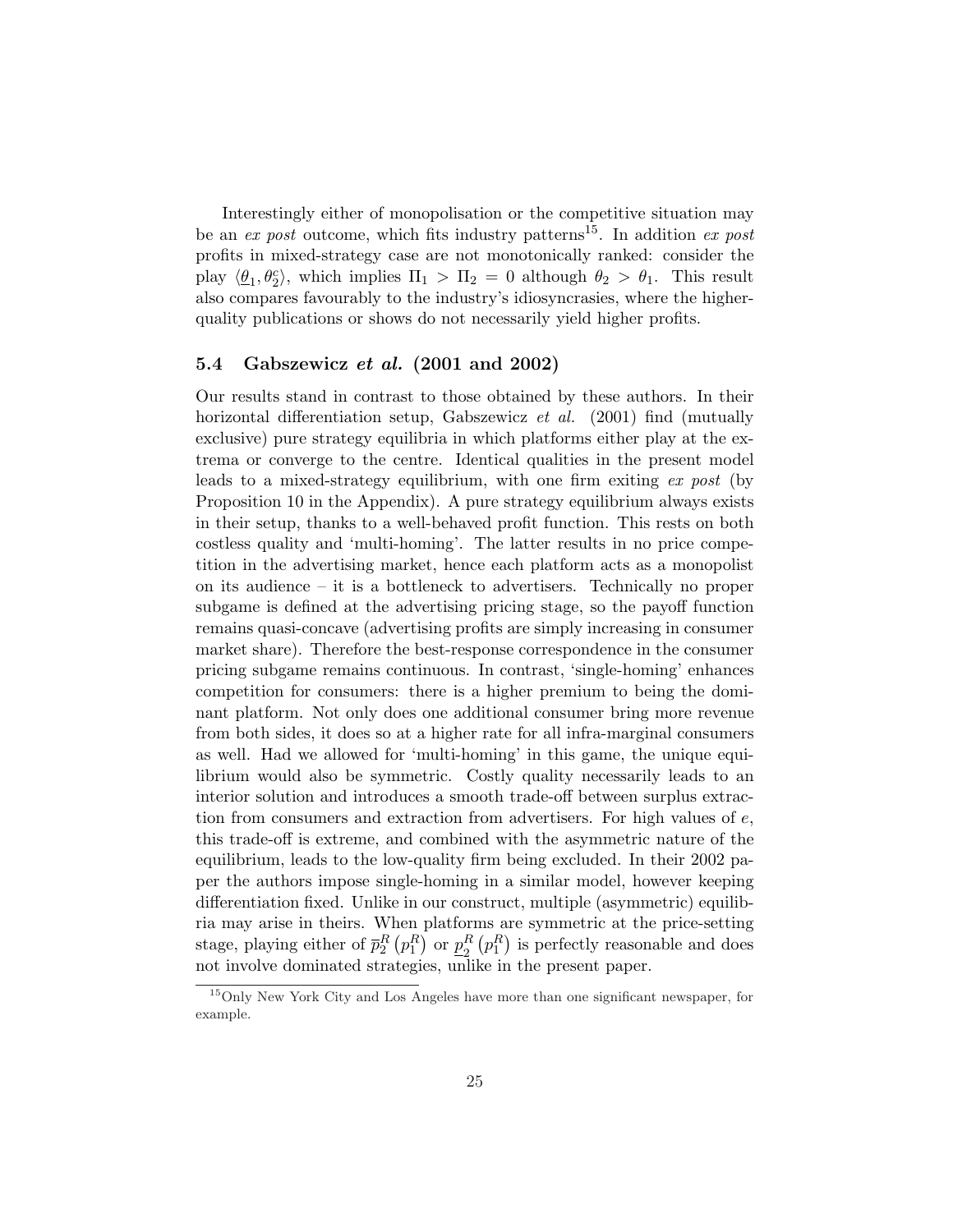Interestingly either of monopolisation or the competitive situation may be an *ex post* outcome, which fits industry patterns[15]. In addition *ex post* profits in mixed-strategy case are not monotonically ranked: consider the play $\langle \underline{\theta}_1, \theta_2^c \rangle$, which implies $\Pi_1 > \Pi_2 = 0$ although $\theta_2 > \theta_1$. This result also compares favourably to the industry's idiosyncracies, where the higher-quality publications or shows do not necessarily yield higher profits.

### 5.4 Gabszewicz *et al.* (2001 and 2002)

Our results stand in contrast to those obtained by these authors. In their horizontal differentiation setup, Gabszewicz *et al.* (2001) find (mutually exclusive) pure strategy equilibria in which platforms either play at the extrema or converge to the centre. Identical qualities in the present model leads to a mixed-strategy equilibrium, with one firm exiting *ex post* (by Proposition 10 in the Appendix). A pure strategy equilibrium always exists in their setup, thanks to a well-behaved profit function. This rests on both costless quality and 'multi-homing'. The latter results in no price competition in the advertising market, hence each platform acts as a monopolist on its audience – it is a bottleneck to advertisers. Technically no proper subgame is defined at the advertising pricing stage, so the payoff function remains quasi-concave (advertising profits are simply increasing in consumer market share). Therefore the best-response correspondence in the consumer pricing subgame remains continuous. In contrast, 'single-homing' enhances competition for consumers: there is a higher premium to being the dominant platform. Not only does one additional consumer bring more revenue from both sides, it does so at a higher rate for all infra-marginal consumers as well. Had we allowed for 'multi-homing' in this game, the unique equilibrium would also be symmetric. Costly quality necessarily leads to an interior solution and introduces a smooth trade-off between surplus extraction from consumers and extraction from advertisers. For high values of $e$, this trade-off is extreme, and combined with the asymmetric nature of the equilibrium, leads to the low-quality firm being excluded. In their 2002 paper the authors impose single-homing in a similar model, however keeping differentiation fixed. Unlike in our construct, multiple (asymmetric) equilibria may arise in theirs. When platforms are symmetric at the price-setting stage, playing either of $\overline{p}_2^R\left(p_1^R\right)$ or $\underline{p}_2^R\left(p_1^R\right)$ is perfectly reasonable and does not involve dominated strategies, unlike in the present paper.

[15]Only New York City and Los Angeles have more than one significant newspaper, for example.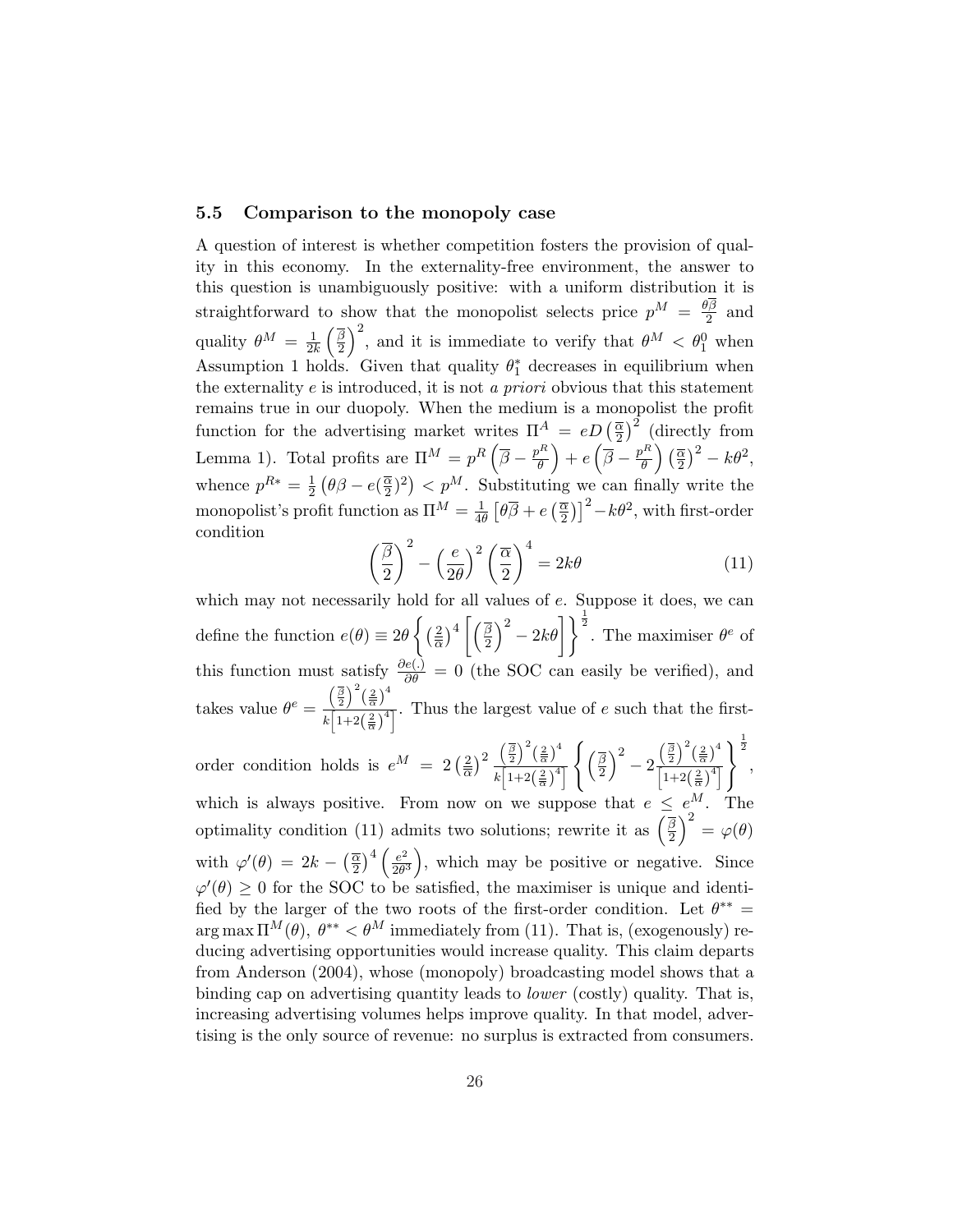### 5.5 Comparison to the monopoly case

A question of interest is whether competition fosters the provision of quality in this economy. In the externality-free environment, the answer to this question is unambiguously positive: with a uniform distribution it is straightforward to show that the monopolist selects price $p^M = \frac{\theta\overline{\beta}}{2}$ and quality $\theta^M = \frac{1}{2k}\left(\frac{\overline{\beta}}{2}\right)^2$, and it is immediate to verify that $\theta^M < \theta_1^0$ when Assumption 1 holds. Given that quality $\theta_1^*$ decreases in equilibrium when the externality $e$ is introduced, it is not *a priori* obvious that this statement remains true in our duopoly. When the medium is a monopolist the profit function for the advertising market writes $\Pi^A = eD\left(\frac{\overline{\alpha}}{2}\right)^2$ (directly from Lemma 1). Total profits are $\Pi^M = p^R\left(\overline{\beta} - \frac{p^R}{\theta}\right) + e\left(\overline{\beta} - \frac{p^R}{\theta}\right)\left(\frac{\overline{\alpha}}{2}\right)^2 - k\theta^2$, whence $p^{R*} = \frac{1}{2}\left(\theta\beta - e(\frac{\overline{\alpha}}{2})^2\right) < p^M$. Substituting we can finally write the monopolist's profit function as $\Pi^M = \frac{1}{4\theta}\left[\theta\overline{\beta} + e\left(\frac{\overline{\alpha}}{2}\right)\right]^2 - k\theta^2$, with first-order condition

$$\left(\frac{\overline{\beta}}{2}\right)^2 - \left(\frac{e}{2\theta}\right)^2\left(\frac{\overline{\alpha}}{2}\right)^4 = 2k\theta \tag{11}$$

which may not necessarily hold for all values of $e$. Suppose it does, we can define the function $e(\theta) \equiv 2\theta\left\{\left(\frac{2}{\overline{\alpha}}\right)^4\left[\left(\frac{\overline{\beta}}{2}\right)^2 - 2k\theta\right]\right\}^{\frac{1}{2}}$. The maximiser $\theta^e$ of this function must satisfy $\frac{\partial e(.)}{\partial\theta} = 0$ (the SOC can easily be verified), and takes value $\theta^e = \frac{\left(\frac{\overline{\beta}}{2}\right)^2\left(\frac{2}{\overline{\alpha}}\right)^4}{k\left[1+2\left(\frac{2}{\overline{\alpha}}\right)^4\right]}$. Thus the largest value of $e$ such that the first-order condition holds is $e^M = 2\left(\frac{2}{\overline{\alpha}}\right)^2\frac{\left(\frac{\overline{\beta}}{2}\right)^2\left(\frac{2}{\overline{\alpha}}\right)^4}{k\left[1+2\left(\frac{2}{\overline{\alpha}}\right)^4\right]}\left\{\left(\frac{\overline{\beta}}{2}\right)^2 - 2\frac{\left(\frac{\overline{\beta}}{2}\right)^2\left(\frac{2}{\overline{\alpha}}\right)^4}{\left[1+2\left(\frac{2}{\overline{\alpha}}\right)^4\right]}\right\}^{\frac{1}{2}}$, which is always positive. From now on we suppose that $e \leq e^M$. The optimality condition (11) admits two solutions; rewrite it as $\left(\frac{\overline{\beta}}{2}\right)^2 = \varphi(\theta)$ with $\varphi'(\theta) = 2k - \left(\frac{\overline{\alpha}}{2}\right)^4\left(\frac{e^2}{2\theta^3}\right)$, which may be positive or negative. Since $\varphi'(\theta) \geq 0$ for the SOC to be satisfied, the maximiser is unique and identified by the larger of the two roots of the first-order condition. Let $\theta^{**} = \arg\max \Pi^M(\theta)$, $\theta^{**} < \theta^M$ immediately from (11). That is, (exogenously) reducing advertising opportunities would increase quality. This claim departs from Anderson (2004), whose (monopoly) broadcasting model shows that a binding cap on advertising quantity leads to *lower* (costly) quality. That is, increasing advertising volumes helps improve quality. In that model, advertising is the only source of revenue: no surplus is extracted from consumers.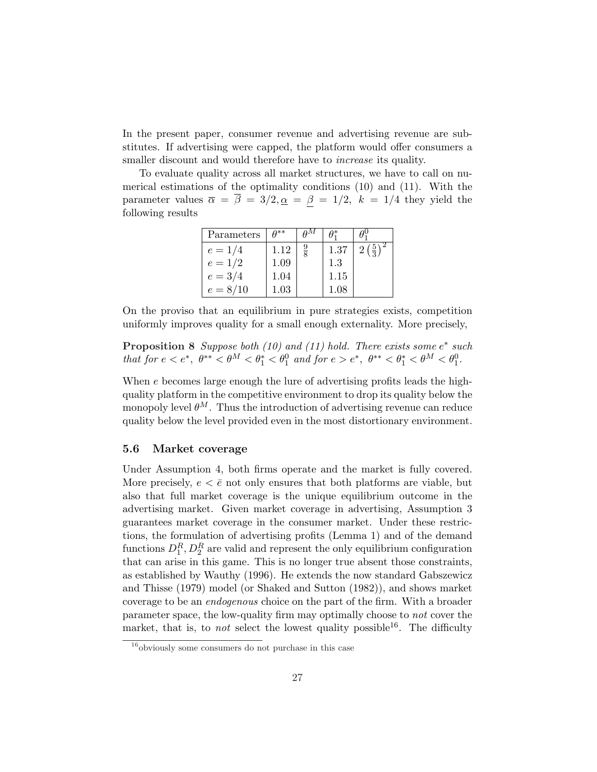In the present paper, consumer revenue and advertising revenue are substitutes. If advertising were capped, the platform would offer consumers a smaller discount and would therefore have to *increase* its quality.

To evaluate quality across all market structures, we have to call on numerical estimations of the optimality conditions (10) and (11). With the parameter values $\overline{\alpha} = \overline{\beta} = 3/2, \underline{\alpha} = \underline{\beta} = 1/2,\ k = 1/4$ they yield the following results

| Parameters | $\theta^{**}$ | $\theta^M$ | $\theta_1^*$ | $\theta_1^0$ |
|---|---|---|---|---|
| $e = 1/4$ | 1.12 | $\frac{9}{8}$ | 1.37 | $2\left(\frac{5}{3}\right)^2$ |
| $e = 1/2$ | 1.09 | | 1.3 | |
| $e = 3/4$ | 1.04 | | 1.15 | |
| $e = 8/10$ | 1.03 | | 1.08 | |

On the proviso that an equilibrium in pure strategies exists, competition uniformly improves quality for a small enough externality. More precisely,

**Proposition 8** *Suppose both (10) and (11) hold. There exists some $e^*$ such that for $e < e^*$, $\theta^{**} < \theta^M < \theta_1^* < \theta_1^0$ and for $e > e^*$, $\theta^{**} < \theta_1^* < \theta^M < \theta_1^0$.*

When $e$ becomes large enough the lure of advertising profits leads the high-quality platform in the competitive environment to drop its quality below the monopoly level $\theta^M$. Thus the introduction of advertising revenue can reduce quality below the level provided even in the most distortionary environment.

### 5.6 Market coverage

Under Assumption 4, both firms operate and the market is fully covered. More precisely, $e < \bar{e}$ not only ensures that both platforms are viable, but also that full market coverage is the unique equilibrium outcome in the advertising market. Given market coverage in advertising, Assumption 3 guarantees market coverage in the consumer market. Under these restrictions, the formulation of advertising profits (Lemma 1) and of the demand functions $D_1^R, D_2^R$ are valid and represent the only equilibrium configuration that can arise in this game. This is no longer true absent those constraints, as established by Wauthy (1996). He extends the now standard Gabszewicz and Thisse (1979) model (or Shaked and Sutton (1982)), and shows market coverage to be an *endogenous* choice on the part of the firm. With a broader parameter space, the low-quality firm may optimally choose to *not* cover the market, that is, to *not* select the lowest quality possible[16]. The difficulty

[16] obviously some consumers do not purchase in this case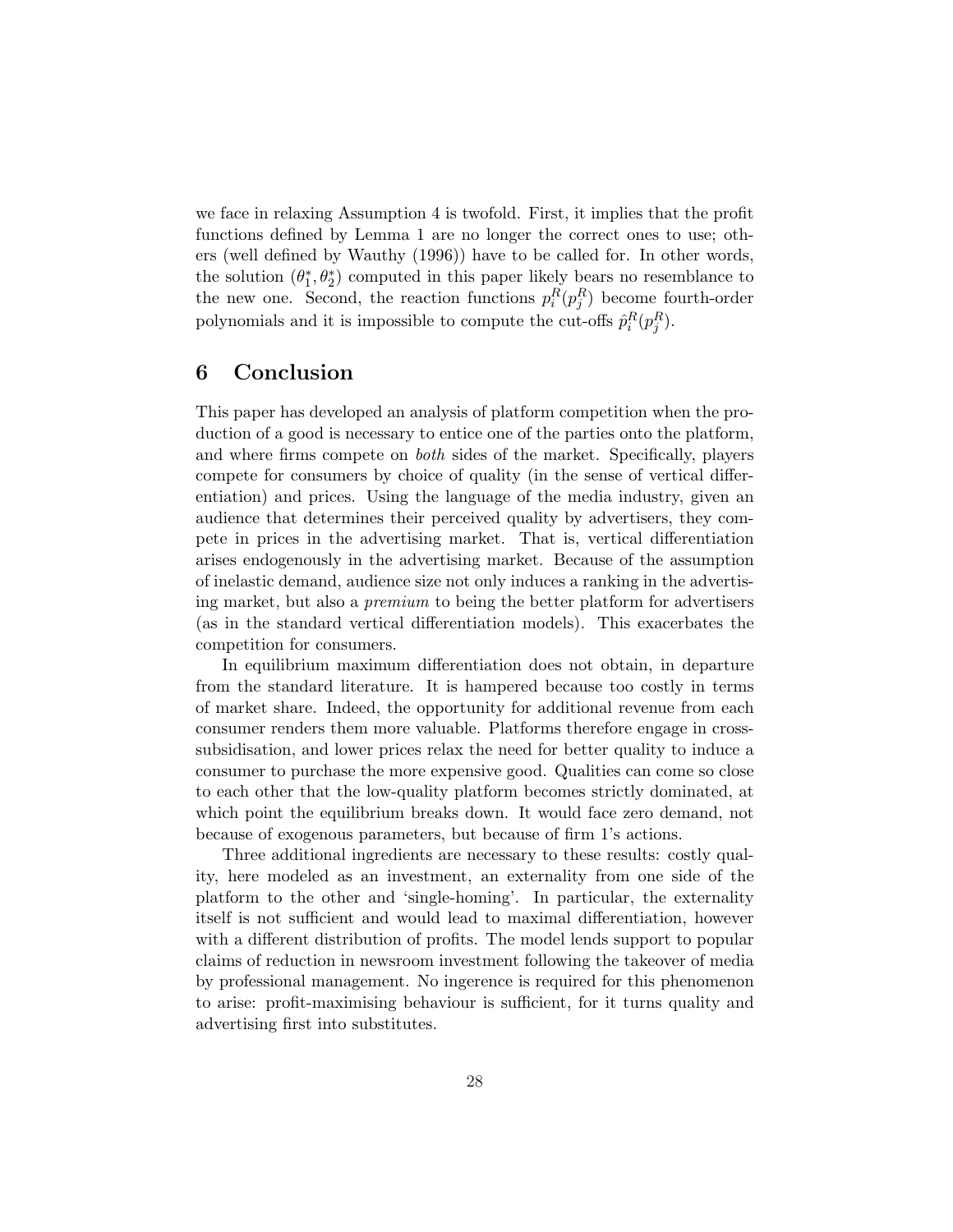we face in relaxing Assumption 4 is twofold. First, it implies that the profit functions defined by Lemma 1 are no longer the correct ones to use; others (well defined by Wauthy (1996)) have to be called for. In other words, the solution $(\theta_1^*, \theta_2^*)$ computed in this paper likely bears no resemblance to the new one. Second, the reaction functions $p_i^R(p_j^R)$ become fourth-order polynomials and it is impossible to compute the cut-offs $\hat{p}_i^R(p_j^R)$.

## 6 Conclusion

This paper has developed an analysis of platform competition when the production of a good is necessary to entice one of the parties onto the platform, and where firms compete on *both* sides of the market. Specifically, players compete for consumers by choice of quality (in the sense of vertical differentiation) and prices. Using the language of the media industry, given an audience that determines their perceived quality by advertisers, they compete in prices in the advertising market. That is, vertical differentiation arises endogenously in the advertising market. Because of the assumption of inelastic demand, audience size not only induces a ranking in the advertising market, but also a *premium* to being the better platform for advertisers (as in the standard vertical differentiation models). This exacerbates the competition for consumers.

In equilibrium maximum differentiation does not obtain, in departure from the standard literature. It is hampered because too costly in terms of market share. Indeed, the opportunity for additional revenue from each consumer renders them more valuable. Platforms therefore engage in cross-subsidisation, and lower prices relax the need for better quality to induce a consumer to purchase the more expensive good. Qualities can come so close to each other that the low-quality platform becomes strictly dominated, at which point the equilibrium breaks down. It would face zero demand, not because of exogenous parameters, but because of firm 1's actions.

Three additional ingredients are necessary to these results: costly quality, here modeled as an investment, an externality from one side of the platform to the other and 'single-homing'. In particular, the externality itself is not sufficient and would lead to maximal differentiation, however with a different distribution of profits. The model lends support to popular claims of reduction in newsroom investment following the takeover of media by professional management. No ingerence is required for this phenomenon to arise: profit-maximising behaviour is sufficient, for it turns quality and advertising first into substitutes.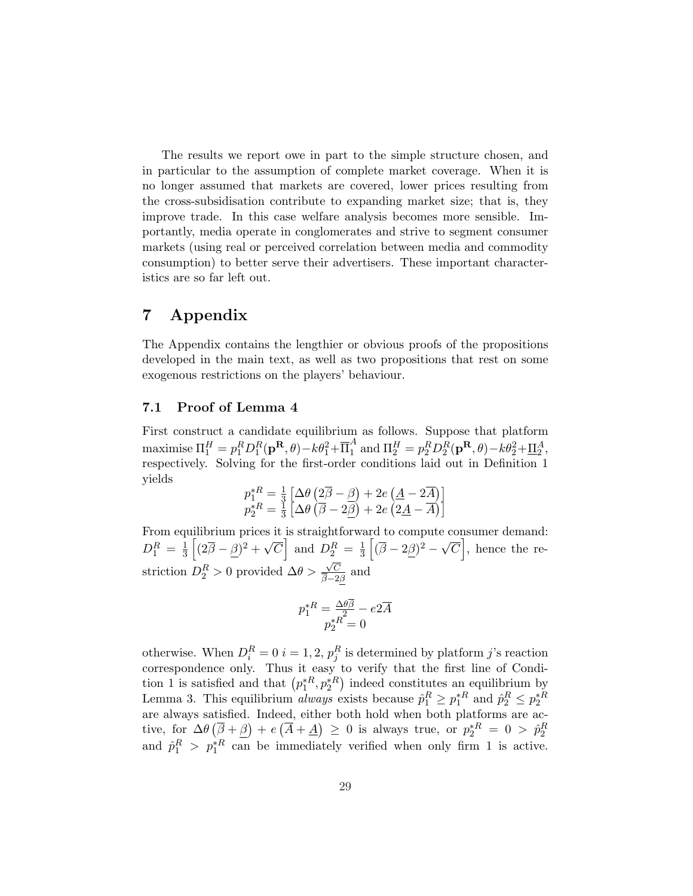The results we report owe in part to the simple structure chosen, and in particular to the assumption of complete market coverage. When it is no longer assumed that markets are covered, lower prices resulting from the cross-subsidisation contribute to expanding market size; that is, they improve trade. In this case welfare analysis becomes more sensible. Importantly, media operate in conglomerates and strive to segment consumer markets (using real or perceived correlation between media and commodity consumption) to better serve their advertisers. These important characteristics are so far left out.

# 7 Appendix

The Appendix contains the lengthier or obvious proofs of the propositions developed in the main text, as well as two propositions that rest on some exogenous restrictions on the players' behaviour.

## 7.1 Proof of Lemma 4

First construct a candidate equilibrium as follows. Suppose that platform maximise $\Pi_1^H = p_1^R D_1^R(\mathbf{p^R}, \theta) - k\theta_1^2 + \overline{\Pi}_1^A$ and $\Pi_2^H = p_2^R D_2^R(\mathbf{p^R}, \theta) - k\theta_2^2 + \underline{\Pi}_2^A$, respectively. Solving for the first-order conditions laid out in Definition 1 yields

$$p_1^{*R} = \tfrac{1}{3}\left[\Delta\theta\left(2\overline{\beta} - \underline{\beta}\right) + 2e\left(\underline{A} - 2\overline{A}\right)\right]$$
$$p_2^{*R} = \tfrac{1}{3}\left[\Delta\theta\left(\overline{\beta} - 2\underline{\beta}\right) + 2e\left(2\underline{A} - \overline{A}\right)\right]$$

From equilibrium prices it is straightforward to compute consumer demand: $D_1^R = \frac{1}{3}\left[(2\overline{\beta} - \underline{\beta})^2 + \sqrt{C}\right]$ and $D_2^R = \frac{1}{3}\left[(\overline{\beta} - 2\underline{\beta})^2 - \sqrt{C}\right]$, hence the restriction $D_2^R > 0$ provided $\Delta\theta > \frac{\sqrt{C}}{\overline{\beta} - 2\underline{\beta}}$ and

$$p_1^{*R} = \frac{\Delta\theta\overline{\beta}}{2} - e2\overline{A}$$
$$p_2^{*R} = 0$$

otherwise. When $D_i^R = 0$ $i = 1, 2$, $p_j^R$ is determined by platform $j$'s reaction correspondence only. Thus it easy to verify that the first line of Condition 1 is satisfied and that $\left(p_1^{*R}, p_2^{*R}\right)$ indeed constitutes an equilibrium by Lemma 3. This equilibrium *always* exists because $\hat{p}_1^R \geq p_1^{*R}$ and $\hat{p}_2^R \leq p_2^{*R}$ are always satisfied. Indeed, either both hold when both platforms are active, for $\Delta\theta\left(\overline{\beta} + \underline{\beta}\right) + e\left(\overline{A} + \underline{A}\right) \geq 0$ is always true, or $p_2^{*R} = 0 > \hat{p}_2^R$ and $\hat{p}_1^R > p_1^{*R}$ can be immediately verified when only firm 1 is active.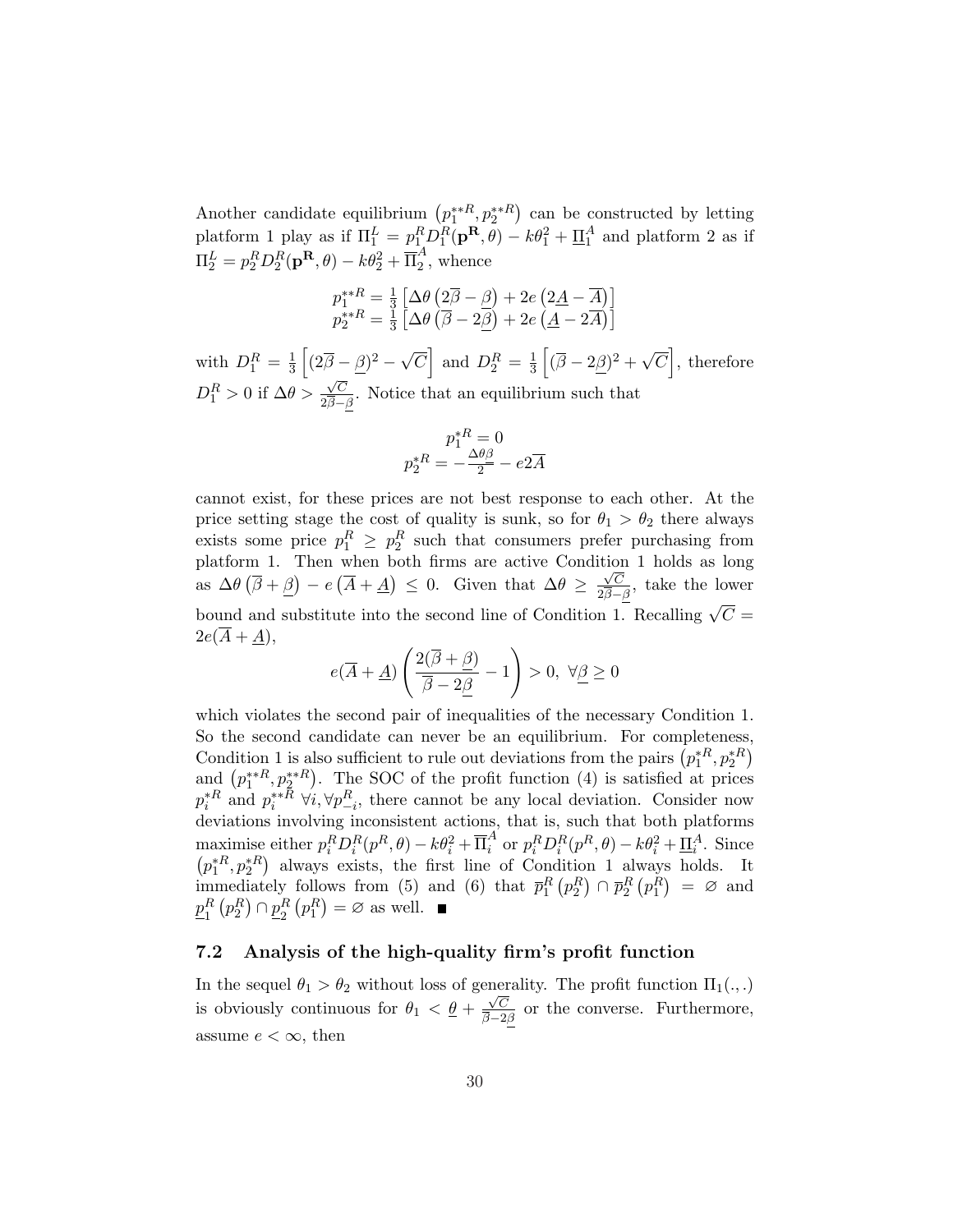Another candidate equilibrium $\left(p_1^{**R}, p_2^{**R}\right)$ can be constructed by letting platform 1 play as if $\Pi_1^L = p_1^R D_1^R(\mathbf{p^R}, \theta) - k\theta_1^2 + \underline{\Pi}_1^A$ and platform 2 as if $\Pi_2^L = p_2^R D_2^R(\mathbf{p^R}, \theta) - k\theta_2^2 + \overline{\Pi}_2^A$, whence

$$
\begin{aligned}
p_1^{**R} &= \tfrac{1}{3}\left[\Delta\theta\left(2\overline{\beta} - \underline{\beta}\right) + 2e\left(2\underline{A} - \overline{A}\right)\right] \\
p_2^{**R} &= \tfrac{1}{3}\left[\Delta\theta\left(\overline{\beta} - 2\underline{\beta}\right) + 2e\left(\underline{A} - 2\overline{A}\right)\right]
\end{aligned}
$$

with $D_1^R = \frac{1}{3}\left[(2\overline{\beta} - \underline{\beta})^2 - \sqrt{C}\right]$ and $D_2^R = \frac{1}{3}\left[(\overline{\beta} - 2\underline{\beta})^2 + \sqrt{C}\right]$, therefore $D_1^R > 0$ if $\Delta\theta > \frac{\sqrt{C}}{2\overline{\beta} - \underline{\beta}}$. Notice that an equilibrium such that

$$
\begin{aligned}
p_1^{*R} &= 0 \\
p_2^{*R} &= -\tfrac{\Delta\theta\beta}{2} - e2\overline{A}
\end{aligned}
$$

cannot exist, for these prices are not best response to each other. At the price setting stage the cost of quality is sunk, so for $\theta_1 > \theta_2$ there always exists some price $p_1^R \geq p_2^R$ such that consumers prefer purchasing from platform 1. Then when both firms are active Condition 1 holds as long as $\Delta\theta\left(\overline{\beta} + \underline{\beta}\right) - e\left(\overline{A} + \underline{A}\right) \leq 0$. Given that $\Delta\theta \geq \frac{\sqrt{C}}{2\overline{\beta} - \underline{\beta}}$, take the lower bound and substitute into the second line of Condition 1. Recalling $\sqrt{C} = 2e(\overline{A} + \underline{A})$,

$$
e(\overline{A} + \underline{A})\left(\frac{2(\overline{\beta} + \underline{\beta})}{\overline{\beta} - 2\underline{\beta}} - 1\right) > 0, \ \forall \underline{\beta} \geq 0
$$

which violates the second pair of inequalities of the necessary Condition 1. So the second candidate can never be an equilibrium. For completeness, Condition 1 is also sufficient to rule out deviations from the pairs $\left(p_1^{*R}, p_2^{*R}\right)$ and $\left(p_1^{**R}, p_2^{**R}\right)$. The SOC of the profit function (4) is satisfied at prices $p_i^{*R}$ and $p_i^{**R}$ $\forall i, \forall p_{-i}^R$, there cannot be any local deviation. Consider now deviations involving inconsistent actions, that is, such that both platforms maximise either $p_i^R D_i^R(p^R, \theta) - k\theta_i^2 + \overline{\Pi}_i^A$ or $p_i^R D_i^R(p^R, \theta) - k\theta_i^2 + \underline{\Pi}_i^A$. Since $\left(p_1^{*R}, p_2^{*R}\right)$ always exists, the first line of Condition 1 always holds. It immediately follows from (5) and (6) that $\overline{p}_1^R\left(p_2^R\right) \cap \overline{p}_2^R\left(p_1^R\right) = \varnothing$ and $\underline{p}_1^R\left(p_2^R\right) \cap \underline{p}_2^R\left(p_1^R\right) = \varnothing$ as well. ■

## 7.2 Analysis of the high-quality firm's profit function

In the sequel $\theta_1 > \theta_2$ without loss of generality. The profit function $\Pi_1(.,.)$ is obviously continuous for $\theta_1 < \underline{\theta} + \frac{\sqrt{C}}{\overline{\beta} - 2\underline{\beta}}$ or the converse. Furthermore, assume $e < \infty$, then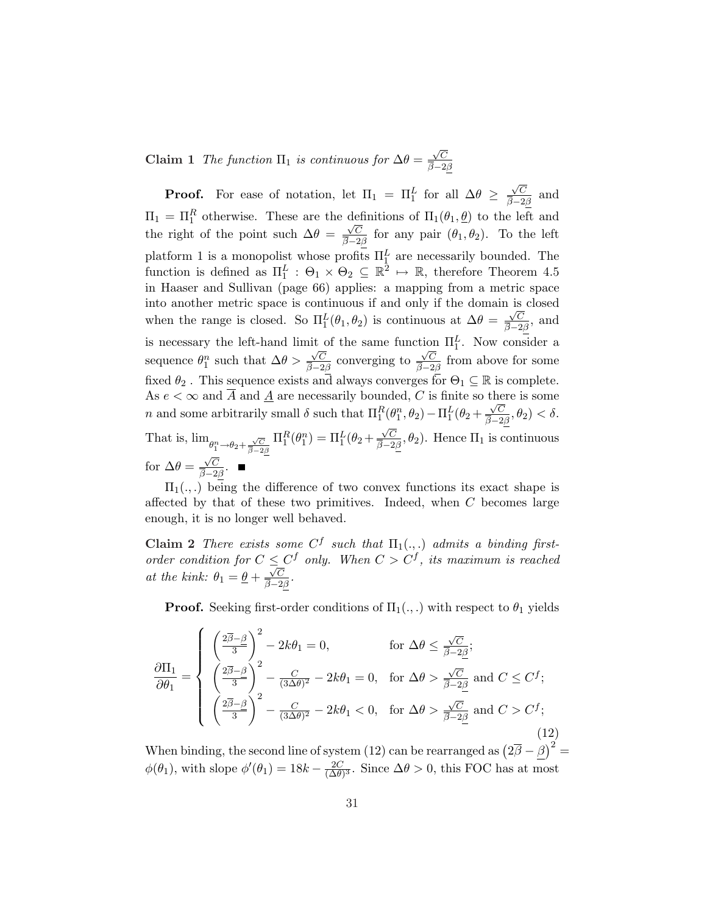**Claim 1** *The function $\Pi_1$ is continuous for $\Delta\theta = \frac{\sqrt{C}}{\overline{\beta}-2\underline{\beta}}$*

**Proof.** For ease of notation, let $\Pi_1 = \Pi_1^L$ for all $\Delta\theta \geq \frac{\sqrt{C}}{\overline{\beta}-2\underline{\beta}}$ and $\Pi_1 = \Pi_1^R$ otherwise. These are the definitions of $\Pi_1(\theta_1, \underline{\theta})$ to the left and the right of the point such $\Delta\theta = \frac{\sqrt{C}}{\overline{\beta}-2\underline{\beta}}$ for any pair $(\theta_1, \theta_2)$. To the left platform 1 is a monopolist whose profits $\Pi_1^L$ are necessarily bounded. The function is defined as $\Pi_1^L : \Theta_1 \times \Theta_2 \subseteq \mathbb{R}^2 \mapsto \mathbb{R}$, therefore Theorem 4.5 in Haaser and Sullivan (page 66) applies: a mapping from a metric space into another metric space is continuous if and only if the domain is closed when the range is closed. So $\Pi_1^L(\theta_1, \theta_2)$ is continuous at $\Delta\theta = \frac{\sqrt{C}}{\overline{\beta}-2\underline{\beta}}$, and is necessary the left-hand limit of the same function $\Pi_1^L$. Now consider a sequence $\theta_1^n$ such that $\Delta\theta > \frac{\sqrt{C}}{\overline{\beta}-2\underline{\beta}}$ converging to $\frac{\sqrt{C}}{\overline{\beta}-2\underline{\beta}}$ from above for some fixed $\theta_2$ . This sequence exists and always converges for $\Theta_1 \subseteq \mathbb{R}$ is complete. As $e < \infty$ and $\overline{A}$ and $\underline{A}$ are necessarily bounded, $C$ is finite so there is some $n$ and some arbitrarily small $\delta$ such that $\Pi_1^R(\theta_1^n, \theta_2) - \Pi_1^L(\theta_2 + \frac{\sqrt{C}}{\overline{\beta}-2\underline{\beta}}, \theta_2) < \delta$. That is, $\lim_{\theta_1^n \to \theta_2 + \frac{\sqrt{C}}{\overline{\beta}-2\underline{\beta}}} \Pi_1^R(\theta_1^n) = \Pi_1^L(\theta_2 + \frac{\sqrt{C}}{\overline{\beta}-2\underline{\beta}}, \theta_2)$. Hence $\Pi_1$ is continuous for $\Delta\theta = \frac{\sqrt{C}}{\overline{\beta}-2\underline{\beta}}$. ■

$\Pi_1(.,.)$ being the difference of two convex functions its exact shape is affected by that of these two primitives. Indeed, when $C$ becomes large enough, it is no longer well behaved.

**Claim 2** *There exists some $C^f$ such that $\Pi_1(.,.)$ admits a binding first-order condition for $C \leq C^f$ only. When $C > C^f$, its maximum is reached at the kink: $\theta_1 = \underline{\theta} + \frac{\sqrt{C}}{\overline{\beta}-2\underline{\beta}}$.*

**Proof.** Seeking first-order conditions of $\Pi_1(.,.)$ with respect to $\theta_1$ yields

$$\frac{\partial \Pi_1}{\partial \theta_1} = \begin{cases} \left(\frac{2\overline{\beta}-\underline{\beta}}{3}\right)^2 - 2k\theta_1 = 0, & \text{for } \Delta\theta \leq \frac{\sqrt{C}}{\overline{\beta}-2\underline{\beta}}; \\ \left(\frac{2\overline{\beta}-\underline{\beta}}{3}\right)^2 - \frac{C}{(3\Delta\theta)^2} - 2k\theta_1 = 0, & \text{for } \Delta\theta > \frac{\sqrt{C}}{\overline{\beta}-2\underline{\beta}} \text{ and } C \leq C^f; \\ \left(\frac{2\overline{\beta}-\underline{\beta}}{3}\right)^2 - \frac{C}{(3\Delta\theta)^2} - 2k\theta_1 < 0, & \text{for } \Delta\theta > \frac{\sqrt{C}}{\overline{\beta}-2\underline{\beta}} \text{ and } C > C^f; \end{cases} \tag{12}$$

When binding, the second line of system (12) can be rearranged as $\left(2\overline{\beta} - \underline{\beta}\right)^2 = \phi(\theta_1)$, with slope $\phi'(\theta_1) = 18k - \frac{2C}{(\Delta\theta)^3}$. Since $\Delta\theta > 0$, this FOC has at most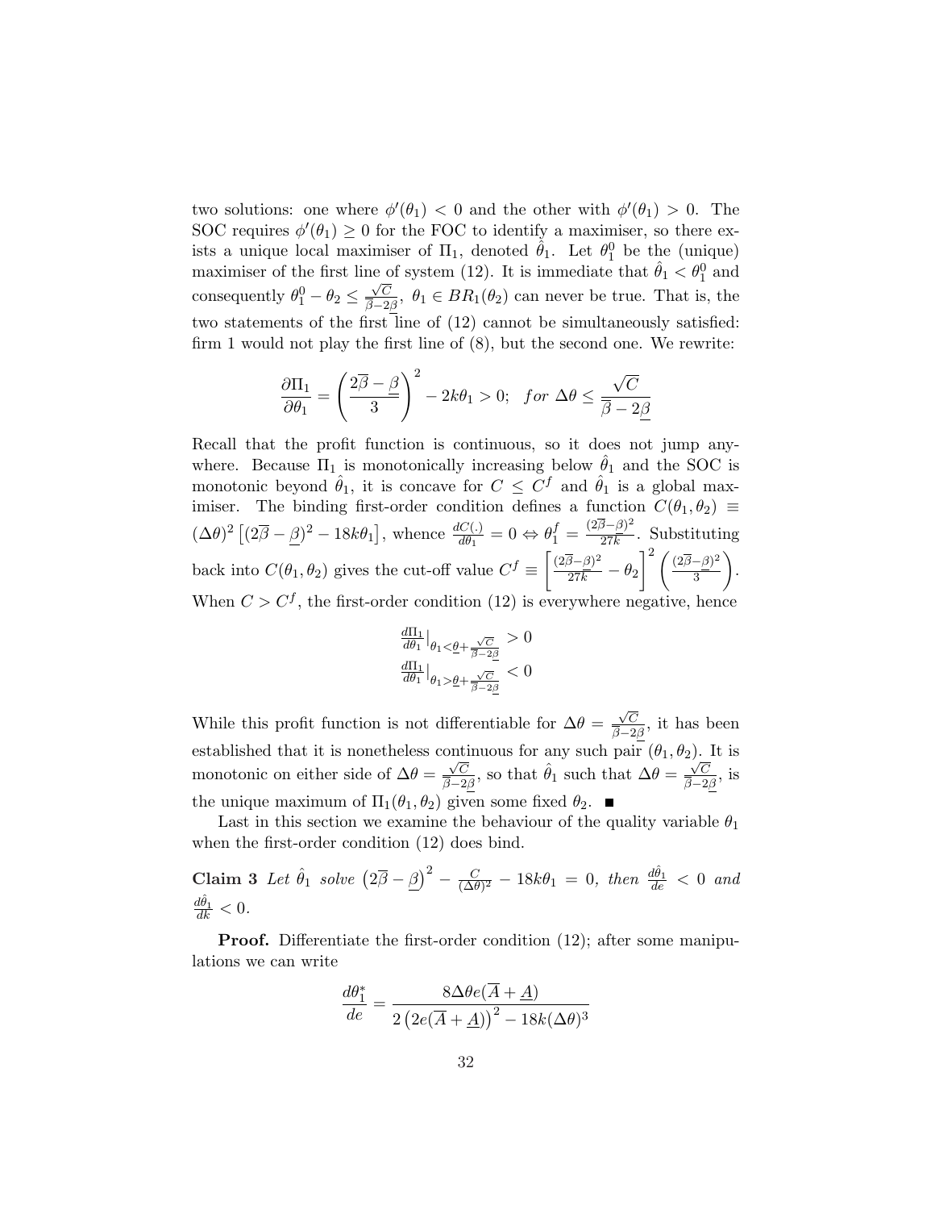two solutions: one where $\phi'(\theta_1) < 0$ and the other with $\phi'(\theta_1) > 0$. The SOC requires $\phi'(\theta_1) \geq 0$ for the FOC to identify a maximiser, so there exists a unique local maximiser of $\Pi_1$, denoted $\hat{\theta}_1$. Let $\theta_1^0$ be the (unique) maximiser of the first line of system (12). It is immediate that $\hat{\theta}_1 < \theta_1^0$ and consequently $\theta_1^0 - \theta_2 \leq \frac{\sqrt{C}}{\overline{\beta}-2\underline{\beta}}$, $\theta_1 \in BR_1(\theta_2)$ can never be true. That is, the two statements of the first line of (12) cannot be simultaneously satisfied: firm 1 would not play the first line of (8), but the second one. We rewrite:

$$\frac{\partial \Pi_1}{\partial \theta_1} = \left(\frac{2\overline{\beta}-\underline{\beta}}{3}\right)^2 - 2k\theta_1 > 0; \quad for\ \Delta\theta \leq \frac{\sqrt{C}}{\overline{\beta}-2\underline{\beta}}$$

Recall that the profit function is continuous, so it does not jump anywhere. Because $\Pi_1$ is monotonically increasing below $\hat{\theta}_1$ and the SOC is monotonic beyond $\hat{\theta}_1$, it is concave for $C \leq C^f$ and $\hat{\theta}_1$ is a global maximiser. The binding first-order condition defines a function $C(\theta_1, \theta_2) \equiv (\Delta\theta)^2 \left[(2\overline{\beta}-\underline{\beta})^2 - 18k\theta_1\right]$, whence $\frac{dC(.)}{d\theta_1} = 0 \Leftrightarrow \theta_1^f = \frac{(2\overline{\beta}-\underline{\beta})^2}{27k}$. Substituting back into $C(\theta_1, \theta_2)$ gives the cut-off value $C^f \equiv \left[\frac{(2\overline{\beta}-\underline{\beta})^2}{27k} - \theta_2\right]^2 \left(\frac{(2\overline{\beta}-\underline{\beta})^2}{3}\right)$. When $C > C^f$, the first-order condition (12) is everywhere negative, hence

$$\frac{d\Pi_1}{d\theta_1}\Big|_{\theta_1 < \underline{\theta} + \frac{\sqrt{C}}{\overline{\beta}-2\underline{\beta}}} > 0$$
$$\frac{d\Pi_1}{d\theta_1}\Big|_{\theta_1 > \underline{\theta} + \frac{\sqrt{C}}{\overline{\beta}-2\underline{\beta}}} < 0$$

While this profit function is not differentiable for $\Delta\theta = \frac{\sqrt{C}}{\overline{\beta}-2\underline{\beta}}$, it has been established that it is nonetheless continuous for any such pair $(\theta_1, \theta_2)$. It is monotonic on either side of $\Delta\theta = \frac{\sqrt{C}}{\overline{\beta}-2\underline{\beta}}$, so that $\hat{\theta}_1$ such that $\Delta\theta = \frac{\sqrt{C}}{\overline{\beta}-2\underline{\beta}}$, is the unique maximum of $\Pi_1(\theta_1, \theta_2)$ given some fixed $\theta_2$. ■

Last in this section we examine the behaviour of the quality variable $\theta_1$ when the first-order condition (12) does bind.

**Claim 3** *Let $\hat{\theta}_1$ solve $\left(2\overline{\beta}-\underline{\beta}\right)^2 - \frac{C}{(\Delta\theta)^2} - 18k\theta_1 = 0$, then $\frac{d\hat{\theta}_1}{de} < 0$ and $\frac{d\hat{\theta}_1}{dk} < 0$.*

**Proof.** Differentiate the first-order condition (12); after some manipulations we can write

$$\frac{d\theta_1^*}{de} = \frac{8\Delta\theta e(\overline{A}+\underline{A})}{2\left(2e(\overline{A}+\underline{A})\right)^2 - 18k(\Delta\theta)^3}$$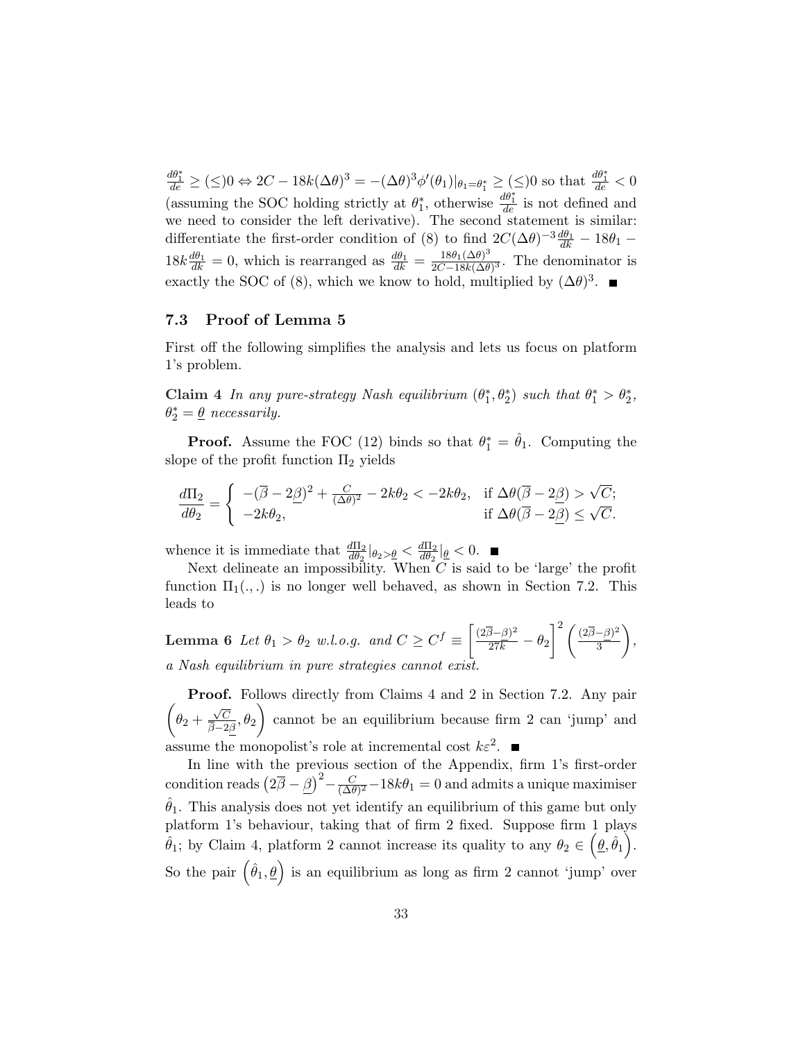$\frac{d\theta_1^*}{de} \geq (\leq) 0 \Leftrightarrow 2C - 18k(\Delta\theta)^3 = -(\Delta\theta)^3 \phi'(\theta_1)|_{\theta_1 = \theta_1^*} \geq (\leq) 0$ so that $\frac{d\theta_1^*}{de} < 0$ (assuming the SOC holding strictly at $\theta_1^*$, otherwise $\frac{d\theta_1^*}{de}$ is not defined and we need to consider the left derivative). The second statement is similar: differentiate the first-order condition of (8) to find $2C(\Delta\theta)^{-3}\frac{d\theta_1}{dk} - 18\theta_1 - 18k\frac{d\theta_1}{dk} = 0$, which is rearranged as $\frac{d\theta_1}{dk} = \frac{18\theta_1(\Delta\theta)^3}{2C - 18k(\Delta\theta)^3}$. The denominator is exactly the SOC of (8), which we know to hold, multiplied by $(\Delta\theta)^3$. ■

### 7.3 Proof of Lemma 5

First off the following simplifies the analysis and lets us focus on platform 1's problem.

**Claim 4** *In any pure-strategy Nash equilibrium $(\theta_1^*, \theta_2^*)$ such that $\theta_1^* > \theta_2^*$, $\theta_2^* = \underline{\theta}$ necessarily.*

**Proof.** Assume the FOC (12) binds so that $\theta_1^* = \hat{\theta}_1$. Computing the slope of the profit function $\Pi_2$ yields

$$\frac{d\Pi_2}{d\theta_2} = \begin{cases} -(\overline{\beta} - 2\underline{\beta})^2 + \frac{C}{(\Delta\theta)^2} - 2k\theta_2 < -2k\theta_2, & \text{if } \Delta\theta(\overline{\beta} - 2\underline{\beta}) > \sqrt{C}; \\ -2k\theta_2, & \text{if } \Delta\theta(\overline{\beta} - 2\underline{\beta}) \leq \sqrt{C}. \end{cases}$$

whence it is immediate that $\frac{d\Pi_2}{d\theta_2}|_{\theta_2 > \underline{\theta}} < \frac{d\Pi_2}{d\theta_2}|_{\underline{\theta}} < 0$. ■

Next delineate an impossibility. When $C$ is said to be 'large' the profit function $\Pi_1(.,.)$ is no longer well behaved, as shown in Section 7.2. This leads to

**Lemma 6** *Let $\theta_1 > \theta_2$ w.l.o.g. and $C \geq C^f \equiv \left[\frac{(2\overline{\beta} - \beta)^2}{27k} - \theta_2\right]^2 \left(\frac{(2\overline{\beta} - \underline{\beta})^2}{3}\right)$, a Nash equilibrium in pure strategies cannot exist.*

**Proof.** Follows directly from Claims 4 and 2 in Section 7.2. Any pair $\left(\theta_2 + \frac{\sqrt{C}}{\overline{\beta} - 2\underline{\beta}}, \theta_2\right)$ cannot be an equilibrium because firm 2 can 'jump' and assume the monopolist's role at incremental cost $k\varepsilon^2$. ■

In line with the previous section of the Appendix, firm 1's first-order condition reads $\left(2\overline{\beta} - \underline{\beta}\right)^2 - \frac{C}{(\Delta\theta)^2} - 18k\theta_1 = 0$ and admits a unique maximiser $\hat{\theta}_1$. This analysis does not yet identify an equilibrium of this game but only platform 1's behaviour, taking that of firm 2 fixed. Suppose firm 1 plays $\hat{\theta}_1$; by Claim 4, platform 2 cannot increase its quality to any $\theta_2 \in \left(\underline{\theta}, \hat{\theta}_1\right)$. So the pair $\left(\hat{\theta}_1, \underline{\theta}\right)$ is an equilibrium as long as firm 2 cannot 'jump' over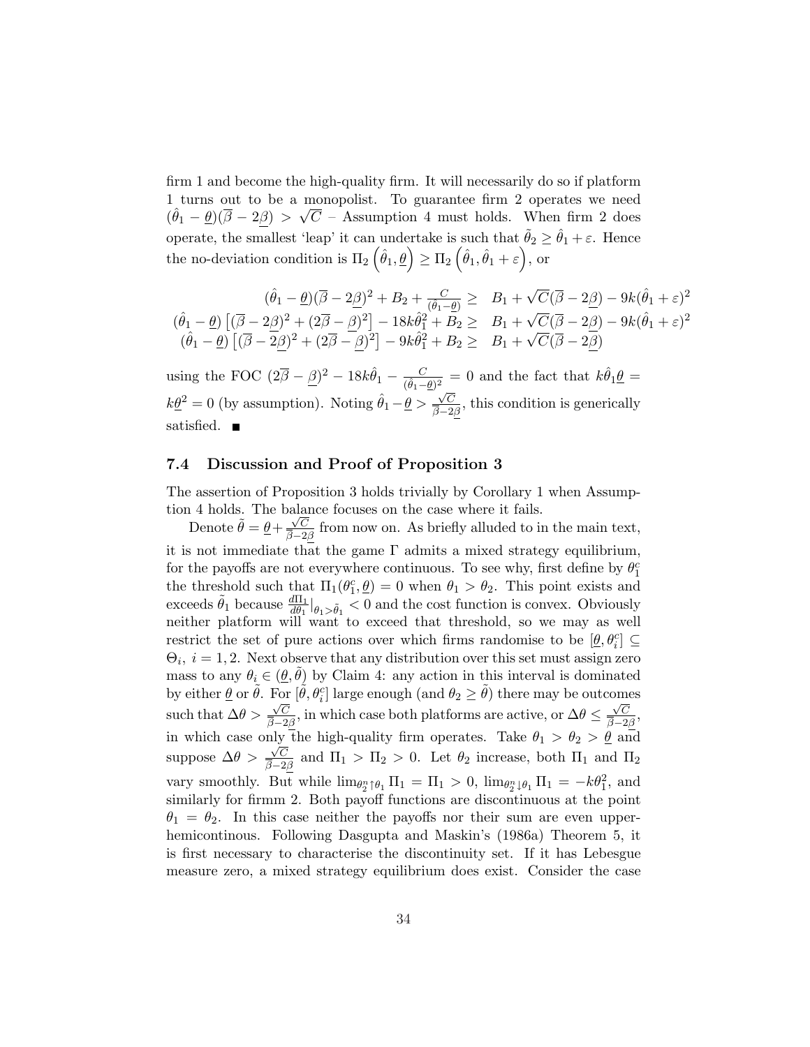firm 1 and become the high-quality firm. It will necessarily do so if platform 1 turns out to be a monopolist. To guarantee firm 2 operates we need $(\hat{\theta}_1 - \underline{\theta})(\overline{\beta} - 2\underline{\beta}) > \sqrt{C}$ – Assumption 4 must holds. When firm 2 does operate, the smallest 'leap' it can undertake is such that $\tilde{\theta}_2 \geq \hat{\theta}_1 + \varepsilon$. Hence the no-deviation condition is $\Pi_2\left(\hat{\theta}_1, \underline{\theta}\right) \geq \Pi_2\left(\hat{\theta}_1, \hat{\theta}_1 + \varepsilon\right)$, or

$$
\begin{aligned}
(\hat{\theta}_1 - \underline{\theta})(\overline{\beta} - 2\underline{\beta})^2 + B_2 + \tfrac{C}{(\hat{\theta}_1 - \underline{\theta})} &\geq B_1 + \sqrt{C}(\overline{\beta} - 2\underline{\beta}) - 9k(\hat{\theta}_1 + \varepsilon)^2 \\
(\hat{\theta}_1 - \underline{\theta})\left[(\overline{\beta} - 2\underline{\beta})^2 + (2\overline{\beta} - \underline{\beta})^2\right] - 18k\hat{\theta}_1^2 + B_2 &\geq B_1 + \sqrt{C}(\overline{\beta} - 2\underline{\beta}) - 9k(\hat{\theta}_1 + \varepsilon)^2 \\
(\hat{\theta}_1 - \underline{\theta})\left[(\overline{\beta} - 2\underline{\beta})^2 + (2\overline{\beta} - \underline{\beta})^2\right] - 9k\hat{\theta}_1^2 + B_2 &\geq B_1 + \sqrt{C}(\overline{\beta} - 2\underline{\beta})
\end{aligned}
$$

using the FOC $(2\overline{\beta} - \underline{\beta})^2 - 18k\hat{\theta}_1 - \frac{C}{(\hat{\theta}_1 - \underline{\theta})^2} = 0$ and the fact that $k\hat{\theta}_1\underline{\theta} = k\underline{\theta}^2 = 0$ (by assumption). Noting $\hat{\theta}_1 - \underline{\theta} > \frac{\sqrt{C}}{\overline{\beta} - 2\underline{\beta}}$, this condition is generically satisfied. ∎

### 7.4 Discussion and Proof of Proposition 3

The assertion of Proposition 3 holds trivially by Corollary 1 when Assumption 4 holds. The balance focuses on the case where it fails.

Denote $\tilde{\theta} = \underline{\theta} + \frac{\sqrt{C}}{\overline{\beta} - 2\underline{\beta}}$ from now on. As briefly alluded to in the main text, it is not immediate that the game $\Gamma$ admits a mixed strategy equilibrium, for the payoffs are not everywhere continuous. To see why, first define by $\theta_1^c$ the threshold such that $\Pi_1(\theta_1^c, \underline{\theta}) = 0$ when $\theta_1 > \theta_2$. This point exists and exceeds $\tilde{\theta}_1$ because $\frac{d\Pi_1}{d\theta_1}|_{\theta_1 > \tilde{\theta}_1} < 0$ and the cost function is convex. Obviously neither platform will want to exceed that threshold, so we may as well restrict the set of pure actions over which firms randomise to be $[\underline{\theta}, \theta_i^c] \subseteq \Theta_i$, $i = 1, 2$. Next observe that any distribution over this set must assign zero mass to any $\theta_i \in (\underline{\theta}, \tilde{\theta})$ by Claim 4: any action in this interval is dominated by either $\underline{\theta}$ or $\tilde{\theta}$. For $[\tilde{\theta}, \theta_i^c]$ large enough (and $\theta_2 \geq \tilde{\theta}$) there may be outcomes such that $\Delta\theta > \frac{\sqrt{C}}{\overline{\beta} - 2\underline{\beta}}$, in which case both platforms are active, or $\Delta\theta \leq \frac{\sqrt{C}}{\overline{\beta} - 2\underline{\beta}}$, in which case only the high-quality firm operates. Take $\theta_1 > \theta_2 > \underline{\theta}$ and suppose $\Delta\theta > \frac{\sqrt{C}}{\overline{\beta} - 2\underline{\beta}}$ and $\Pi_1 > \Pi_2 > 0$. Let $\theta_2$ increase, both $\Pi_1$ and $\Pi_2$ vary smoothly. But while $\lim_{\theta_2^n \uparrow \theta_1} \Pi_1 = \Pi_1 > 0$, $\lim_{\theta_2^n \downarrow \theta_1} \Pi_1 = -k\theta_1^2$, and similarly for firmm 2. Both payoff functions are discontinuous at the point $\theta_1 = \theta_2$. In this case neither the payoffs nor their sum are even upper-hemicontinous. Following Dasgupta and Maskin's (1986a) Theorem 5, it is first necessary to characterise the discontinuity set. If it has Lebesgue measure zero, a mixed strategy equilibrium does exist. Consider the case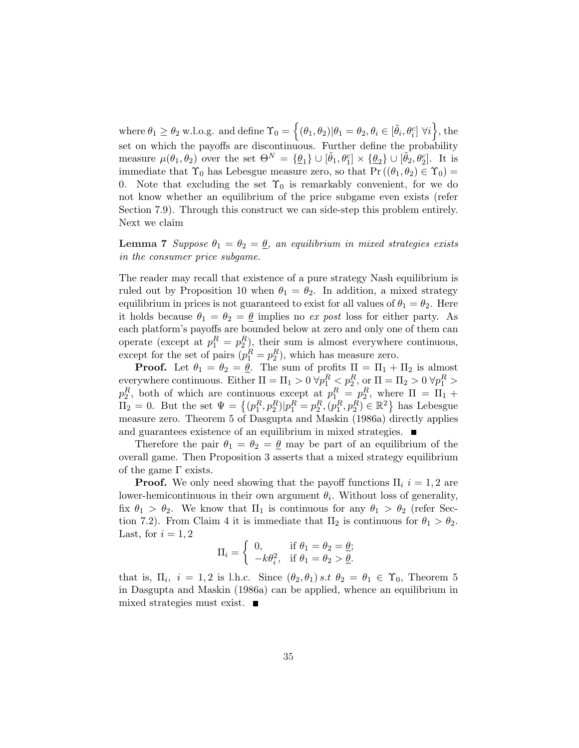where $\theta_1 \geq \theta_2$ w.l.o.g. and define $\Upsilon_0 = \left\{(\theta_1, \theta_2)|\theta_1 = \theta_2, \theta_i \in [\tilde{\theta}_i, \theta_i^c] \ \forall i\right\}$, the set on which the payoffs are discontinuous. Further define the probability measure $\mu(\theta_1, \theta_2)$ over the set $\Theta^N = \{\underline{\theta}_1\} \cup [\tilde{\theta}_1, \theta_1^c] \times \{\underline{\theta}_2\} \cup [\tilde{\theta}_2, \theta_2^c]$. It is immediate that $\Upsilon_0$ has Lebesgue measure zero, so that $\Pr\left((\theta_1, \theta_2) \in \Upsilon_0\right) = 0$. Note that excluding the set $\Upsilon_0$ is remarkably convenient, for we do not know whether an equilibrium of the price subgame even exists (refer Section 7.9). Through this construct we can side-step this problem entirely. Next we claim

**Lemma 7** *Suppose $\theta_1 = \theta_2 = \underline{\theta}$, an equilibrium in mixed strategies exists in the consumer price subgame.*

The reader may recall that existence of a pure strategy Nash equilibrium is ruled out by Proposition 10 when $\theta_1 = \theta_2$. In addition, a mixed strategy equilibrium in prices is not guaranteed to exist for all values of $\theta_1 = \theta_2$. Here it holds because $\theta_1 = \theta_2 = \underline{\theta}$ implies no *ex post* loss for either party. As each platform's payoffs are bounded below at zero and only one of them can operate (except at $p_1^R = p_2^R$), their sum is almost everywhere continuous, except for the set of pairs $(p_1^R = p_2^R)$, which has measure zero.

**Proof.** Let $\theta_1 = \theta_2 = \underline{\theta}$. The sum of profits $\Pi = \Pi_1 + \Pi_2$ is almost everywhere continuous. Either $\Pi = \Pi_1 > 0 \ \forall p_1^R < p_2^R$, or $\Pi = \Pi_2 > 0 \ \forall p_1^R > p_2^R$, both of which are continuous except at $p_1^R = p_2^R$, where $\Pi = \Pi_1 + \Pi_2 = 0$. But the set $\Psi = \left\{(p_1^R, p_2^R)|p_1^R = p_2^R, (p_1^R, p_2^R) \in \mathbb{R}^2\right\}$ has Lebesgue measure zero. Theorem 5 of Dasgupta and Maskin (1986a) directly applies and guarantees existence of an equilibrium in mixed strategies. ■

Therefore the pair $\theta_1 = \theta_2 = \underline{\theta}$ may be part of an equilibrium of the overall game. Then Proposition 3 asserts that a mixed strategy equilibrium of the game $\Gamma$ exists.

**Proof.** We only need showing that the payoff functions $\Pi_i$ $i = 1, 2$ are lower-hemicontinuous in their own argument $\theta_i$. Without loss of generality, fix $\theta_1 > \theta_2$. We know that $\Pi_1$ is continuous for any $\theta_1 > \theta_2$ (refer Section 7.2). From Claim 4 it is immediate that $\Pi_2$ is continuous for $\theta_1 > \theta_2$. Last, for $i = 1, 2$

$$\Pi_i = \begin{cases} 0, & \text{if } \theta_1 = \theta_2 = \underline{\theta}; \\ -k\theta_i^2, & \text{if } \theta_1 = \theta_2 > \underline{\theta}. \end{cases}$$

that is, $\Pi_i, \ i = 1, 2$ is l.h.c. Since $(\theta_2, \theta_1) \ s.t \ \theta_2 = \theta_1 \in \Upsilon_0$, Theorem 5 in Dasgupta and Maskin (1986a) can be applied, whence an equilibrium in mixed strategies must exist. ■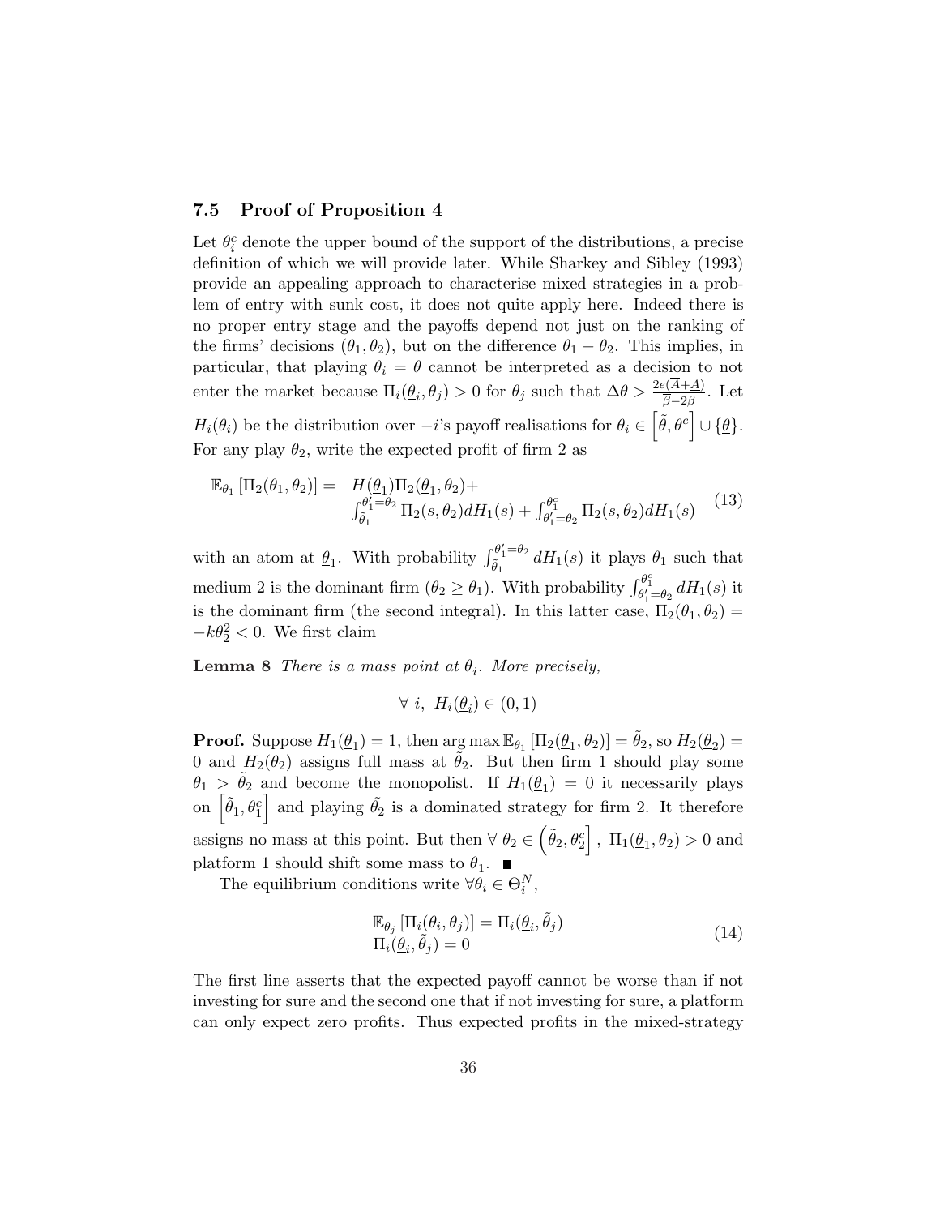### 7.5 Proof of Proposition 4

Let $\theta_i^c$ denote the upper bound of the support of the distributions, a precise definition of which we will provide later. While Sharkey and Sibley (1993) provide an appealing approach to characterise mixed strategies in a problem of entry with sunk cost, it does not quite apply here. Indeed there is no proper entry stage and the payoffs depend not just on the ranking of the firms' decisions $(\theta_1, \theta_2)$, but on the difference $\theta_1 - \theta_2$. This implies, in particular, that playing $\theta_i = \underline{\theta}$ cannot be interpreted as a decision to not enter the market because $\Pi_i(\underline{\theta}_i, \theta_j) > 0$ for $\theta_j$ such that $\Delta\theta > \frac{2e(\overline{A}+\underline{A})}{\overline{\beta}-2\underline{\beta}}$. Let $H_i(\theta_i)$ be the distribution over $-i$'s payoff realisations for $\theta_i \in \left[\tilde{\theta}, \theta^c\right] \cup \{\underline{\theta}\}$. For any play $\theta_2$, write the expected profit of firm 2 as

$$
\begin{aligned}
\mathbb{E}_{\theta_1}\left[\Pi_2(\theta_1, \theta_2)\right] = \quad & H(\underline{\theta}_1)\Pi_2(\underline{\theta}_1, \theta_2) + \\
& \int_{\tilde{\theta}_1}^{\theta_1'=\theta_2} \Pi_2(s, \theta_2) dH_1(s) + \int_{\theta_1'=\theta_2}^{\theta_1^c} \Pi_2(s, \theta_2) dH_1(s)
\end{aligned}
\tag{13}
$$

with an atom at $\underline{\theta}_1$. With probability $\int_{\tilde{\theta}_1}^{\theta_1'=\theta_2} dH_1(s)$ it plays $\theta_1$ such that medium 2 is the dominant firm ($\theta_2 \geq \theta_1$). With probability $\int_{\theta_1'=\theta_2}^{\theta_1^c} dH_1(s)$ it is the dominant firm (the second integral). In this latter case, $\Pi_2(\theta_1, \theta_2) = -k\theta_2^2 < 0$. We first claim

**Lemma 8** *There is a mass point at $\underline{\theta}_i$. More precisely,*

$$
\forall\ i,\ H_i(\underline{\theta}_i) \in (0, 1)
$$

**Proof.** Suppose $H_1(\underline{\theta}_1) = 1$, then $\arg\max \mathbb{E}_{\theta_1}\left[\Pi_2(\underline{\theta}_1, \theta_2)\right] = \tilde{\theta}_2$, so $H_2(\underline{\theta}_2) = 0$ and $H_2(\theta_2)$ assigns full mass at $\tilde{\theta}_2$. But then firm 1 should play some $\theta_1 > \tilde{\theta}_2$ and become the monopolist. If $H_1(\underline{\theta}_1) = 0$ it necessarily plays on $\left[\tilde{\theta}_1, \theta_1^c\right]$ and playing $\tilde{\theta}_2$ is a dominated strategy for firm 2. It therefore assigns no mass at this point. But then $\forall\ \theta_2 \in \left(\tilde{\theta}_2, \theta_2^c\right],\ \Pi_1(\underline{\theta}_1, \theta_2) > 0$ and platform 1 should shift some mass to $\underline{\theta}_1$. ■

The equilibrium conditions write $\forall \theta_i \in \Theta_i^N$,

$$
\begin{aligned}
& \mathbb{E}_{\theta_j}\left[\Pi_i(\theta_i, \theta_j)\right] = \Pi_i(\underline{\theta}_i, \tilde{\theta}_j) \\
& \Pi_i(\underline{\theta}_i, \tilde{\theta}_j) = 0
\end{aligned}
\tag{14}
$$

The first line asserts that the expected payoff cannot be worse than if not investing for sure and the second one that if not investing for sure, a platform can only expect zero profits. Thus expected profits in the mixed-strategy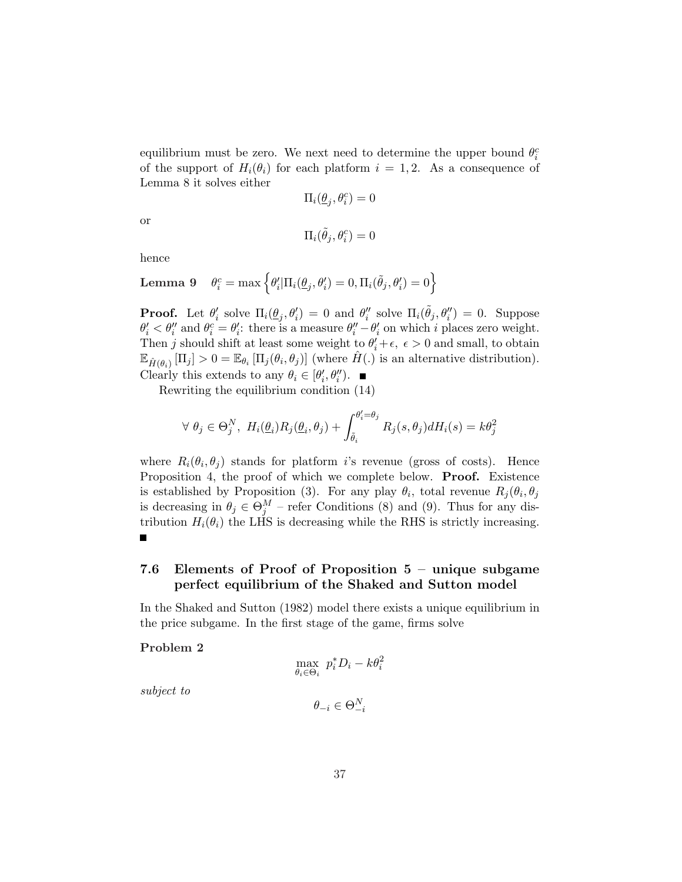equilibrium must be zero. We next need to determine the upper bound $\theta_i^c$ of the support of $H_i(\theta_i)$ for each platform $i = 1, 2$. As a consequence of Lemma 8 it solves either

$$\Pi_i(\underline{\theta}_j, \theta_i^c) = 0$$

or

$$\Pi_i(\tilde{\theta}_j, \theta_i^c) = 0$$

hence

**Lemma 9** $\quad \theta_i^c = \max\left\{\theta_i' | \Pi_i(\underline{\theta}_j, \theta_i') = 0, \Pi_i(\tilde{\theta}_j, \theta_i') = 0\right\}$

**Proof.** Let $\theta_i'$ solve $\Pi_i(\underline{\theta}_j, \theta_i') = 0$ and $\theta_i''$ solve $\Pi_i(\tilde{\theta}_j, \theta_i'') = 0$. Suppose $\theta_i' < \theta_i''$ and $\theta_i^c = \theta_i'$: there is a measure $\theta_i'' - \theta_i'$ on which $i$ places zero weight. Then $j$ should shift at least some weight to $\theta_i' + \epsilon$, $\epsilon > 0$ and small, to obtain $\mathbb{E}_{\hat{H}(\theta_i)}[\Pi_j] > 0 = \mathbb{E}_{\theta_i}[\Pi_j(\theta_i, \theta_j)]$ (where $\hat{H}(.)$ is an alternative distribution). Clearly this extends to any $\theta_i \in [\theta_i', \theta_i'')$. ■

Rewriting the equilibrium condition (14)

$$\forall\ \theta_j \in \Theta_j^N,\ H_i(\underline{\theta}_i)R_j(\underline{\theta}_i, \theta_j) + \int_{\tilde{\theta}_i}^{\theta_i' = \theta_j} R_j(s, \theta_j)dH_i(s) = k\theta_j^2$$

where $R_i(\theta_i, \theta_j)$ stands for platform $i$'s revenue (gross of costs). Hence Proposition 4, the proof of which we complete below. **Proof.** Existence is established by Proposition (3). For any play $\theta_i$, total revenue $R_j(\theta_i, \theta_j$ is decreasing in $\theta_j \in \Theta_j^M$ – refer Conditions (8) and (9). Thus for any distribution $H_i(\theta_i)$ the LHS is decreasing while the RHS is strictly increasing. ■

### 7.6 Elements of Proof of Proposition 5 – unique subgame perfect equilibrium of the Shaked and Sutton model

In the Shaked and Sutton (1982) model there exists a unique equilibrium in the price subgame. In the first stage of the game, firms solve

**Problem 2**

$$\max_{\theta_i \in \Theta_i}\ p_i^* D_i - k\theta_i^2$$

*subject to*

$$\theta_{-i} \in \Theta_{-i}^N$$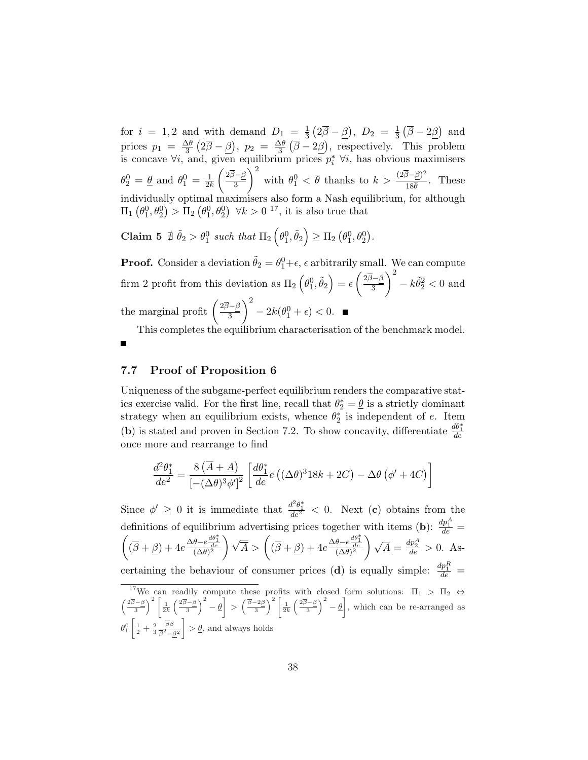for $i = 1, 2$ and with demand $D_1 = \frac{1}{3}\left(2\overline{\beta} - \underline{\beta}\right)$, $D_2 = \frac{1}{3}\left(\overline{\beta} - 2\underline{\beta}\right)$ and prices $p_1 = \frac{\Delta\theta}{3}\left(2\overline{\beta} - \underline{\beta}\right)$, $p_2 = \frac{\Delta\theta}{3}\left(\overline{\beta} - 2\underline{\beta}\right)$, respectively. This problem is concave $\forall i$, and, given equilibrium prices $p_i^* \ \forall i$, has obvious maximisers $\theta_2^0 = \underline{\theta}$ and $\theta_1^0 = \frac{1}{2k}\left(\frac{2\overline{\beta}-\underline{\beta}}{3}\right)^2$ with $\theta_1^0 < \overline{\theta}$ thanks to $k > \frac{(2\overline{\beta}-\underline{\beta})^2}{18\overline{\theta}}$. These individually optimal maximisers also form a Nash equilibrium, for although $\Pi_1\left(\theta_1^0, \theta_2^0\right) > \Pi_2\left(\theta_1^0, \theta_2^0\right) \ \forall k > 0$ [17], it is also true that

**Claim 5** *$\nexists \ \tilde{\theta}_2 > \theta_1^0$ such that $\Pi_2\left(\theta_1^0, \tilde{\theta}_2\right) \geq \Pi_2\left(\theta_1^0, \theta_2^0\right)$.*

**Proof.** Consider a deviation $\tilde{\theta}_2 = \theta_1^0 + \epsilon$, $\epsilon$ arbitrarily small. We can compute firm 2 profit from this deviation as $\Pi_2\left(\theta_1^0, \tilde{\theta}_2\right) = \epsilon\left(\frac{2\overline{\beta}-\underline{\beta}}{3}\right)^2 - k\tilde{\theta}_2^2 < 0$ and the marginal profit $\left(\frac{2\overline{\beta}-\underline{\beta}}{3}\right)^2 - 2k(\theta_1^0 + \epsilon) < 0$. ■

This completes the equilibrium characterisation of the benchmark model. ■

## 7.7 Proof of Proposition 6

Uniqueness of the subgame-perfect equilibrium renders the comparative statics exercise valid. For the first line, recall that $\theta_2^* = \underline{\theta}$ is a strictly dominant strategy when an equilibrium exists, whence $\theta_2^*$ is independent of $e$. Item (**b**) is stated and proven in Section 7.2. To show concavity, differentiate $\frac{d\theta_1^*}{de}$ once more and rearrange to find

$$\frac{d^2\theta_1^*}{de^2} = \frac{8\left(\overline{A} + \underline{A}\right)}{\left[-(\Delta\theta)^3\phi'\right]^2}\left[\frac{d\theta_1^*}{de}e\left((\Delta\theta)^3 18k + 2C\right) - \Delta\theta\left(\phi' + 4C\right)\right]$$

Since $\phi' \geq 0$ it is immediate that $\frac{d^2\theta_1^*}{de^2} < 0$. Next (**c**) obtains from the definitions of equilibrium advertising prices together with items (**b**): $\frac{dp_1^A}{de} = \left((\overline{\beta} + \underline{\beta}) + 4e\frac{\Delta\theta - e\frac{d\theta_1^*}{de}}{(\Delta\theta)^2}\right)\sqrt{\overline{A}} > \left((\overline{\beta} + \underline{\beta}) + 4e\frac{\Delta\theta - e\frac{d\theta_1^*}{de}}{(\Delta\theta)^2}\right)\sqrt{\underline{A}} = \frac{dp_2^A}{de} > 0$. Ascertaining the behaviour of consumer prices (**d**) is equally simple: $\frac{dp_1^R}{de} =$

[17] We can readily compute these profits with closed form solutions: $\Pi_1 > \Pi_2 \Leftrightarrow \left(\frac{2\overline{\beta}-\underline{\beta}}{3}\right)^2\left[\frac{1}{2k}\left(\frac{2\overline{\beta}-\underline{\beta}}{3}\right)^2 - \underline{\theta}\right] > \left(\frac{\overline{\beta}-2\underline{\beta}}{3}\right)^2\left[\frac{1}{2k}\left(\frac{2\overline{\beta}-\underline{\beta}}{3}\right)^2 - \underline{\theta}\right]$, which can be re-arranged as $\theta_1^0\left[\frac{1}{2} + \frac{2}{3}\frac{\overline{\beta}\underline{\beta}}{\overline{\beta}^2 - \underline{\beta}^2}\right] > \underline{\theta}$, and always holds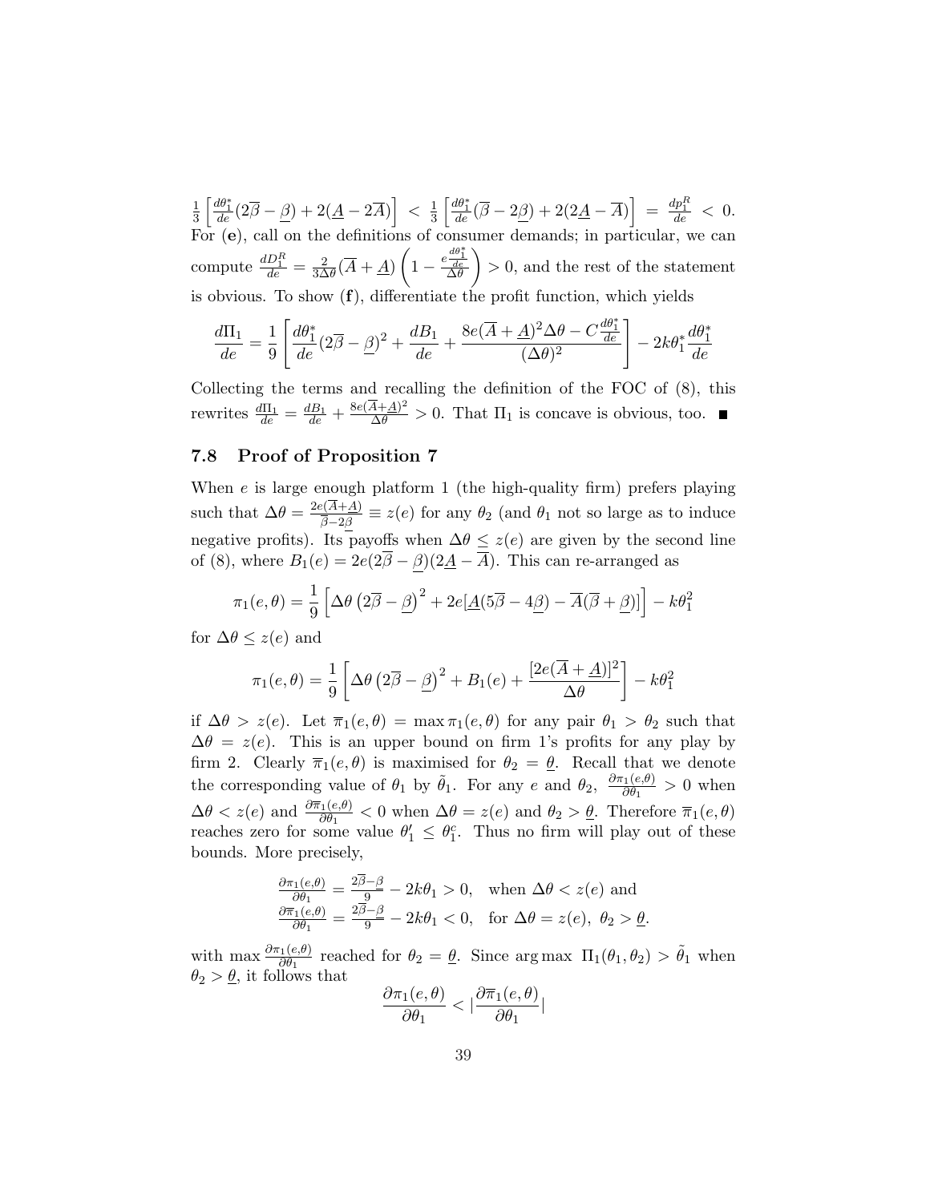$\frac{1}{3}\left[\frac{d\theta_1^*}{de}(2\overline{\beta}-\underline{\beta})+2(\underline{A}-2\overline{A})\right] < \frac{1}{3}\left[\frac{d\theta_1^*}{de}(\overline{\beta}-2\underline{\beta})+2(2\underline{A}-\overline{A})\right] = \frac{dp_1^R}{de} < 0.$ For (**e**), call on the definitions of consumer demands; in particular, we can compute $\frac{dD_1^R}{de} = \frac{2}{3\Delta\theta}(\overline{A}+\underline{A})\left(1-\frac{e\frac{d\theta_1^*}{de}}{\Delta\theta}\right) > 0$, and the rest of the statement is obvious. To show (**f**), differentiate the profit function, which yields

$$\frac{d\Pi_1}{de} = \frac{1}{9}\left[\frac{d\theta_1^*}{de}(2\overline{\beta}-\underline{\beta})^2 + \frac{dB_1}{de} + \frac{8e(\overline{A}+\underline{A})^2\Delta\theta - C\frac{d\theta_1^*}{de}}{(\Delta\theta)^2}\right] - 2k\theta_1^*\frac{d\theta_1^*}{de}$$

Collecting the terms and recalling the definition of the FOC of (8), this rewrites $\frac{d\Pi_1}{de} = \frac{dB_1}{de} + \frac{8e(\overline{A}+\underline{A})^2}{\Delta\theta} > 0$. That $\Pi_1$ is concave is obvious, too. ■

### 7.8 Proof of Proposition 7

When $e$ is large enough platform 1 (the high-quality firm) prefers playing such that $\Delta\theta = \frac{2e(\overline{A}+\underline{A})}{\overline{\beta}-2\underline{\beta}} \equiv z(e)$ for any $\theta_2$ (and $\theta_1$ not so large as to induce negative profits). Its payoffs when $\Delta\theta \leq z(e)$ are given by the second line of (8), where $B_1(e) = 2e(2\overline{\beta}-\underline{\beta})(2\underline{A}-\overline{A})$. This can re-arranged as

$$\pi_1(e,\theta) = \frac{1}{9}\left[\Delta\theta\left(2\overline{\beta}-\underline{\beta}\right)^2 + 2e[\underline{A}(5\overline{\beta}-4\underline{\beta}) - \overline{A}(\overline{\beta}+\underline{\beta})]\right] - k\theta_1^2$$

for $\Delta\theta \leq z(e)$ and

$$\pi_1(e,\theta) = \frac{1}{9}\left[\Delta\theta\left(2\overline{\beta}-\underline{\beta}\right)^2 + B_1(e) + \frac{[2e(\overline{A}+\underline{A})]^2}{\Delta\theta}\right] - k\theta_1^2$$

if $\Delta\theta > z(e)$. Let $\overline{\pi}_1(e,\theta) = \max \pi_1(e,\theta)$ for any pair $\theta_1 > \theta_2$ such that $\Delta\theta = z(e)$. This is an upper bound on firm 1's profits for any play by firm 2. Clearly $\overline{\pi}_1(e,\theta)$ is maximised for $\theta_2 = \underline{\theta}$. Recall that we denote the corresponding value of $\theta_1$ by $\tilde{\theta}_1$. For any $e$ and $\theta_2$, $\frac{\partial\pi_1(e,\theta)}{\partial\theta_1} > 0$ when $\Delta\theta < z(e)$ and $\frac{\partial\overline{\pi}_1(e,\theta)}{\partial\theta_1} < 0$ when $\Delta\theta = z(e)$ and $\theta_2 > \underline{\theta}$. Therefore $\overline{\pi}_1(e,\theta)$ reaches zero for some value $\theta_1' \leq \theta_1^c$. Thus no firm will play out of these bounds. More precisely,

$$\begin{aligned}
\frac{\partial\pi_1(e,\theta)}{\partial\theta_1} &= \frac{2\overline{\beta}-\underline{\beta}}{9} - 2k\theta_1 > 0, \quad \text{when } \Delta\theta < z(e) \text{ and} \\
\frac{\partial\overline{\pi}_1(e,\theta)}{\partial\theta_1} &= \frac{2\overline{\beta}-\underline{\beta}}{9} - 2k\theta_1 < 0, \quad \text{for } \Delta\theta = z(e),\ \theta_2 > \underline{\theta}.
\end{aligned}$$

with $\max \frac{\partial\pi_1(e,\theta)}{\partial\theta_1}$ reached for $\theta_2 = \underline{\theta}$. Since $\arg\max\ \Pi_1(\theta_1,\theta_2) > \tilde{\theta}_1$ when $\theta_2 > \underline{\theta}$, it follows that

$$\frac{\partial\pi_1(e,\theta)}{\partial\theta_1} < \left|\frac{\partial\overline{\pi}_1(e,\theta)}{\partial\theta_1}\right|$$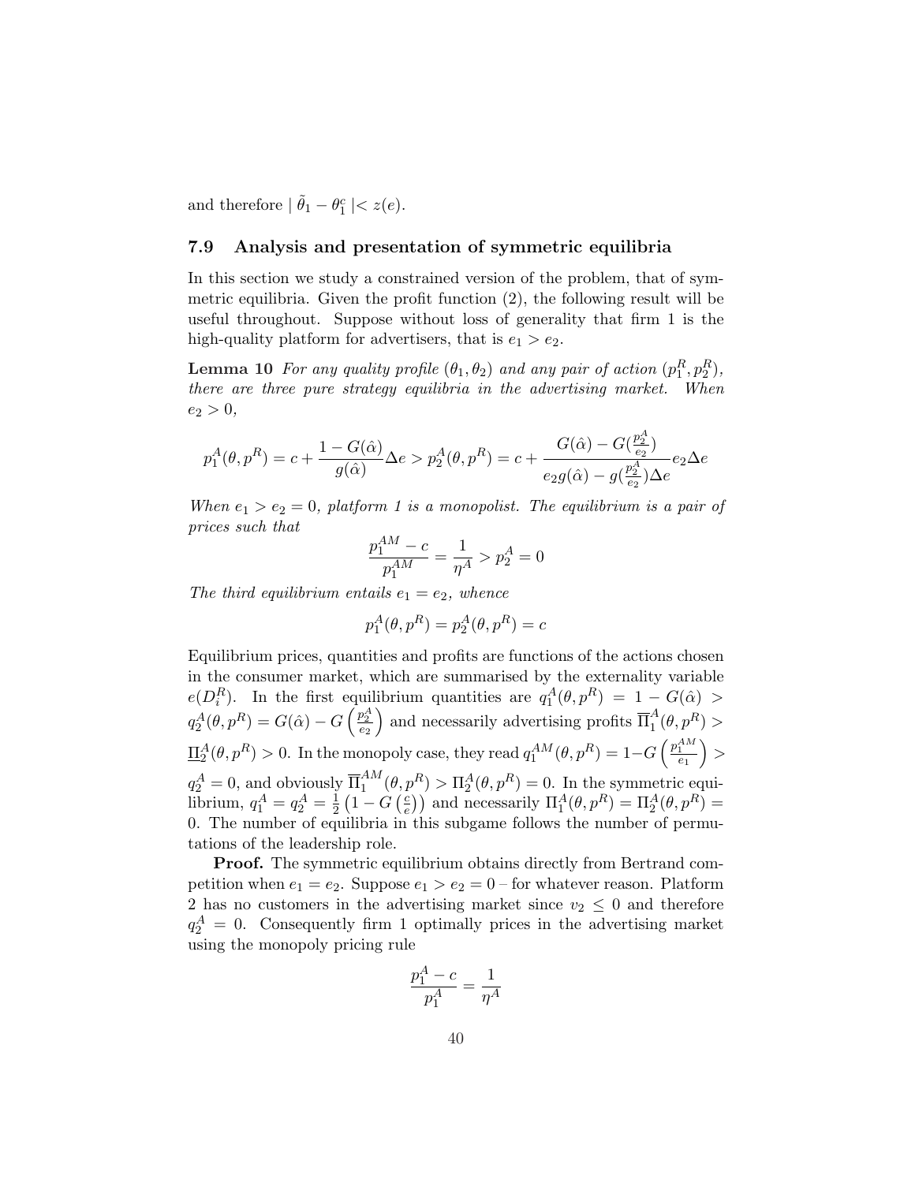and therefore $|\ \tilde{\theta}_1 - \theta_1^c\ | < z(e)$.

### 7.9 Analysis and presentation of symmetric equilibria

In this section we study a constrained version of the problem, that of symmetric equilibria. Given the profit function (2), the following result will be useful throughout. Suppose without loss of generality that firm 1 is the high-quality platform for advertisers, that is $e_1 > e_2$.

**Lemma 10** *For any quality profile $(\theta_1, \theta_2)$ and any pair of action $(p_1^R, p_2^R)$, there are three pure strategy equilibria in the advertising market. When $e_2 > 0$,*

$$p_1^A(\theta, p^R) = c + \frac{1 - G(\hat{\alpha})}{g(\hat{\alpha})}\Delta e > p_2^A(\theta, p^R) = c + \frac{G(\hat{\alpha}) - G(\frac{p_2^A}{e_2})}{e_2 g(\hat{\alpha}) - g(\frac{p_2^A}{e_2})\Delta e} e_2 \Delta e$$

*When $e_1 > e_2 = 0$, platform 1 is a monopolist. The equilibrium is a pair of prices such that*

$$\frac{p_1^{AM} - c}{p_1^{AM}} = \frac{1}{\eta^A} > p_2^A = 0$$

*The third equilibrium entails $e_1 = e_2$, whence*

$$p_1^A(\theta, p^R) = p_2^A(\theta, p^R) = c$$

Equilibrium prices, quantities and profits are functions of the actions chosen in the consumer market, which are summarised by the externality variable $e(D_i^R)$. In the first equilibrium quantities are $q_1^A(\theta, p^R) = 1 - G(\hat{\alpha}) > q_2^A(\theta, p^R) = G(\hat{\alpha}) - G\left(\frac{p_2^A}{e_2}\right)$ and necessarily advertising profits $\overline{\Pi}_1^A(\theta, p^R) > \underline{\Pi}_2^A(\theta, p^R) > 0$. In the monopoly case, they read $q_1^{AM}(\theta, p^R) = 1 - G\left(\frac{p_1^{AM}}{e_1}\right) > q_2^A = 0$, and obviously $\overline{\Pi}_1^{AM}(\theta, p^R) > \Pi_2^A(\theta, p^R) = 0$. In the symmetric equilibrium, $q_1^A = q_2^A = \frac{1}{2}\left(1 - G\left(\frac{c}{e}\right)\right)$ and necessarily $\Pi_1^A(\theta, p^R) = \Pi_2^A(\theta, p^R) = 0$. The number of equilibria in this subgame follows the number of permutations of the leadership role.

**Proof.** The symmetric equilibrium obtains directly from Bertrand competition when $e_1 = e_2$. Suppose $e_1 > e_2 = 0$ – for whatever reason. Platform 2 has no customers in the advertising market since $v_2 \leq 0$ and therefore $q_2^A = 0$. Consequently firm 1 optimally prices in the advertising market using the monopoly pricing rule

$$\frac{p_1^A - c}{p_1^A} = \frac{1}{\eta^A}$$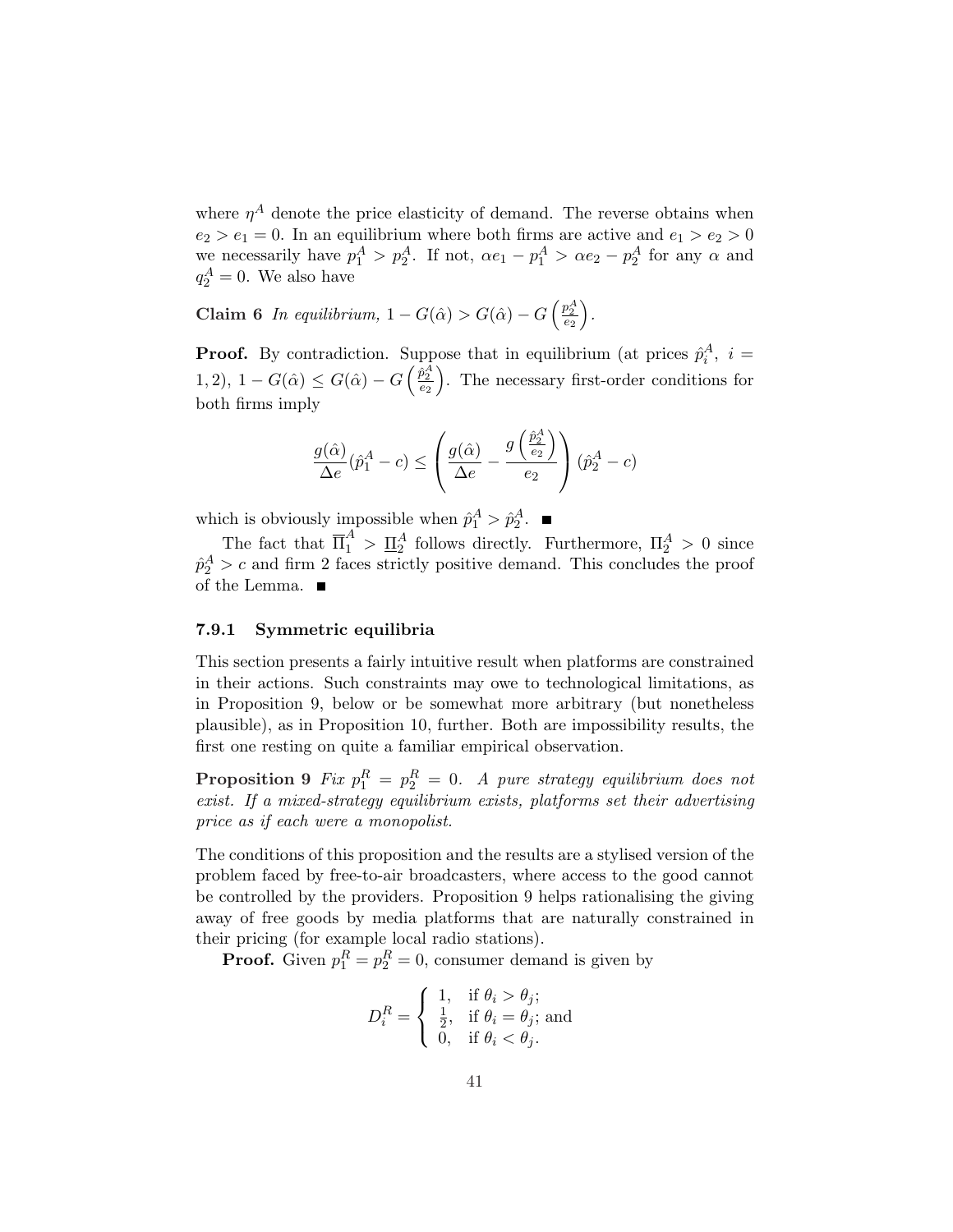where $\eta^A$ denote the price elasticity of demand. The reverse obtains when $e_2 > e_1 = 0$. In an equilibrium where both firms are active and $e_1 > e_2 > 0$ we necessarily have $p_1^A > p_2^A$. If not, $\alpha e_1 - p_1^A > \alpha e_2 - p_2^A$ for any $\alpha$ and $q_2^A = 0$. We also have

**Claim 6** *In equilibrium,* $1 - G(\hat{\alpha}) > G(\hat{\alpha}) - G\left(\frac{p_2^A}{e_2}\right)$.

**Proof.** By contradiction. Suppose that in equilibrium (at prices $\hat{p}_i^A,\ i = 1,2$), $1 - G(\hat{\alpha}) \leq G(\hat{\alpha}) - G\left(\frac{\hat{p}_2^A}{e_2}\right)$. The necessary first-order conditions for both firms imply

$$\frac{g(\hat{\alpha})}{\Delta e}(\hat{p}_1^A - c) \leq \left(\frac{g(\hat{\alpha})}{\Delta e} - \frac{g\left(\frac{\hat{p}_2^A}{e_2}\right)}{e_2}\right)(\hat{p}_2^A - c)$$

which is obviously impossible when $\hat{p}_1^A > \hat{p}_2^A$. ■

The fact that $\overline{\Pi}_1^A > \underline{\Pi}_2^A$ follows directly. Furthermore, $\Pi_2^A > 0$ since $\hat{p}_2^A > c$ and firm 2 faces strictly positive demand. This concludes the proof of the Lemma. ■

### 7.9.1 Symmetric equilibria

This section presents a fairly intuitive result when platforms are constrained in their actions. Such constraints may owe to technological limitations, as in Proposition 9, below or be somewhat more arbitrary (but nonetheless plausible), as in Proposition 10, further. Both are impossibility results, the first one resting on quite a familiar empirical observation.

**Proposition 9** *Fix* $p_1^R = p_2^R = 0$. *A pure strategy equilibrium does not exist. If a mixed-strategy equilibrium exists, platforms set their advertising price as if each were a monopolist.*

The conditions of this proposition and the results are a stylised version of the problem faced by free-to-air broadcasters, where access to the good cannot be controlled by the providers. Proposition 9 helps rationalising the giving away of free goods by media platforms that are naturally constrained in their pricing (for example local radio stations).

**Proof.** Given $p_1^R = p_2^R = 0$, consumer demand is given by

$$D_i^R = \begin{cases} 1, & \text{if } \theta_i > \theta_j; \\ \frac{1}{2}, & \text{if } \theta_i = \theta_j; \text{ and} \\ 0, & \text{if } \theta_i < \theta_j. \end{cases}$$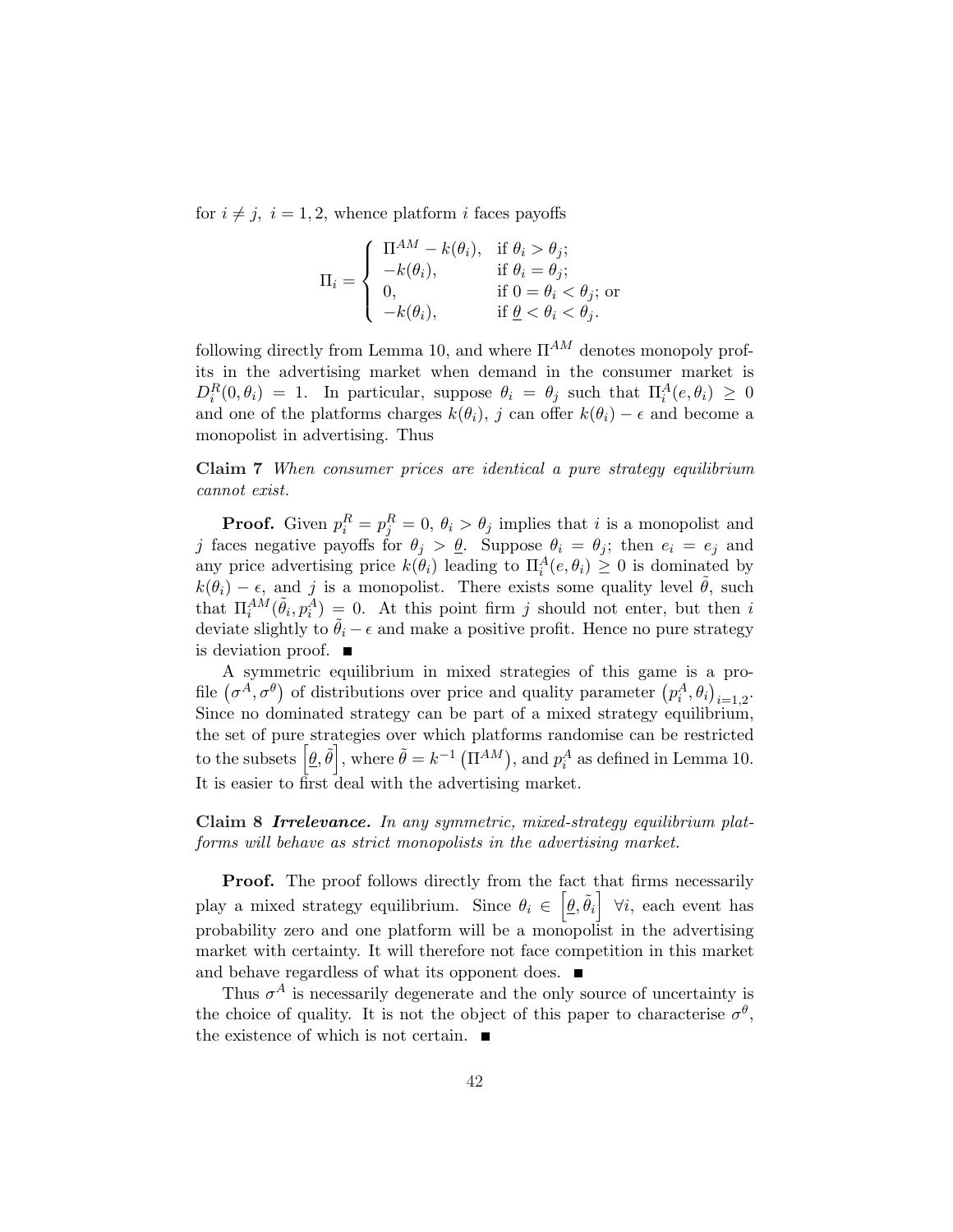for $i \neq j,\ i = 1, 2$, whence platform $i$ faces payoffs

$$\Pi_i = \begin{cases} \Pi^{AM} - k(\theta_i), & \text{if } \theta_i > \theta_j; \\ -k(\theta_i), & \text{if } \theta_i = \theta_j; \\ 0, & \text{if } 0 = \theta_i < \theta_j; \text{ or} \\ -k(\theta_i), & \text{if } \underline{\theta} < \theta_i < \theta_j. \end{cases}$$

following directly from Lemma 10, and where $\Pi^{AM}$ denotes monopoly profits in the advertising market when demand in the consumer market is $D_i^R(0, \theta_i) = 1$. In particular, suppose $\theta_i = \theta_j$ such that $\Pi_i^A(e, \theta_i) \geq 0$ and one of the platforms charges $k(\theta_i)$, $j$ can offer $k(\theta_i) - \epsilon$ and become a monopolist in advertising. Thus

**Claim 7** *When consumer prices are identical a pure strategy equilibrium cannot exist.*

**Proof.** Given $p_i^R = p_j^R = 0$, $\theta_i > \theta_j$ implies that $i$ is a monopolist and $j$ faces negative payoffs for $\theta_j > \underline{\theta}$. Suppose $\theta_i = \theta_j$; then $e_i = e_j$ and any price advertising price $k(\theta_i)$ leading to $\Pi_i^A(e, \theta_i) \geq 0$ is dominated by $k(\theta_i) - \epsilon$, and $j$ is a monopolist. There exists some quality level $\tilde{\theta}$, such that $\Pi_i^{AM}(\tilde{\theta}_i, p_i^A) = 0$. At this point firm $j$ should not enter, but then $i$ deviate slightly to $\tilde{\theta}_i - \epsilon$ and make a positive profit. Hence no pure strategy is deviation proof. ■

A symmetric equilibrium in mixed strategies of this game is a profile $\left(\sigma^A, \sigma^\theta\right)$ of distributions over price and quality parameter $\left(p_i^A, \theta_i\right)_{i=1,2}$. Since no dominated strategy can be part of a mixed strategy equilibrium, the set of pure strategies over which platforms randomise can be restricted to the subsets $\left[\underline{\theta}, \tilde{\theta}\right]$, where $\tilde{\theta} = k^{-1}\left(\Pi^{AM}\right)$, and $p_i^A$ as defined in Lemma 10. It is easier to first deal with the advertising market.

**Claim 8** ***Irrelevance.*** *In any symmetric, mixed-strategy equilibrium platforms will behave as strict monopolists in the advertising market.*

**Proof.** The proof follows directly from the fact that firms necessarily play a mixed strategy equilibrium. Since $\theta_i \in \left[\underline{\theta}, \tilde{\theta}_i\right]\ \forall i$, each event has probability zero and one platform will be a monopolist in the advertising market with certainty. It will therefore not face competition in this market and behave regardless of what its opponent does. ■

Thus $\sigma^A$ is necessarily degenerate and the only source of uncertainty is the choice of quality. It is not the object of this paper to characterise $\sigma^\theta$, the existence of which is not certain. ■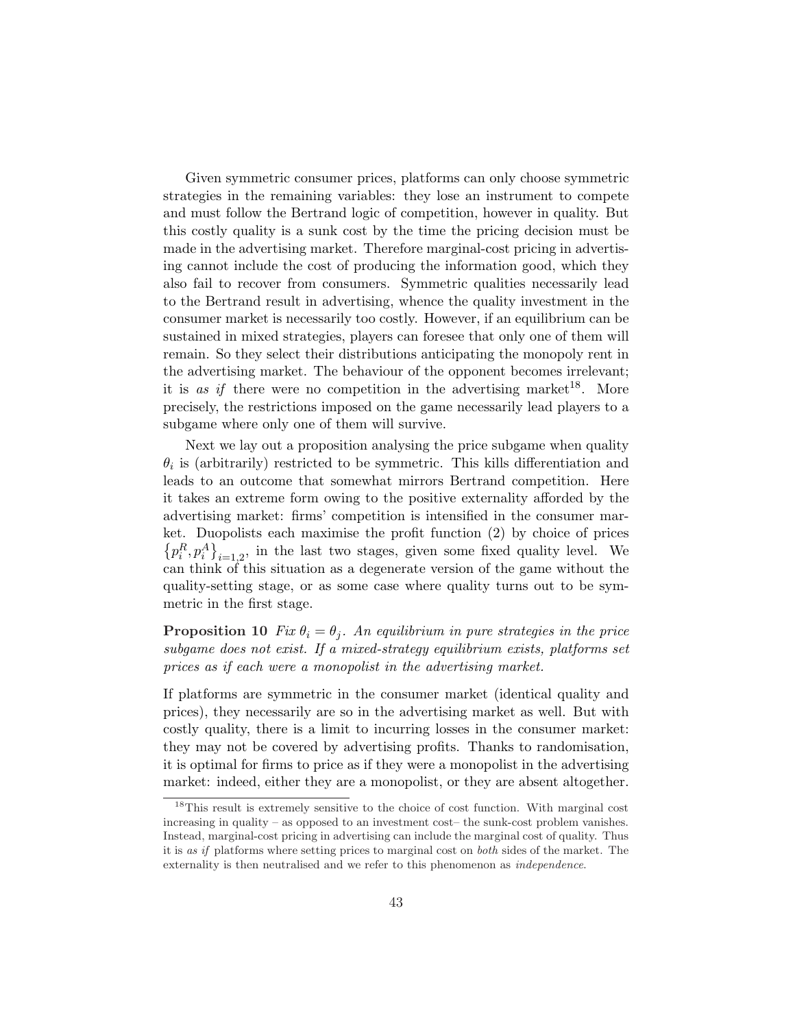Given symmetric consumer prices, platforms can only choose symmetric strategies in the remaining variables: they lose an instrument to compete and must follow the Bertrand logic of competition, however in quality. But this costly quality is a sunk cost by the time the pricing decision must be made in the advertising market. Therefore marginal-cost pricing in advertising cannot include the cost of producing the information good, which they also fail to recover from consumers. Symmetric qualities necessarily lead to the Bertrand result in advertising, whence the quality investment in the consumer market is necessarily too costly. However, if an equilibrium can be sustained in mixed strategies, players can foresee that only one of them will remain. So they select their distributions anticipating the monopoly rent in the advertising market. The behaviour of the opponent becomes irrelevant; it is *as if* there were no competition in the advertising market[18]. More precisely, the restrictions imposed on the game necessarily lead players to a subgame where only one of them will survive.

Next we lay out a proposition analysing the price subgame when quality $\theta_i$ is (arbitrarily) restricted to be symmetric. This kills differentiation and leads to an outcome that somewhat mirrors Bertrand competition. Here it takes an extreme form owing to the positive externality afforded by the advertising market: firms' competition is intensified in the consumer market. Duopolists each maximise the profit function (2) by choice of prices $\left\{p_i^R, p_i^A\right\}_{i=1,2}$, in the last two stages, given some fixed quality level. We can think of this situation as a degenerate version of the game without the quality-setting stage, or as some case where quality turns out to be symmetric in the first stage.

**Proposition 10** *Fix $\theta_i = \theta_j$. An equilibrium in pure strategies in the price subgame does not exist. If a mixed-strategy equilibrium exists, platforms set prices as if each were a monopolist in the advertising market.*

If platforms are symmetric in the consumer market (identical quality and prices), they necessarily are so in the advertising market as well. But with costly quality, there is a limit to incurring losses in the consumer market: they may not be covered by advertising profits. Thanks to randomisation, it is optimal for firms to price as if they were a monopolist in the advertising market: indeed, either they are a monopolist, or they are absent altogether.

[18]This result is extremely sensitive to the choice of cost function. With marginal cost increasing in quality – as opposed to an investment cost– the sunk-cost problem vanishes. Instead, marginal-cost pricing in advertising can include the marginal cost of quality. Thus it is *as if* platforms where setting prices to marginal cost on *both* sides of the market. The externality is then neutralised and we refer to this phenomenon as *independence*.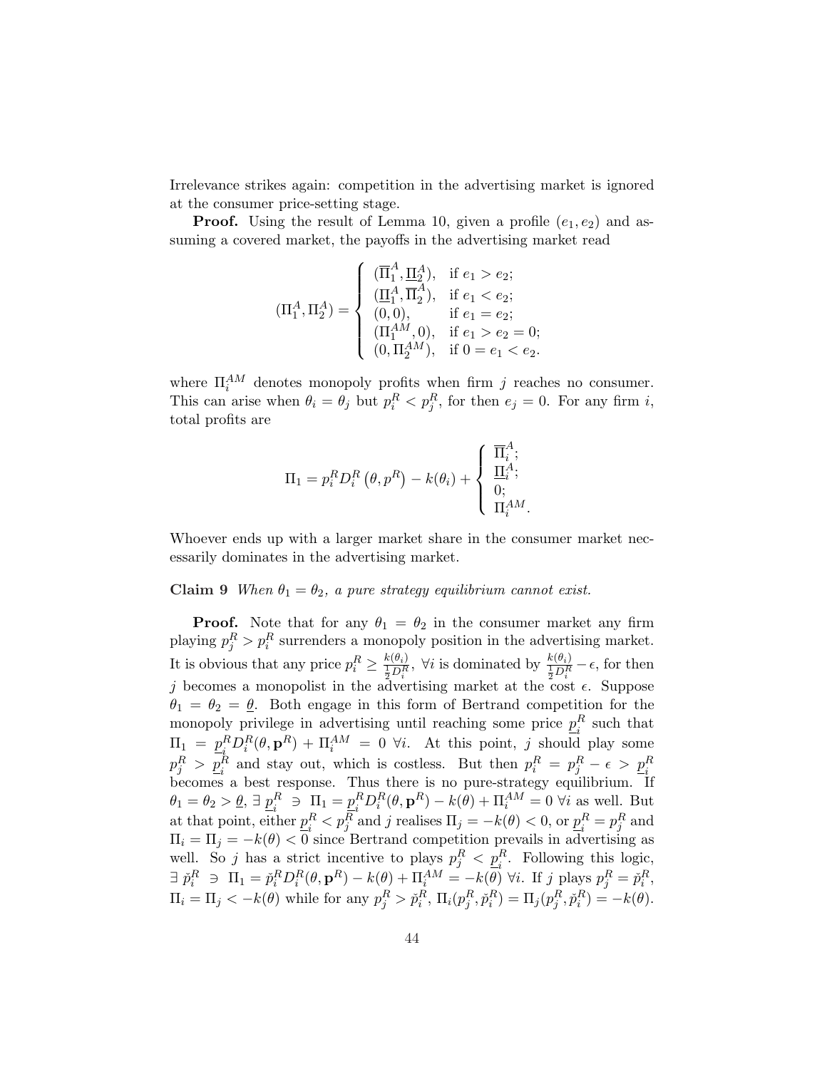Irrelevance strikes again: competition in the advertising market is ignored at the consumer price-setting stage.

**Proof.** Using the result of Lemma 10, given a profile $(e_1, e_2)$ and assuming a covered market, the payoffs in the advertising market read

$$
(\Pi_1^A, \Pi_2^A) = \begin{cases} (\overline{\Pi}_1^A, \underline{\Pi}_2^A), & \text{if } e_1 > e_2; \\ (\underline{\Pi}_1^A, \overline{\Pi}_2^A), & \text{if } e_1 < e_2; \\ (0, 0), & \text{if } e_1 = e_2; \\ (\Pi_1^{AM}, 0), & \text{if } e_1 > e_2 = 0; \\ (0, \Pi_2^{AM}), & \text{if } 0 = e_1 < e_2. \end{cases}
$$

where $\Pi_i^{AM}$ denotes monopoly profits when firm $j$ reaches no consumer. This can arise when $\theta_i = \theta_j$ but $p_i^R < p_j^R$, for then $e_j = 0$. For any firm $i$, total profits are

$$
\Pi_1 = p_i^R D_i^R \left(\theta, p^R\right) - k(\theta_i) + \begin{cases} \overline{\Pi}_i^A; \\ \underline{\Pi}_i^A; \\ 0; \\ \Pi_i^{AM}. \end{cases}
$$

Whoever ends up with a larger market share in the consumer market necessarily dominates in the advertising market.

**Claim 9** *When $\theta_1 = \theta_2$, a pure strategy equilibrium cannot exist.*

**Proof.** Note that for any $\theta_1 = \theta_2$ in the consumer market any firm playing $p_j^R > p_i^R$ surrenders a monopoly position in the advertising market. It is obvious that any price $p_i^R \geq \frac{k(\theta_i)}{\frac{1}{2}D_i^R}$, $\forall i$ is dominated by $\frac{k(\theta_i)}{\frac{1}{2}D_i^R} - \epsilon$, for then $j$ becomes a monopolist in the advertising market at the cost $\epsilon$. Suppose $\theta_1 = \theta_2 = \underline{\theta}$. Both engage in this form of Bertrand competition for the monopoly privilege in advertising until reaching some price $\underline{p}_i^R$ such that $\Pi_1 = \underline{p}_i^R D_i^R(\theta, \mathbf{p}^R) + \Pi_i^{AM} = 0 \ \forall i$. At this point, $j$ should play some $p_j^R > \underline{p}_i^R$ and stay out, which is costless. But then $p_i^R = p_j^R - \epsilon > \underline{p}_i^R$ becomes a best response. Thus there is no pure-strategy equilibrium. If $\theta_1 = \theta_2 > \underline{\theta}$, $\exists \ \underline{p}_i^R \ \ni \ \Pi_1 = \underline{p}_i^R D_i^R(\theta, \mathbf{p}^R) - k(\theta) + \Pi_i^{AM} = 0 \ \forall i$ as well. But at that point, either $\underline{p}_i^R < p_j^R$ and $j$ realises $\Pi_j = -k(\theta) < 0$, or $\underline{p}_i^R = p_j^R$ and $\Pi_i = \Pi_j = -k(\theta) < 0$ since Bertrand competition prevails in advertising as well. So $j$ has a strict incentive to plays $p_j^R < \underline{p}_i^R$. Following this logic, $\exists \ \check{p}_i^R \ \ni \ \Pi_1 = \check{p}_i^R D_i^R(\theta, \mathbf{p}^R) - k(\theta) + \Pi_i^{AM} = -k(\theta) \ \forall i$. If $j$ plays $p_j^R = \check{p}_i^R$, $\Pi_i = \Pi_j < -k(\theta)$ while for any $p_j^R > \check{p}_i^R$, $\Pi_i(p_j^R, \check{p}_i^R) = \Pi_j(p_j^R, \check{p}_i^R) = -k(\theta)$.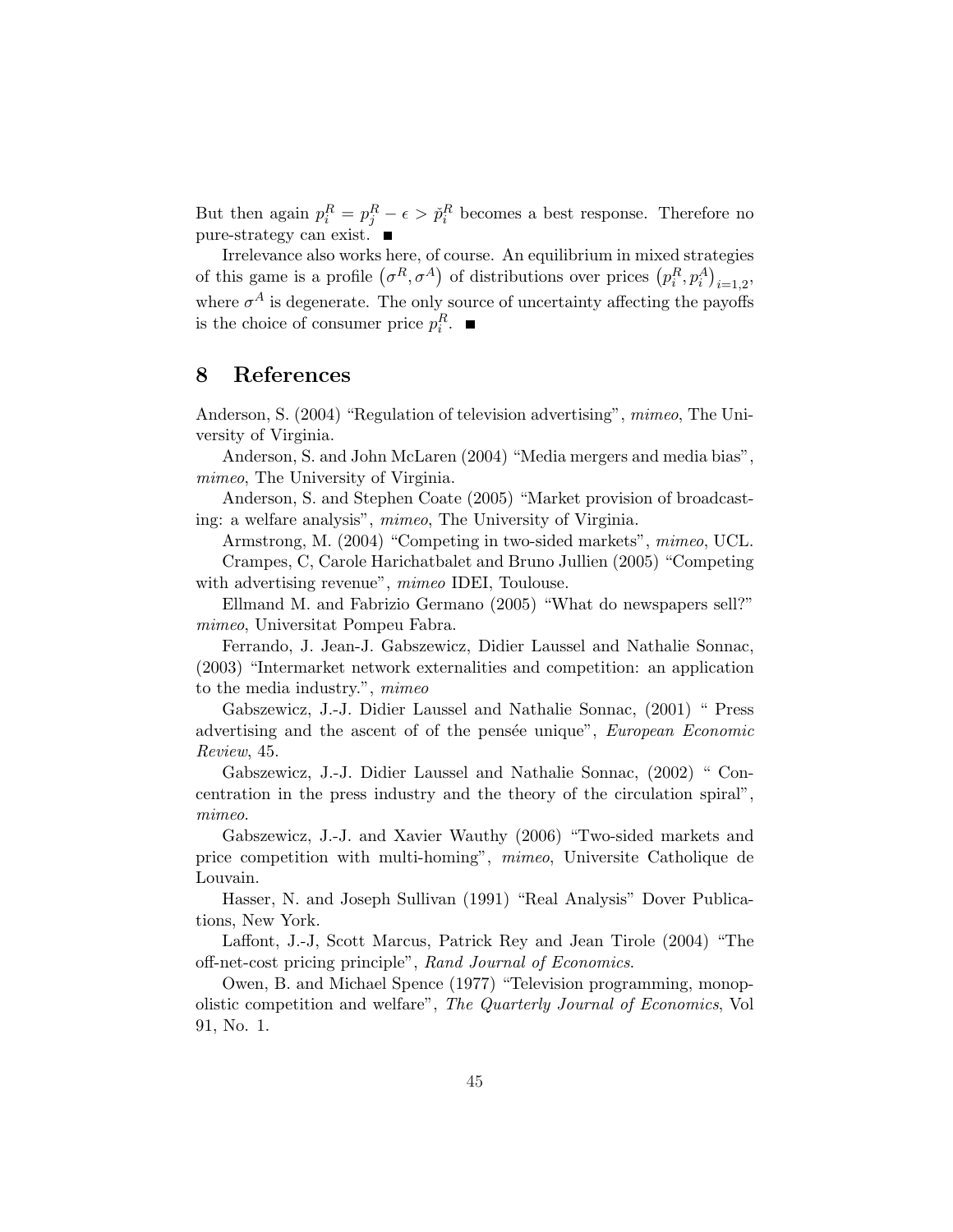But then again $p_i^R = p_j^R - \epsilon > \tilde{p}_i^R$ becomes a best response. Therefore no pure-strategy can exist. ■

Irrelevance also works here, of course. An equilibrium in mixed strategies of this game is a profile $(\sigma^R, \sigma^A)$ of distributions over prices $(p_i^R, p_i^A)_{i=1,2}$, where $\sigma^A$ is degenerate. The only source of uncertainty affecting the payoffs is the choice of consumer price $p_i^R$. ■

# 8 References

Anderson, S. (2004) "Regulation of television advertising", *mimeo*, The University of Virginia.

Anderson, S. and John McLaren (2004) "Media mergers and media bias", *mimeo*, The University of Virginia.

Anderson, S. and Stephen Coate (2005) "Market provision of broadcasting: a welfare analysis", *mimeo*, The University of Virginia.

Armstrong, M. (2004) "Competing in two-sided markets", *mimeo*, UCL.

Crampes, C, Carole Harichatbalet and Bruno Jullien (2005) "Competing with advertising revenue", *mimeo* IDEI, Toulouse.

Ellmand M. and Fabrizio Germano (2005) "What do newspapers sell?" *mimeo*, Universitat Pompeu Fabra.

Ferrando, J. Jean-J. Gabszewicz, Didier Laussel and Nathalie Sonnac, (2003) "Intermarket network externalities and competition: an application to the media industry.", *mimeo*

Gabszewicz, J.-J. Didier Laussel and Nathalie Sonnac, (2001) " Press advertising and the ascent of of the pensée unique", *European Economic Review*, 45.

Gabszewicz, J.-J. Didier Laussel and Nathalie Sonnac, (2002) " Concentration in the press industry and the theory of the circulation spiral", *mimeo*.

Gabszewicz, J.-J. and Xavier Wauthy (2006) "Two-sided markets and price competition with multi-homing", *mimeo*, Universite Catholique de Louvain.

Hasser, N. and Joseph Sullivan (1991) "Real Analysis" Dover Publications, New York.

Laffont, J.-J, Scott Marcus, Patrick Rey and Jean Tirole (2004) "The off-net-cost pricing principle", *Rand Journal of Economics*.

Owen, B. and Michael Spence (1977) "Television programming, monopolistic competition and welfare", *The Quarterly Journal of Economics*, Vol 91, No. 1.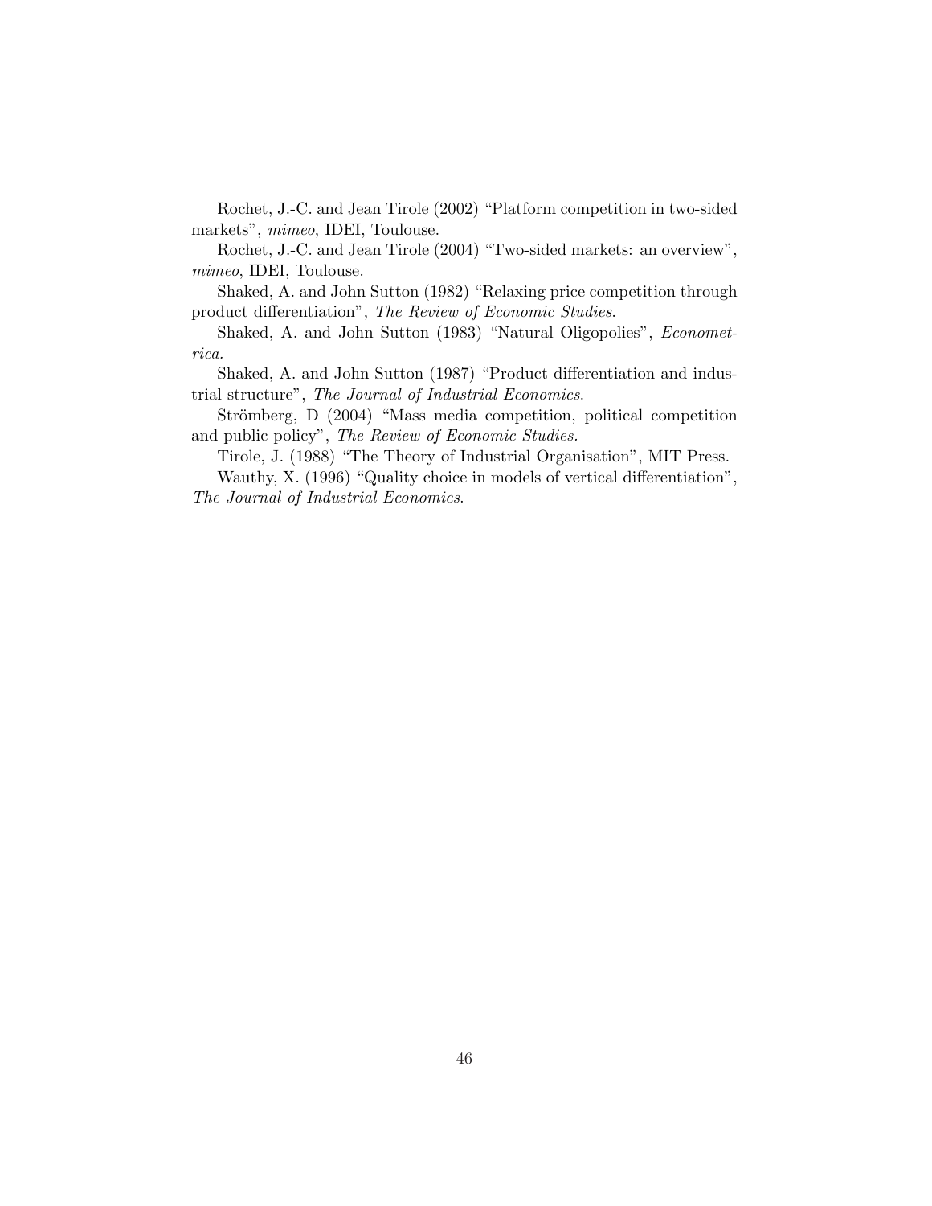Rochet, J.-C. and Jean Tirole (2002) "Platform competition in two-sided markets", *mimeo*, IDEI, Toulouse.

Rochet, J.-C. and Jean Tirole (2004) "Two-sided markets: an overview", *mimeo*, IDEI, Toulouse.

Shaked, A. and John Sutton (1982) "Relaxing price competition through product differentiation", *The Review of Economic Studies*.

Shaked, A. and John Sutton (1983) "Natural Oligopolies", *Econometrica*.

Shaked, A. and John Sutton (1987) "Product differentiation and industrial structure", *The Journal of Industrial Economics*.

Strömberg, D (2004) "Mass media competition, political competition and public policy", *The Review of Economic Studies*.

Tirole, J. (1988) "The Theory of Industrial Organisation", MIT Press.

Wauthy, X. (1996) "Quality choice in models of vertical differentiation", *The Journal of Industrial Economics*.